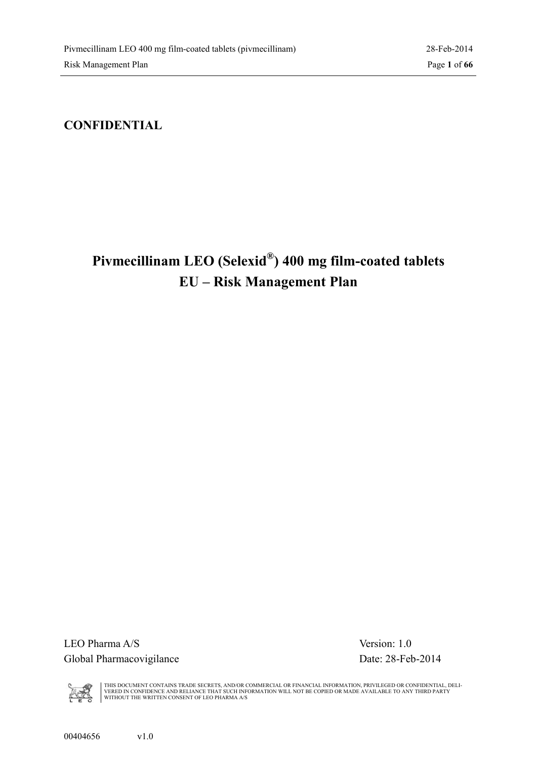**CONFIDENTIAL**

# Pivmecillinam LEO (Selexid®) 400 mg film-coated tablets EU – Risk Management Plan

LEO Pharma A/S
Global Pharmacovigilance

Version: 1.0
Date: 28-Feb-2014

THIS DOCUMENT CONTAINS TRADE SECRETS, AND/OR COMMERCIAL OR FINANCIAL INFORMATION, PRIVILEGED OR CONFIDENTIAL, DELIVERED IN CONFIDENCE AND RELIANCE THAT SUCH INFORMATION WILL NOT BE COPIED OR MADE AVAILABLE TO ANY THIRD PARTY WITHOUT THE WRITTEN CONSENT OF LEO PHARMA A/S

00404656 v1.0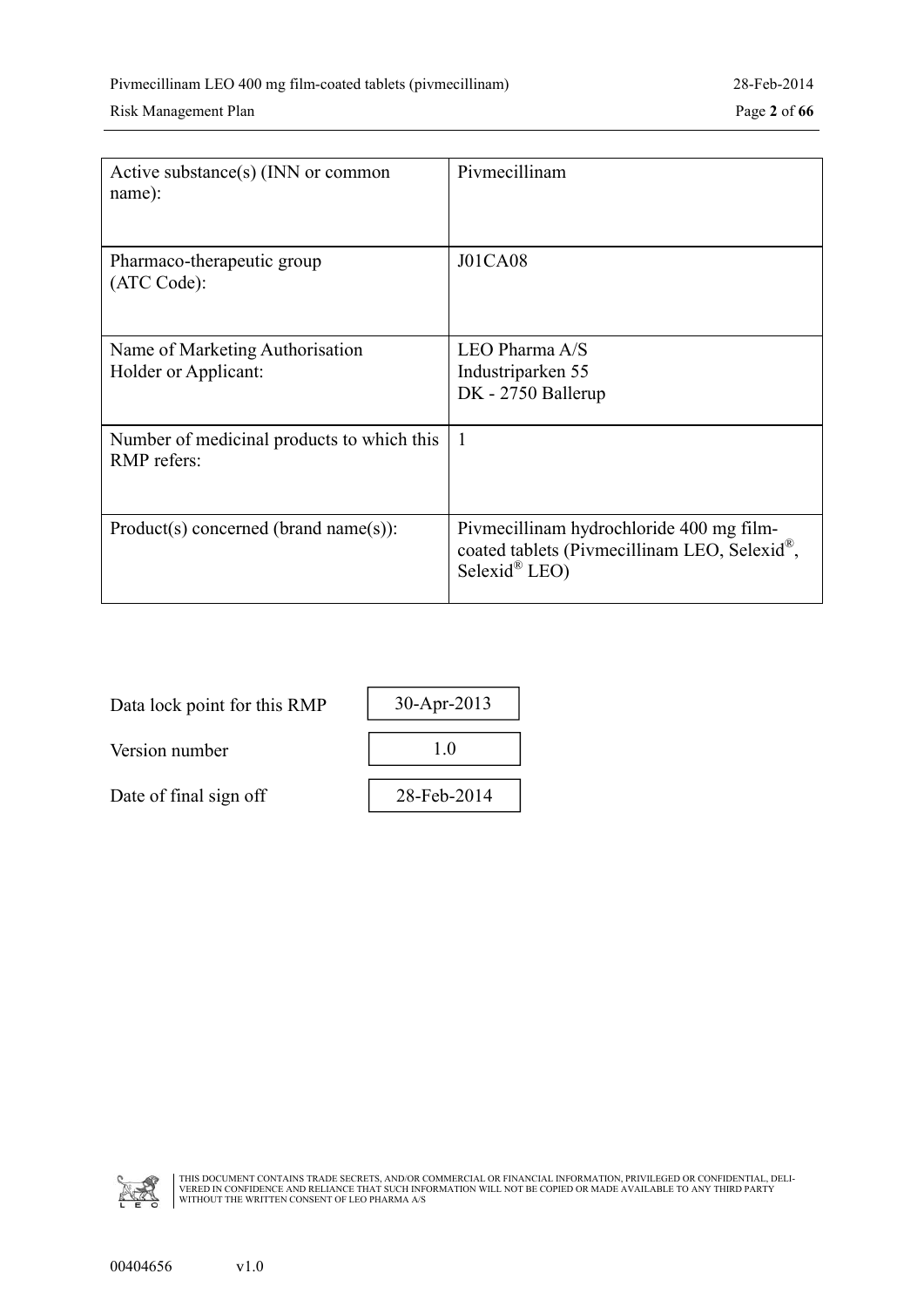| Active substance(s) (INN or common name): | Pivmecillinam |
|---|---|
| Pharmaco-therapeutic group (ATC Code): | J01CA08 |
| Name of Marketing Authorisation Holder or Applicant: | LEO Pharma A/S<br>Industriparken 55<br>DK - 2750 Ballerup |
| Number of medicinal products to which this RMP refers: | 1 |
| Product(s) concerned (brand name(s)): | Pivmecillinam hydrochloride 400 mg film-coated tablets (Pivmecillinam LEO, Selexid®, Selexid® LEO) |

| | |
|---|---|
| Data lock point for this RMP | 30-Apr-2013 |
| Version number | 1.0 |
| Date of final sign off | 28-Feb-2014 |

THIS DOCUMENT CONTAINS TRADE SECRETS, AND/OR COMMERCIAL OR FINANCIAL INFORMATION, PRIVILEGED OR CONFIDENTIAL, DELIVERED IN CONFIDENCE AND RELIANCE THAT SUCH INFORMATION WILL NOT BE COPIED OR MADE AVAILABLE TO ANY THIRD PARTY WITHOUT THE WRITTEN CONSENT OF LEO PHARMA A/S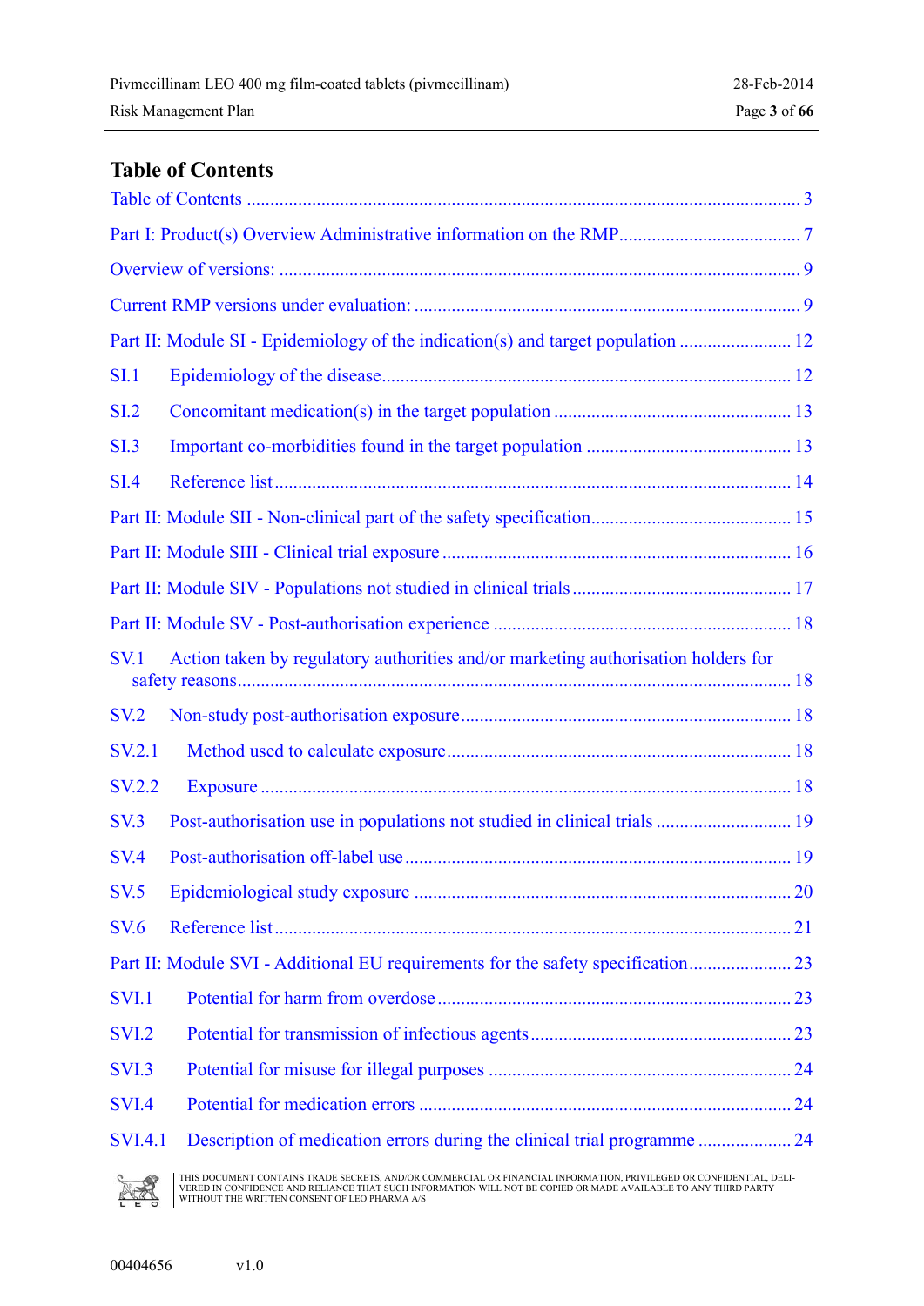# Table of Contents

Table of Contents ....................................................................................................................... 3

Part I: Product(s) Overview Administrative information on the RMP....................................... 7

Overview of versions: ................................................................................................................ 9

Current RMP versions under evaluation: ................................................................................... 9

Part II: Module SI - Epidemiology of the indication(s) and target population ........................ 12

SI.1 Epidemiology of the disease...................................................................................... 12

SI.2 Concomitant medication(s) in the target population .................................................. 13

SI.3 Important co-morbidities found in the target population ............................................ 13

SI.4 Reference list.............................................................................................................. 14

Part II: Module SII - Non-clinical part of the safety specification........................................... 15

Part II: Module SIII - Clinical trial exposure ........................................................................... 16

Part II: Module SIV - Populations not studied in clinical trials ............................................... 17

Part II: Module SV - Post-authorisation experience ................................................................ 18

SV.1 Action taken by regulatory authorities and/or marketing authorisation holders for safety reasons..................................................................................................................... 18

SV.2 Non-study post-authorisation exposure...................................................................... 18

SV.2.1 Method used to calculate exposure......................................................................... 18

SV.2.2 Exposure ................................................................................................................ 18

SV.3 Post-authorisation use in populations not studied in clinical trials ............................. 19

SV.4 Post-authorisation off-label use.................................................................................. 19

SV.5 Epidemiological study exposure ................................................................................ 20

SV.6 Reference list.............................................................................................................. 21

Part II: Module SVI - Additional EU requirements for the safety specification...................... 23

SVI.1 Potential for harm from overdose ........................................................................... 23

SVI.2 Potential for transmission of infectious agents....................................................... 23

SVI.3 Potential for misuse for illegal purposes ................................................................ 24

SVI.4 Potential for medication errors ............................................................................... 24

SVI.4.1 Description of medication errors during the clinical trial programme .................... 24

THIS DOCUMENT CONTAINS TRADE SECRETS, AND/OR COMMERCIAL OR FINANCIAL INFORMATION, PRIVILEGED OR CONFIDENTIAL, DELIVERED IN CONFIDENCE AND RELIANCE THAT SUCH INFORMATION WILL NOT BE COPIED OR MADE AVAILABLE TO ANY THIRD PARTY WITHOUT THE WRITTEN CONSENT OF LEO PHARMA A/S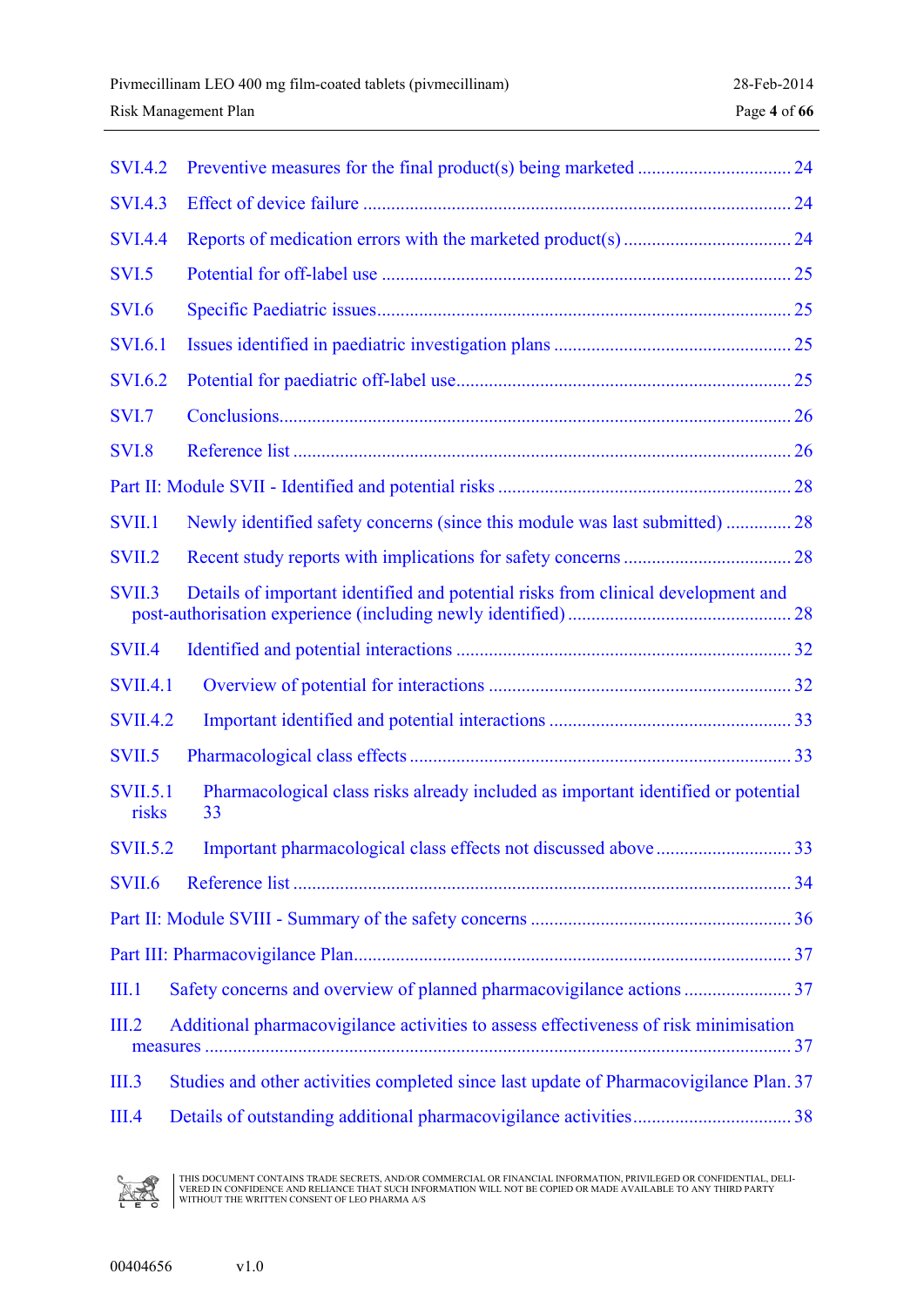SVI.4.2 Preventive measures for the final product(s) being marketed ................................ 24

SVI.4.3 Effect of device failure ........................................................................................... 24

SVI.4.4 Reports of medication errors with the marketed product(s) ................................... 24

SVI.5 Potential for off-label use ...................................................................................... 25

SVI.6 Specific Paediatric issues ....................................................................................... 25

SVI.6.1 Issues identified in paediatric investigation plans .................................................. 25

SVI.6.2 Potential for paediatric off-label use ...................................................................... 25

SVI.7 Conclusions ............................................................................................................ 26

SVI.8 Reference list .......................................................................................................... 26

Part II: Module SVII - Identified and potential risks ............................................................. 28

SVII.1 Newly identified safety concerns (since this module was last submitted) ............. 28

SVII.2 Recent study reports with implications for safety concerns ................................... 28

SVII.3 Details of important identified and potential risks from clinical development and post-authorisation experience (including newly identified) ............................................... 28

SVII.4 Identified and potential interactions ...................................................................... 32

SVII.4.1 Overview of potential for interactions ................................................................ 32

SVII.4.2 Important identified and potential interactions ................................................... 33

SVII.5 Pharmacological class effects ................................................................................ 33

SVII.5.1 Pharmacological class risks already included as important identified or potential risks 33

SVII.5.2 Important pharmacological class effects not discussed above ............................ 33

SVII.6 Reference list ......................................................................................................... 34

Part II: Module SVIII - Summary of the safety concerns ...................................................... 36

Part III: Pharmacovigilance Plan ............................................................................................ 37

III.1 Safety concerns and overview of planned pharmacovigilance actions ....................... 37

III.2 Additional pharmacovigilance activities to assess effectiveness of risk minimisation measures ............................................................................................................................ 37

III.3 Studies and other activities completed since last update of Pharmacovigilance Plan. 37

III.4 Details of outstanding additional pharmacovigilance activities ................................. 38

THIS DOCUMENT CONTAINS TRADE SECRETS, AND/OR COMMERCIAL OR FINANCIAL INFORMATION, PRIVILEGED OR CONFIDENTIAL, DELIVERED IN CONFIDENCE AND RELIANCE THAT SUCH INFORMATION WILL NOT BE COPIED OR MADE AVAILABLE TO ANY THIRD PARTY WITHOUT THE WRITTEN CONSENT OF LEO PHARMA A/S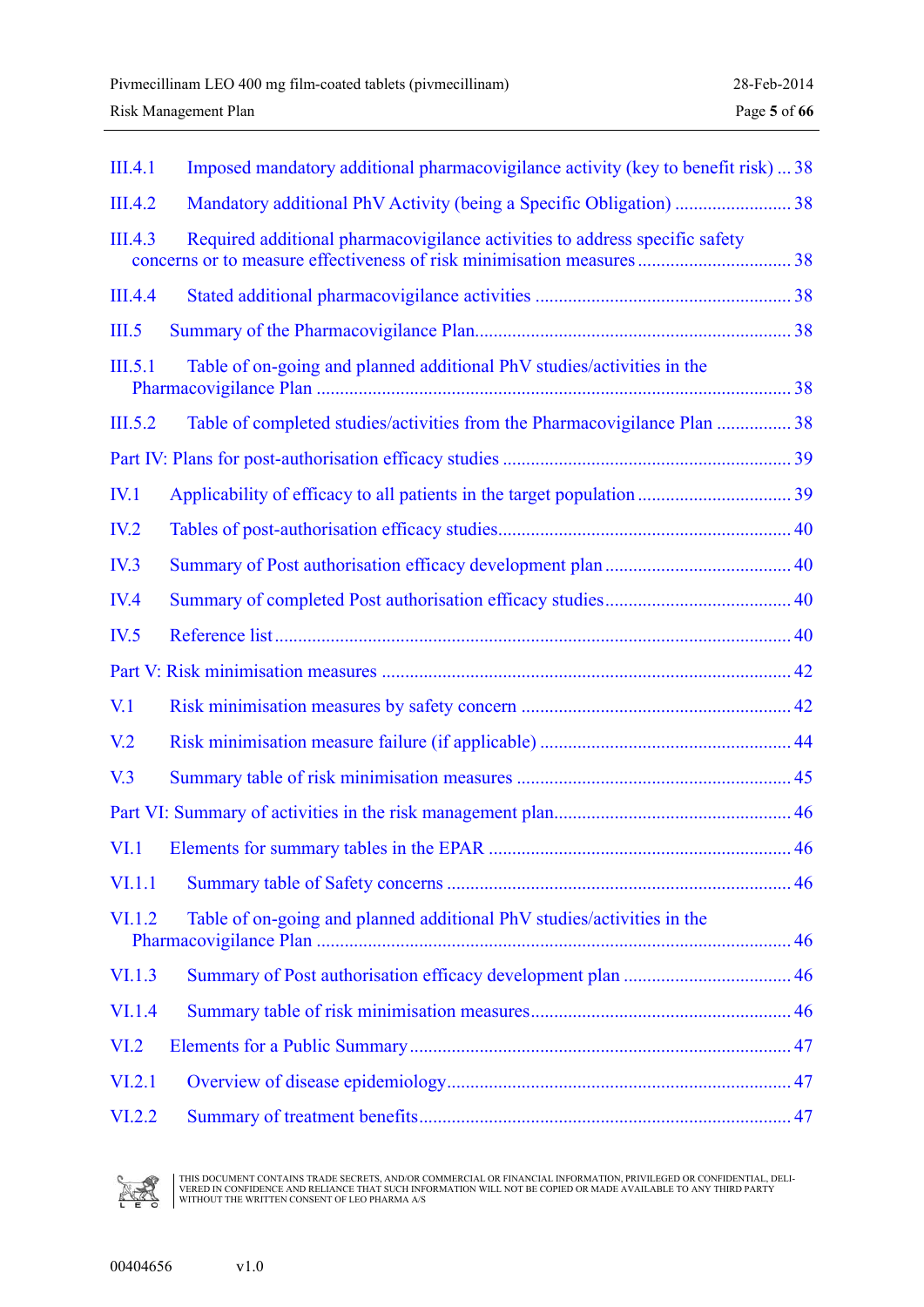III.4.1 Imposed mandatory additional pharmacovigilance activity (key to benefit risk) ... 38

III.4.2 Mandatory additional PhV Activity (being a Specific Obligation) ......................... 38

III.4.3 Required additional pharmacovigilance activities to address specific safety concerns or to measure effectiveness of risk minimisation measures ................................ 38

III.4.4 Stated additional pharmacovigilance activities ...................................................... 38

III.5 Summary of the Pharmacovigilance Plan.................................................................. 38

III.5.1 Table of on-going and planned additional PhV studies/activities in the Pharmacovigilance Plan .................................................................................................... 38

III.5.2 Table of completed studies/activities from the Pharmacovigilance Plan ................ 38

Part IV: Plans for post-authorisation efficacy studies ............................................................ 39

IV.1 Applicability of efficacy to all patients in the target population ................................ 39

IV.2 Tables of post-authorisation efficacy studies............................................................. 40

IV.3 Summary of Post authorisation efficacy development plan ....................................... 40

IV.4 Summary of completed Post authorisation efficacy studies....................................... 40

IV.5 Reference list ............................................................................................................. 40

Part V: Risk minimisation measures ...................................................................................... 42

V.1 Risk minimisation measures by safety concern ......................................................... 42

V.2 Risk minimisation measure failure (if applicable) ..................................................... 44

V.3 Summary table of risk minimisation measures .......................................................... 45

Part VI: Summary of activities in the risk management plan.................................................. 46

VI.1 Elements for summary tables in the EPAR ................................................................ 46

VI.1.1 Summary table of Safety concerns ........................................................................ 46

VI.1.2 Table of on-going and planned additional PhV studies/activities in the Pharmacovigilance Plan .................................................................................................... 46

VI.1.3 Summary of Post authorisation efficacy development plan ................................... 46

VI.1.4 Summary table of risk minimisation measures...................................................... 46

VI.2 Elements for a Public Summary................................................................................. 47

VI.2.1 Overview of disease epidemiology......................................................................... 47

VI.2.2 Summary of treatment benefits.............................................................................. 47

THIS DOCUMENT CONTAINS TRADE SECRETS, AND/OR COMMERCIAL OR FINANCIAL INFORMATION, PRIVILEGED OR CONFIDENTIAL, DELIVERED IN CONFIDENCE AND RELIANCE THAT SUCH INFORMATION WILL NOT BE COPIED OR MADE AVAILABLE TO ANY THIRD PARTY WITHOUT THE WRITTEN CONSENT OF LEO PHARMA A/S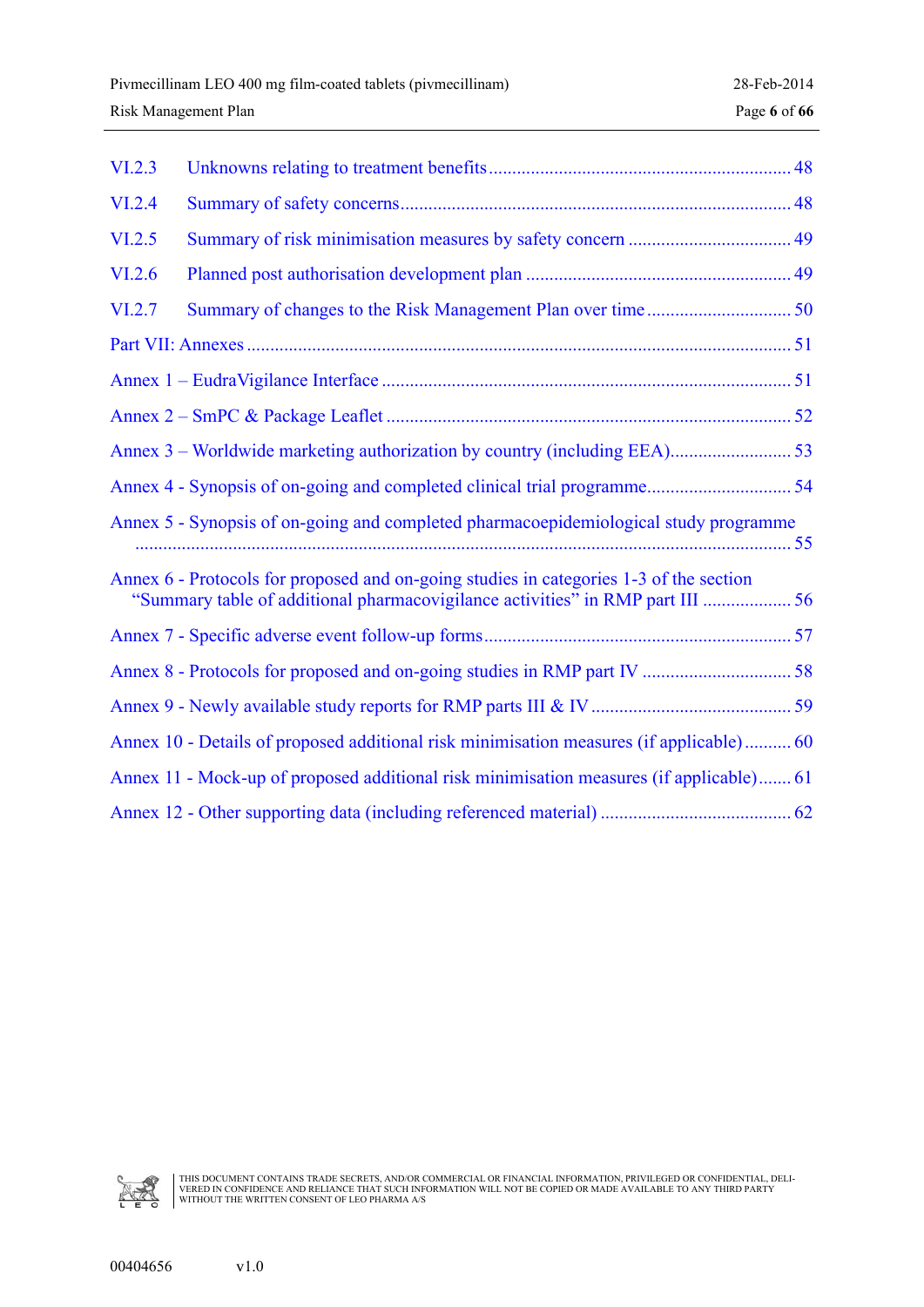VI.2.3 Unknowns relating to treatment benefits ........ 48

VI.2.4 Summary of safety concerns ........ 48

VI.2.5 Summary of risk minimisation measures by safety concern ........ 49

VI.2.6 Planned post authorisation development plan ........ 49

VI.2.7 Summary of changes to the Risk Management Plan over time ........ 50

Part VII: Annexes ........ 51

Annex 1 – EudraVigilance Interface ........ 51

Annex 2 – SmPC & Package Leaflet ........ 52

Annex 3 – Worldwide marketing authorization by country (including EEA) ........ 53

Annex 4 - Synopsis of on-going and completed clinical trial programme ........ 54

Annex 5 - Synopsis of on-going and completed pharmacoepidemiological study programme ........ 55

Annex 6 - Protocols for proposed and on-going studies in categories 1-3 of the section "Summary table of additional pharmacovigilance activities" in RMP part III ........ 56

Annex 7 - Specific adverse event follow-up forms ........ 57

Annex 8 - Protocols for proposed and on-going studies in RMP part IV ........ 58

Annex 9 - Newly available study reports for RMP parts III & IV ........ 59

Annex 10 - Details of proposed additional risk minimisation measures (if applicable) ........ 60

Annex 11 - Mock-up of proposed additional risk minimisation measures (if applicable) ........ 61

Annex 12 - Other supporting data (including referenced material) ........ 62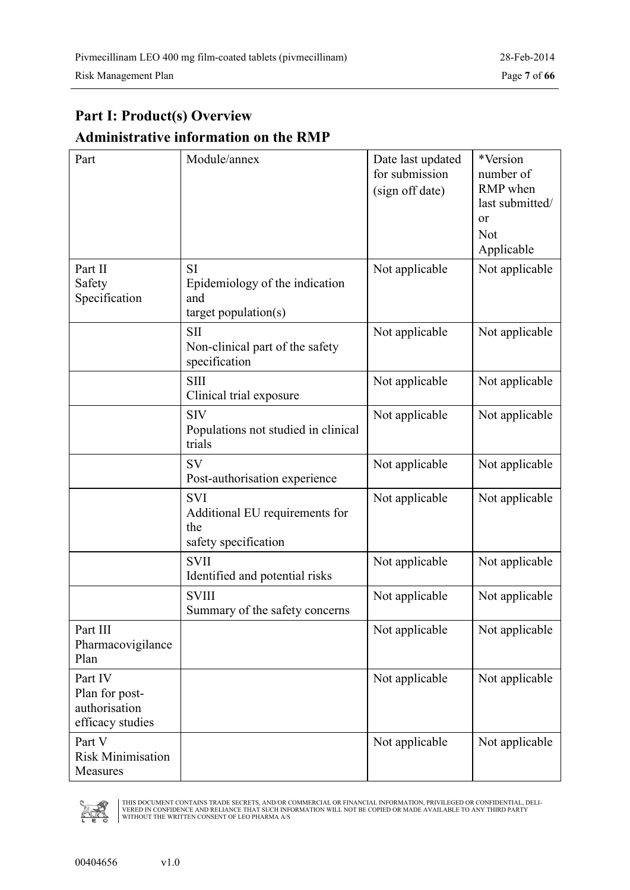# Part I: Product(s) Overview

## Administrative information on the RMP

| Part | Module/annex | Date last updated for submission (sign off date) | *Version number of RMP when last submitted/ or Not Applicable |
|---|---|---|---|
| Part II Safety Specification | SI Epidemiology of the indication and target population(s) | Not applicable | Not applicable |
| | SII Non-clinical part of the safety specification | Not applicable | Not applicable |
| | SIII Clinical trial exposure | Not applicable | Not applicable |
| | SIV Populations not studied in clinical trials | Not applicable | Not applicable |
| | SV Post-authorisation experience | Not applicable | Not applicable |
| | SVI Additional EU requirements for the safety specification | Not applicable | Not applicable |
| | SVII Identified and potential risks | Not applicable | Not applicable |
| | SVIII Summary of the safety concerns | Not applicable | Not applicable |
| Part III Pharmacovigilance Plan | | Not applicable | Not applicable |
| Part IV Plan for post-authorisation efficacy studies | | Not applicable | Not applicable |
| Part V Risk Minimisation Measures | | Not applicable | Not applicable |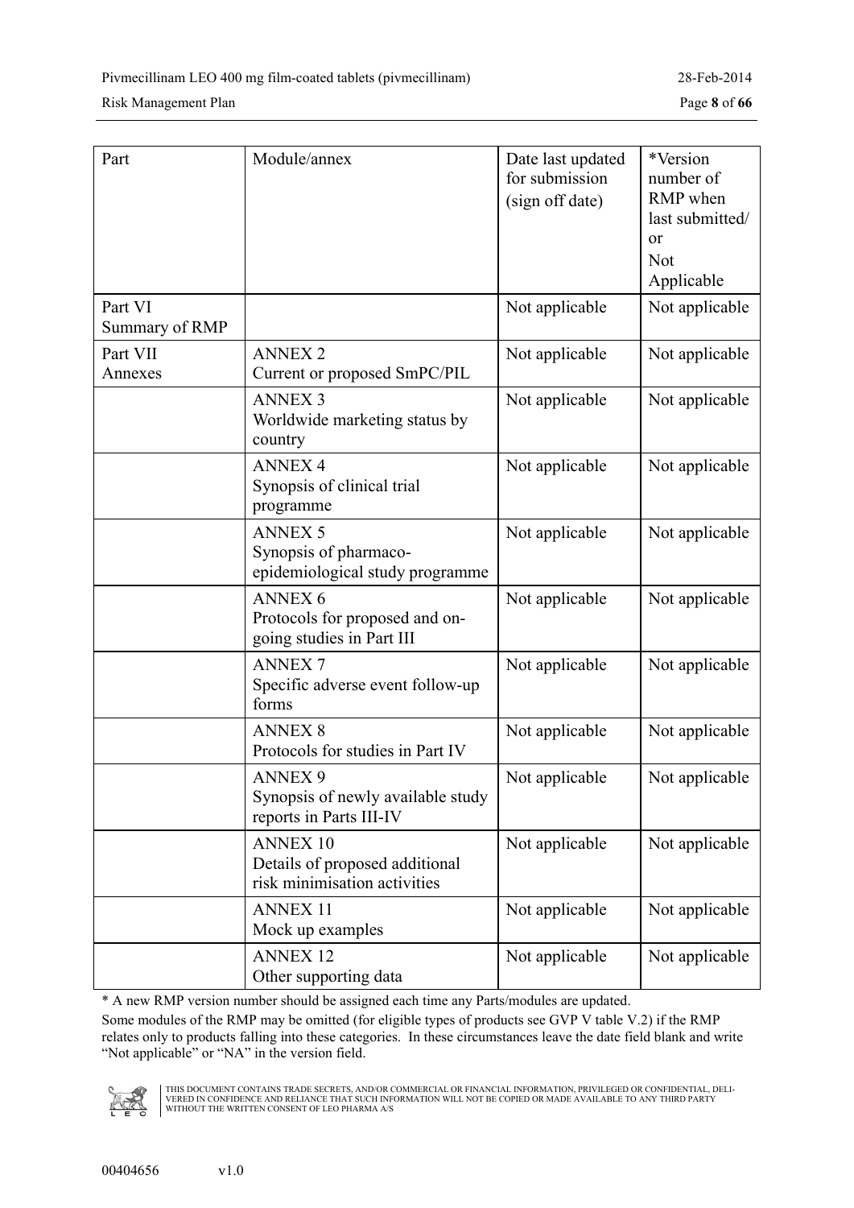| Part | Module/annex | Date last updated for submission (sign off date) | *Version number of RMP when last submitted/ or Not Applicable |
|---|---|---|---|
| Part VI Summary of RMP | | Not applicable | Not applicable |
| Part VII Annexes | ANNEX 2 Current or proposed SmPC/PIL | Not applicable | Not applicable |
| | ANNEX 3 Worldwide marketing status by country | Not applicable | Not applicable |
| | ANNEX 4 Synopsis of clinical trial programme | Not applicable | Not applicable |
| | ANNEX 5 Synopsis of pharmaco-epidemiological study programme | Not applicable | Not applicable |
| | ANNEX 6 Protocols for proposed and on-going studies in Part III | Not applicable | Not applicable |
| | ANNEX 7 Specific adverse event follow-up forms | Not applicable | Not applicable |
| | ANNEX 8 Protocols for studies in Part IV | Not applicable | Not applicable |
| | ANNEX 9 Synopsis of newly available study reports in Parts III-IV | Not applicable | Not applicable |
| | ANNEX 10 Details of proposed additional risk minimisation activities | Not applicable | Not applicable |
| | ANNEX 11 Mock up examples | Not applicable | Not applicable |
| | ANNEX 12 Other supporting data | Not applicable | Not applicable |

* A new RMP version number should be assigned each time any Parts/modules are updated.

Some modules of the RMP may be omitted (for eligible types of products see GVP V table V.2) if the RMP relates only to products falling into these categories. In these circumstances leave the date field blank and write "Not applicable" or "NA" in the version field.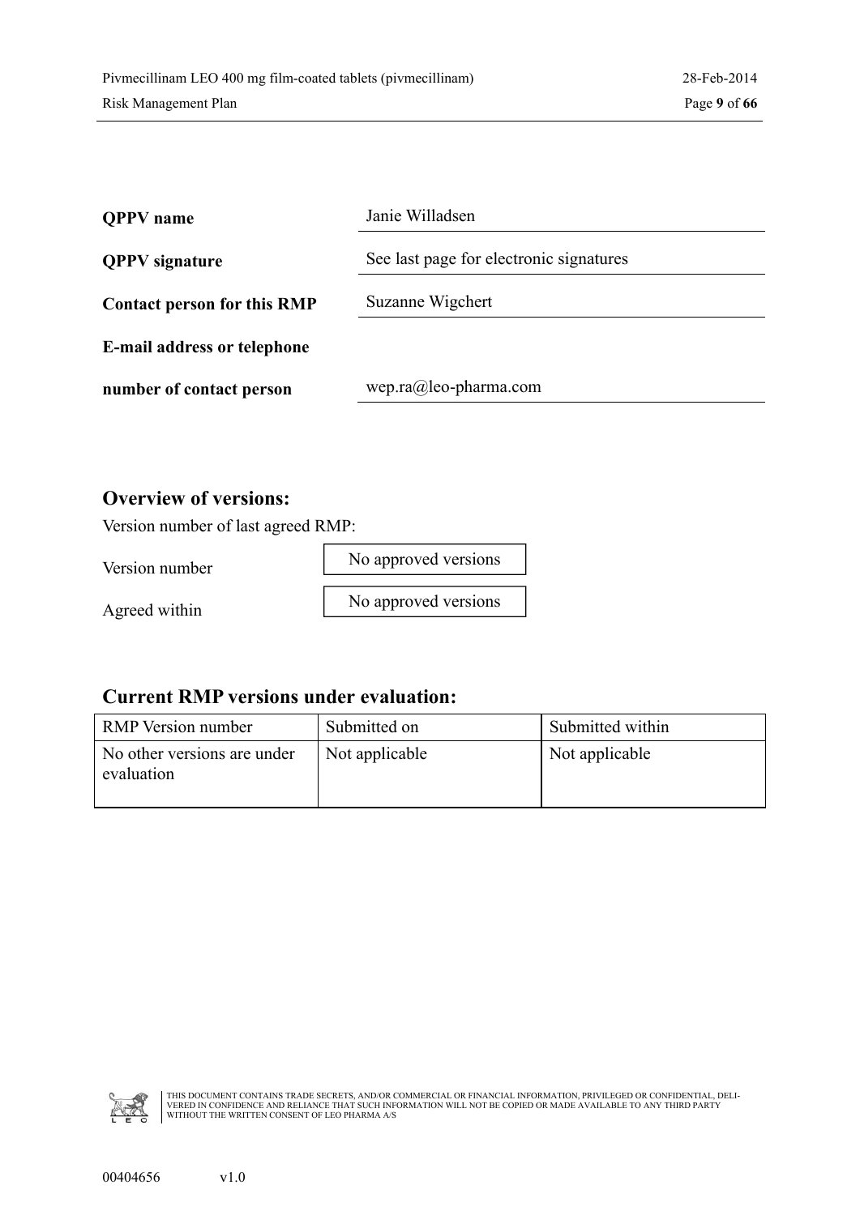**QPPV name** Janie Willadsen

**QPPV signature** See last page for electronic signatures

**Contact person for this RMP** Suzanne Wigchert

**E-mail address or telephone number of contact person** wep.ra@leo-pharma.com

## Overview of versions:

Version number of last agreed RMP:

Version number: No approved versions

Agreed within: No approved versions

## Current RMP versions under evaluation:

| RMP Version number | Submitted on | Submitted within |
| --- | --- | --- |
| No other versions are under evaluation | Not applicable | Not applicable |

THIS DOCUMENT CONTAINS TRADE SECRETS, AND/OR COMMERCIAL OR FINANCIAL INFORMATION, PRIVILEGED OR CONFIDENTIAL, DELIVERED IN CONFIDENCE AND RELIANCE THAT SUCH INFORMATION WILL NOT BE COPIED OR MADE AVAILABLE TO ANY THIRD PARTY WITHOUT THE WRITTEN CONSENT OF LEO PHARMA A/S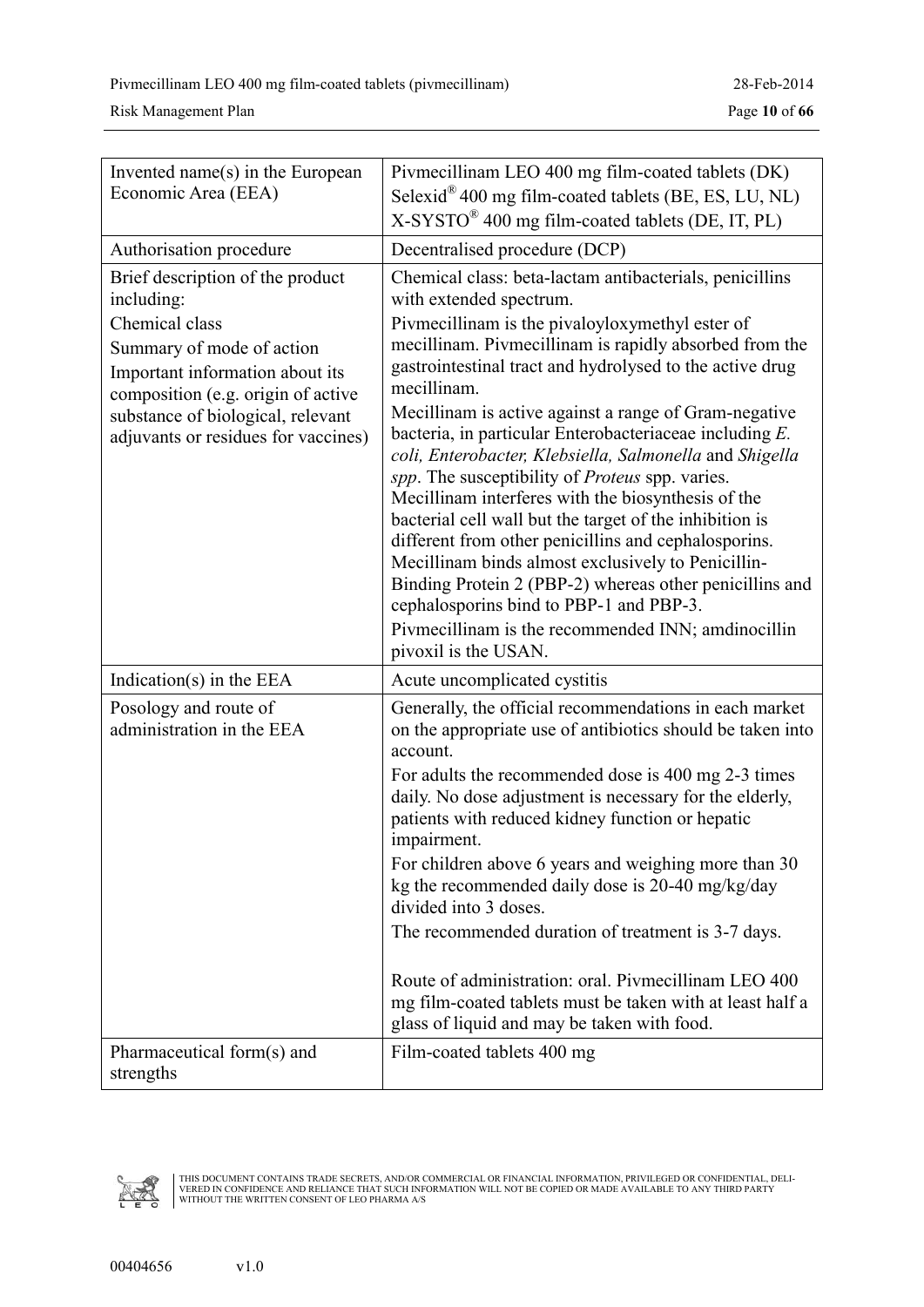| Invented name(s) in the European Economic Area (EEA) | Pivmecillinam LEO 400 mg film-coated tablets (DK)<br>Selexid® 400 mg film-coated tablets (BE, ES, LU, NL)<br>X-SYSTO® 400 mg film-coated tablets (DE, IT, PL) |
|---|---|
| Authorisation procedure | Decentralised procedure (DCP) |
| Brief description of the product including:<br>Chemical class<br>Summary of mode of action<br>Important information about its composition (e.g. origin of active substance of biological, relevant adjuvants or residues for vaccines) | Chemical class: beta-lactam antibacterials, penicillins with extended spectrum.<br>Pivmecillinam is the pivaloyloxymethyl ester of mecillinam. Pivmecillinam is rapidly absorbed from the gastrointestinal tract and hydrolysed to the active drug mecillinam.<br>Mecillinam is active against a range of Gram-negative bacteria, in particular Enterobacteriaceae including *E. coli, Enterobacter, Klebsiella, Salmonella* and *Shigella spp*. The susceptibility of *Proteus* spp. varies. Mecillinam interferes with the biosynthesis of the bacterial cell wall but the target of the inhibition is different from other penicillins and cephalosporins. Mecillinam binds almost exclusively to Penicillin-Binding Protein 2 (PBP-2) whereas other penicillins and cephalosporins bind to PBP-1 and PBP-3.<br>Pivmecillinam is the recommended INN; amdinocillin pivoxil is the USAN. |
| Indication(s) in the EEA | Acute uncomplicated cystitis |
| Posology and route of administration in the EEA | Generally, the official recommendations in each market on the appropriate use of antibiotics should be taken into account.<br>For adults the recommended dose is 400 mg 2-3 times daily. No dose adjustment is necessary for the elderly, patients with reduced kidney function or hepatic impairment.<br>For children above 6 years and weighing more than 30 kg the recommended daily dose is 20-40 mg/kg/day divided into 3 doses.<br>The recommended duration of treatment is 3-7 days.<br><br>Route of administration: oral. Pivmecillinam LEO 400 mg film-coated tablets must be taken with at least half a glass of liquid and may be taken with food. |
| Pharmaceutical form(s) and strengths | Film-coated tablets 400 mg |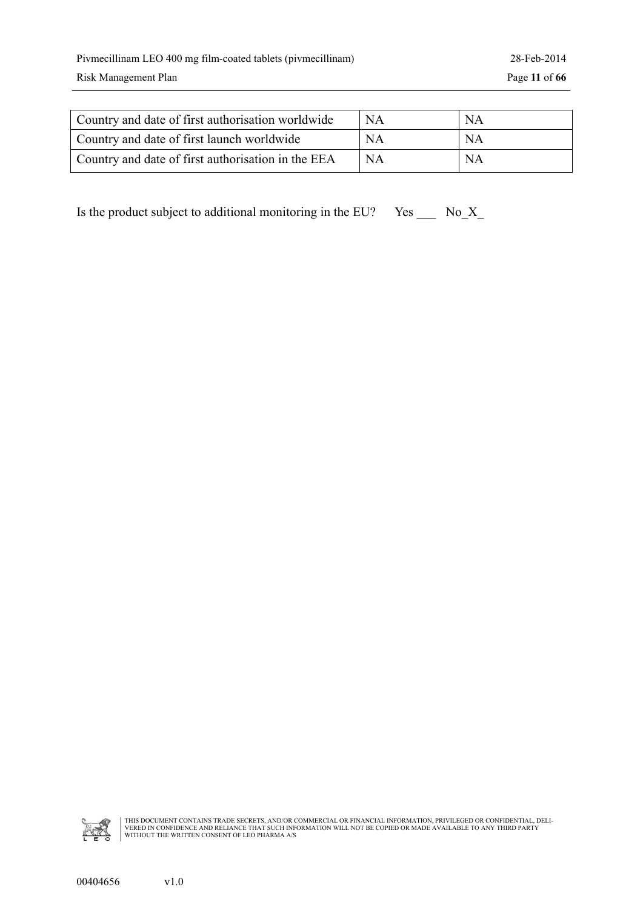| Country and date of first authorisation worldwide | NA | NA |
|---|---|---|
| Country and date of first launch worldwide | NA | NA |
| Country and date of first authorisation in the EEA | NA | NA |

Is the product subject to additional monitoring in the EU? Yes ___ No_X_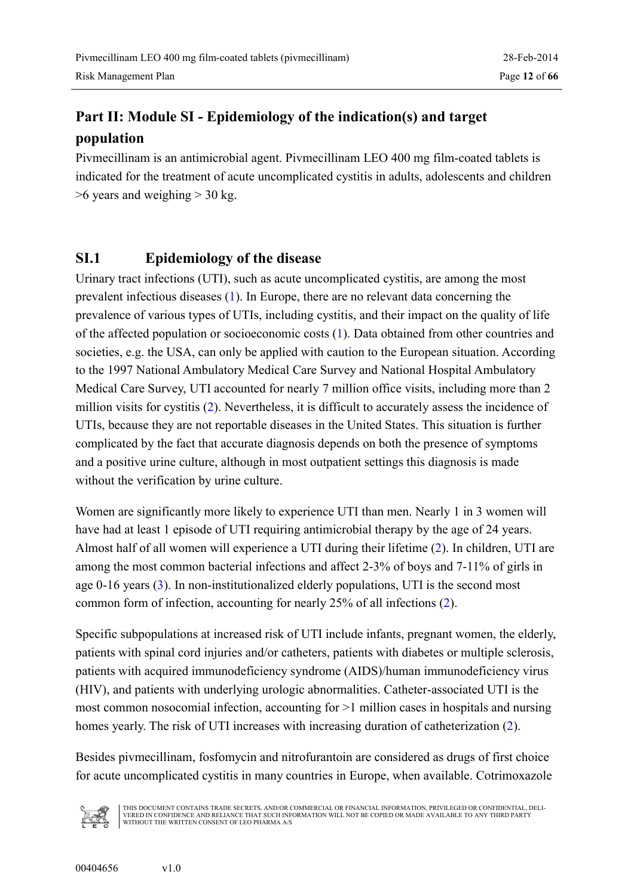# Part II: Module SI - Epidemiology of the indication(s) and target population

Pivmecillinam is an antimicrobial agent. Pivmecillinam LEO 400 mg film-coated tablets is indicated for the treatment of acute uncomplicated cystitis in adults, adolescents and children >6 years and weighing > 30 kg.

## SI.1 Epidemiology of the disease

Urinary tract infections (UTI), such as acute uncomplicated cystitis, are among the most prevalent infectious diseases (1). In Europe, there are no relevant data concerning the prevalence of various types of UTIs, including cystitis, and their impact on the quality of life of the affected population or socioeconomic costs (1). Data obtained from other countries and societies, e.g. the USA, can only be applied with caution to the European situation. According to the 1997 National Ambulatory Medical Care Survey and National Hospital Ambulatory Medical Care Survey, UTI accounted for nearly 7 million office visits, including more than 2 million visits for cystitis (2). Nevertheless, it is difficult to accurately assess the incidence of UTIs, because they are not reportable diseases in the United States. This situation is further complicated by the fact that accurate diagnosis depends on both the presence of symptoms and a positive urine culture, although in most outpatient settings this diagnosis is made without the verification by urine culture.

Women are significantly more likely to experience UTI than men. Nearly 1 in 3 women will have had at least 1 episode of UTI requiring antimicrobial therapy by the age of 24 years. Almost half of all women will experience a UTI during their lifetime (2). In children, UTI are among the most common bacterial infections and affect 2-3% of boys and 7-11% of girls in age 0-16 years (3). In non-institutionalized elderly populations, UTI is the second most common form of infection, accounting for nearly 25% of all infections (2).

Specific subpopulations at increased risk of UTI include infants, pregnant women, the elderly, patients with spinal cord injuries and/or catheters, patients with diabetes or multiple sclerosis, patients with acquired immunodeficiency syndrome (AIDS)/human immunodeficiency virus (HIV), and patients with underlying urologic abnormalities. Catheter-associated UTI is the most common nosocomial infection, accounting for >1 million cases in hospitals and nursing homes yearly. The risk of UTI increases with increasing duration of catheterization (2).

Besides pivmecillinam, fosfomycin and nitrofurantoin are considered as drugs of first choice for acute uncomplicated cystitis in many countries in Europe, when available. Cotrimoxazole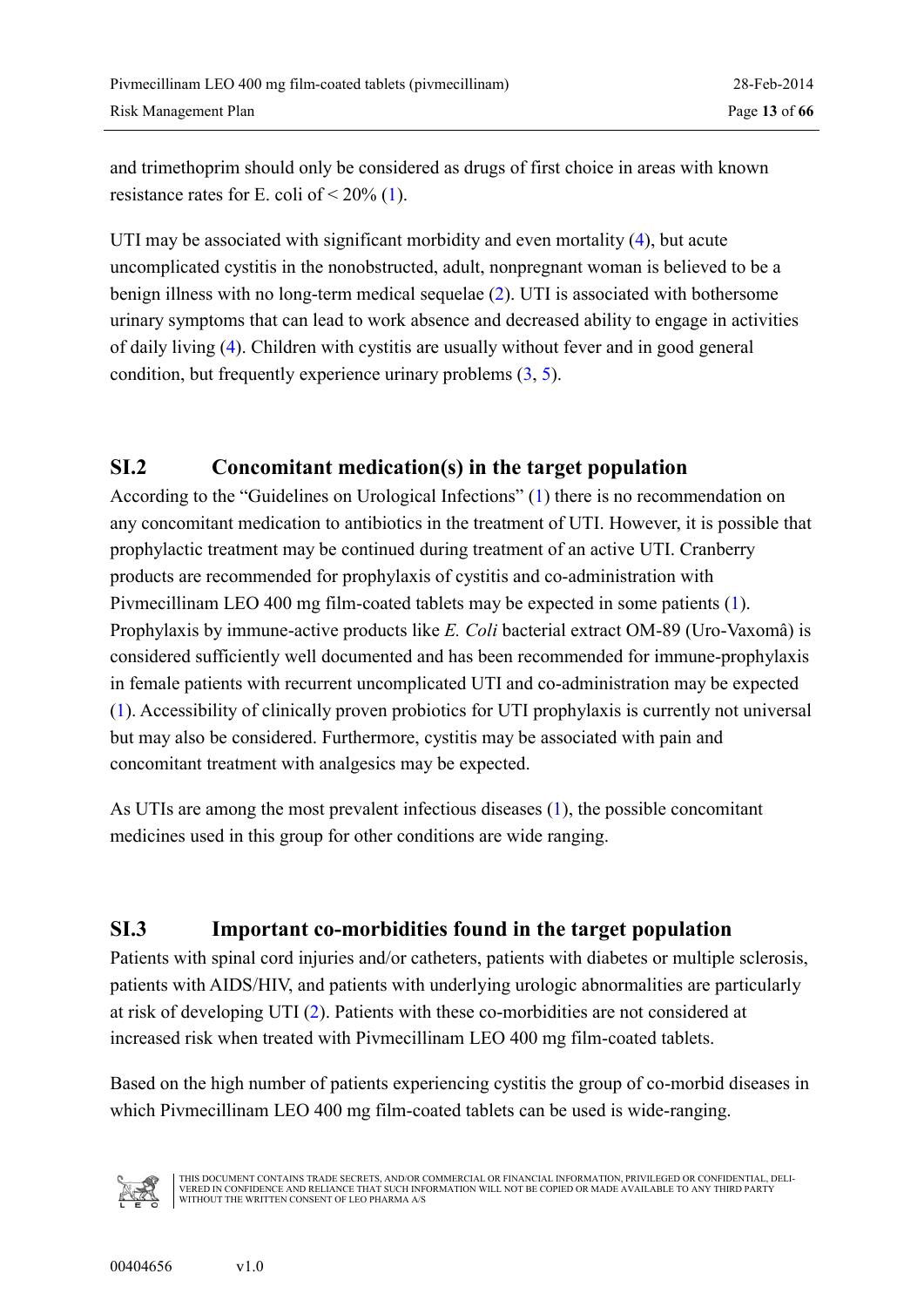and trimethoprim should only be considered as drugs of first choice in areas with known resistance rates for E. coli of < 20% (1).

UTI may be associated with significant morbidity and even mortality (4), but acute uncomplicated cystitis in the nonobstructed, adult, nonpregnant woman is believed to be a benign illness with no long-term medical sequelae (2). UTI is associated with bothersome urinary symptoms that can lead to work absence and decreased ability to engage in activities of daily living (4). Children with cystitis are usually without fever and in good general condition, but frequently experience urinary problems (3, 5).

## SI.2 Concomitant medication(s) in the target population

According to the "Guidelines on Urological Infections" (1) there is no recommendation on any concomitant medication to antibiotics in the treatment of UTI. However, it is possible that prophylactic treatment may be continued during treatment of an active UTI. Cranberry products are recommended for prophylaxis of cystitis and co-administration with Pivmecillinam LEO 400 mg film-coated tablets may be expected in some patients (1). Prophylaxis by immune-active products like *E. Coli* bacterial extract OM-89 (Uro-Vaxomâ) is considered sufficiently well documented and has been recommended for immune-prophylaxis in female patients with recurrent uncomplicated UTI and co-administration may be expected (1). Accessibility of clinically proven probiotics for UTI prophylaxis is currently not universal but may also be considered. Furthermore, cystitis may be associated with pain and concomitant treatment with analgesics may be expected.

As UTIs are among the most prevalent infectious diseases (1), the possible concomitant medicines used in this group for other conditions are wide ranging.

## SI.3 Important co-morbidities found in the target population

Patients with spinal cord injuries and/or catheters, patients with diabetes or multiple sclerosis, patients with AIDS/HIV, and patients with underlying urologic abnormalities are particularly at risk of developing UTI (2). Patients with these co-morbidities are not considered at increased risk when treated with Pivmecillinam LEO 400 mg film-coated tablets.

Based on the high number of patients experiencing cystitis the group of co-morbid diseases in which Pivmecillinam LEO 400 mg film-coated tablets can be used is wide-ranging.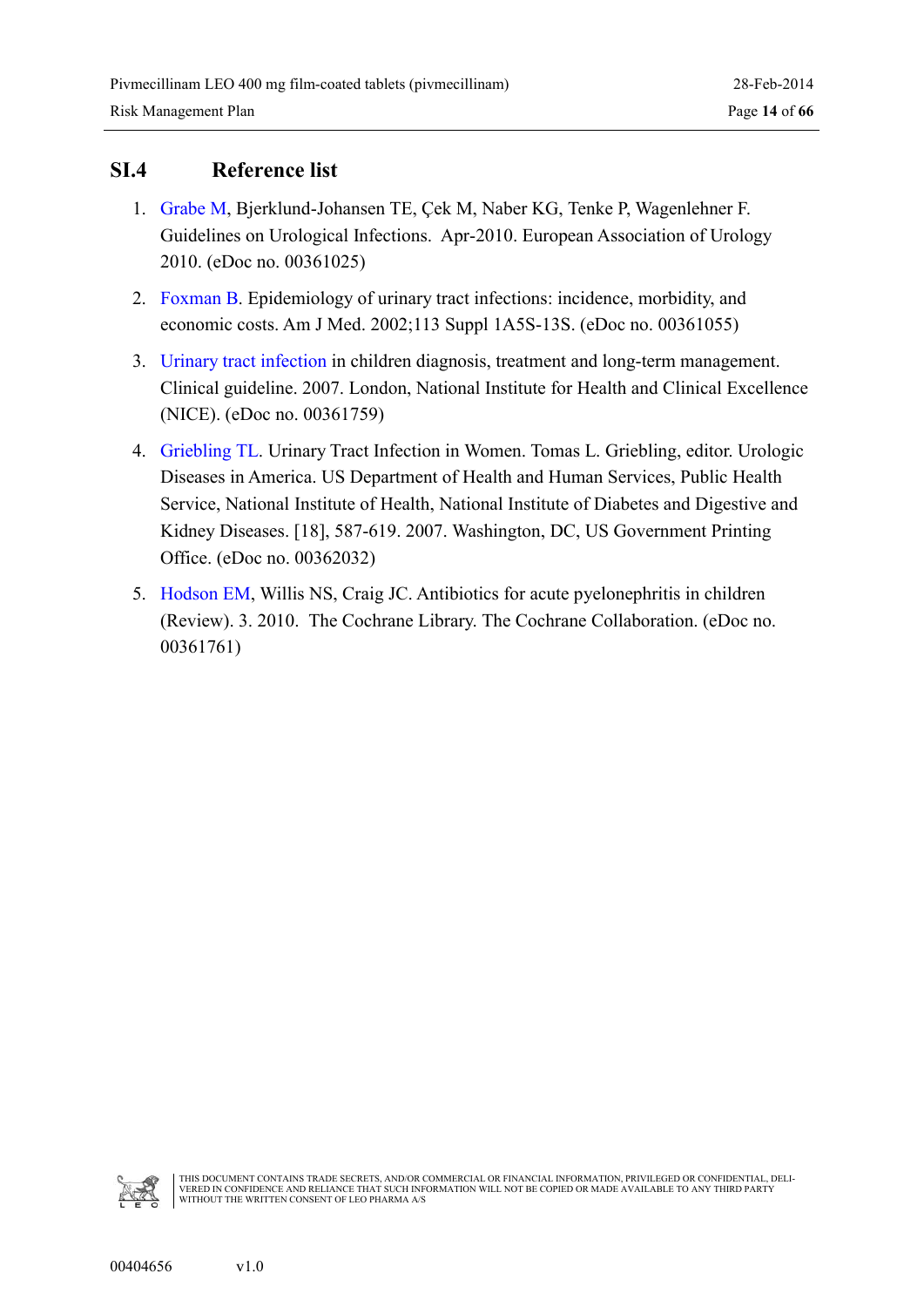## SI.4 Reference list

1. Grabe M, Bjerklund-Johansen TE, Çek M, Naber KG, Tenke P, Wagenlehner F. Guidelines on Urological Infections. Apr-2010. European Association of Urology 2010. (eDoc no. 00361025)

2. Foxman B. Epidemiology of urinary tract infections: incidence, morbidity, and economic costs. Am J Med. 2002;113 Suppl 1A5S-13S. (eDoc no. 00361055)

3. Urinary tract infection in children diagnosis, treatment and long-term management. Clinical guideline. 2007. London, National Institute for Health and Clinical Excellence (NICE). (eDoc no. 00361759)

4. Griebling TL. Urinary Tract Infection in Women. Tomas L. Griebling, editor. Urologic Diseases in America. US Department of Health and Human Services, Public Health Service, National Institute of Health, National Institute of Diabetes and Digestive and Kidney Diseases. [18], 587-619. 2007. Washington, DC, US Government Printing Office. (eDoc no. 00362032)

5. Hodson EM, Willis NS, Craig JC. Antibiotics for acute pyelonephritis in children (Review). 3. 2010. The Cochrane Library. The Cochrane Collaboration. (eDoc no. 00361761)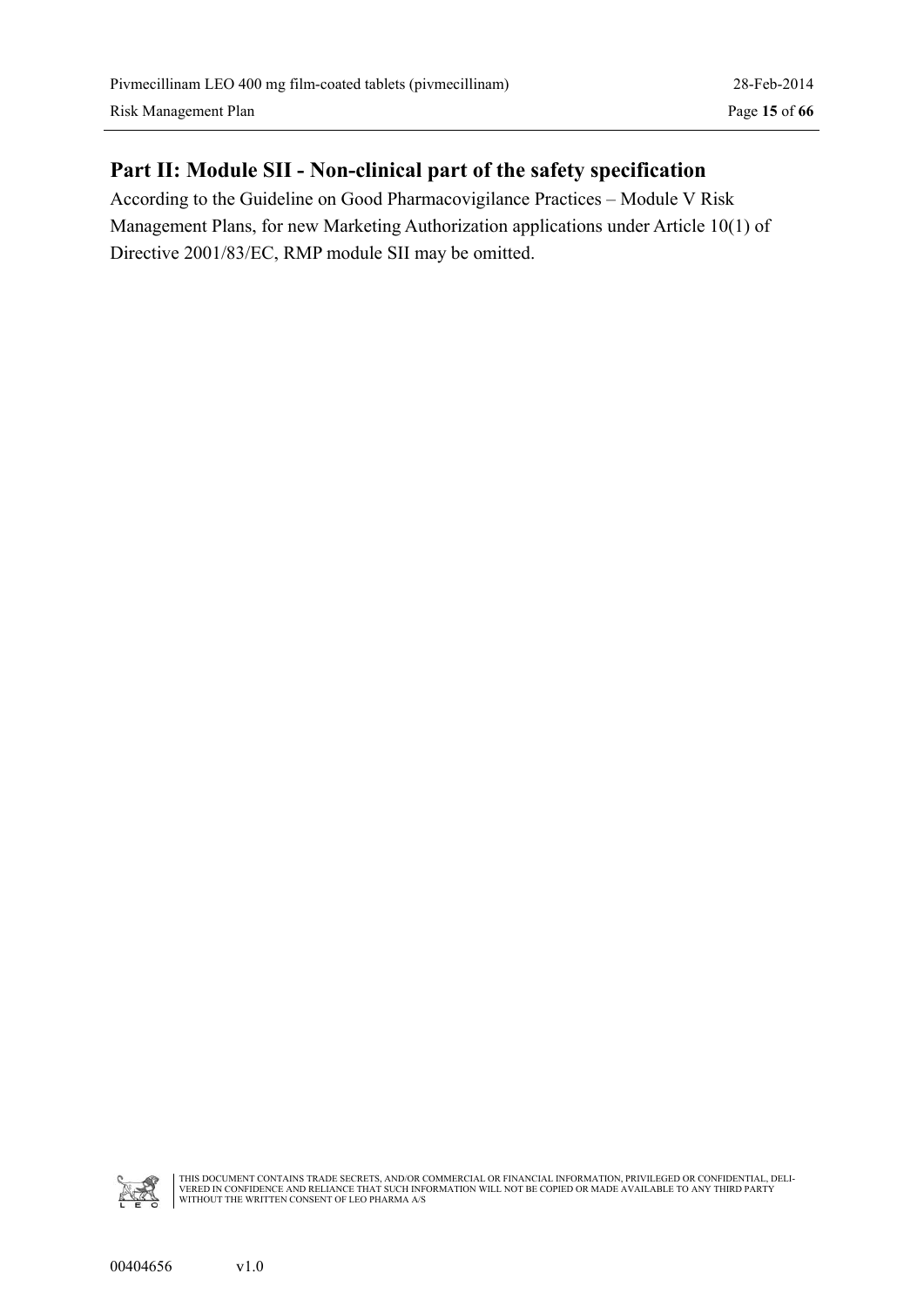## Part II: Module SII - Non-clinical part of the safety specification

According to the Guideline on Good Pharmacovigilance Practices – Module V Risk Management Plans, for new Marketing Authorization applications under Article 10(1) of Directive 2001/83/EC, RMP module SII may be omitted.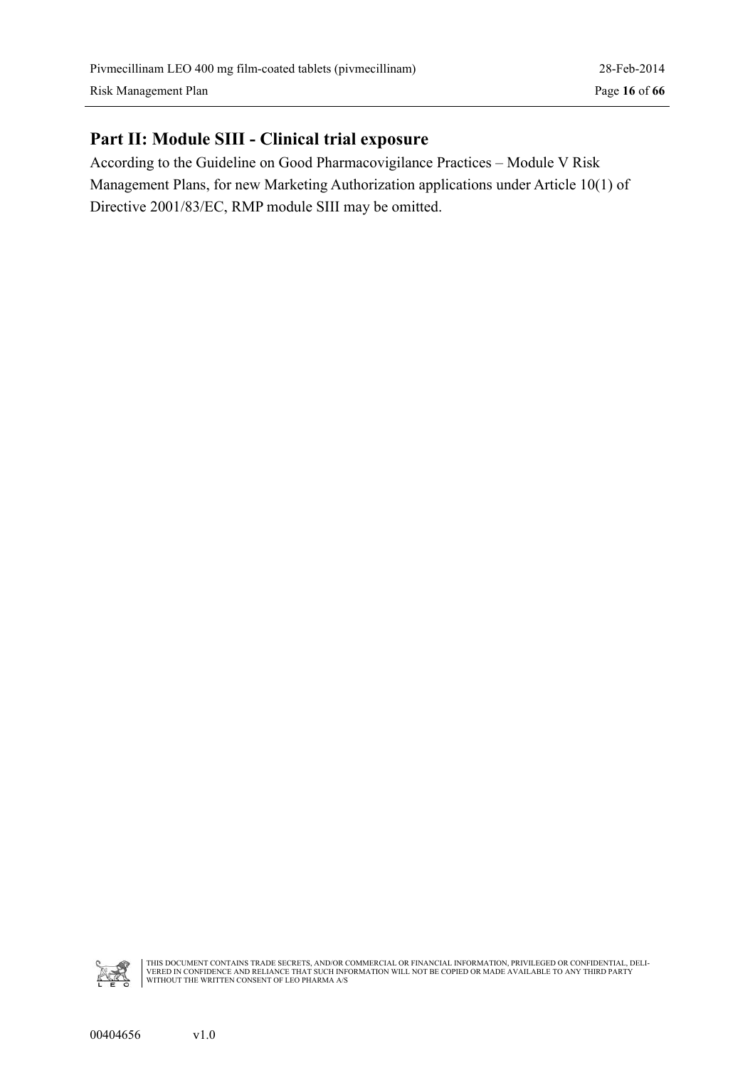## Part II: Module SIII - Clinical trial exposure

According to the Guideline on Good Pharmacovigilance Practices – Module V Risk Management Plans, for new Marketing Authorization applications under Article 10(1) of Directive 2001/83/EC, RMP module SIII may be omitted.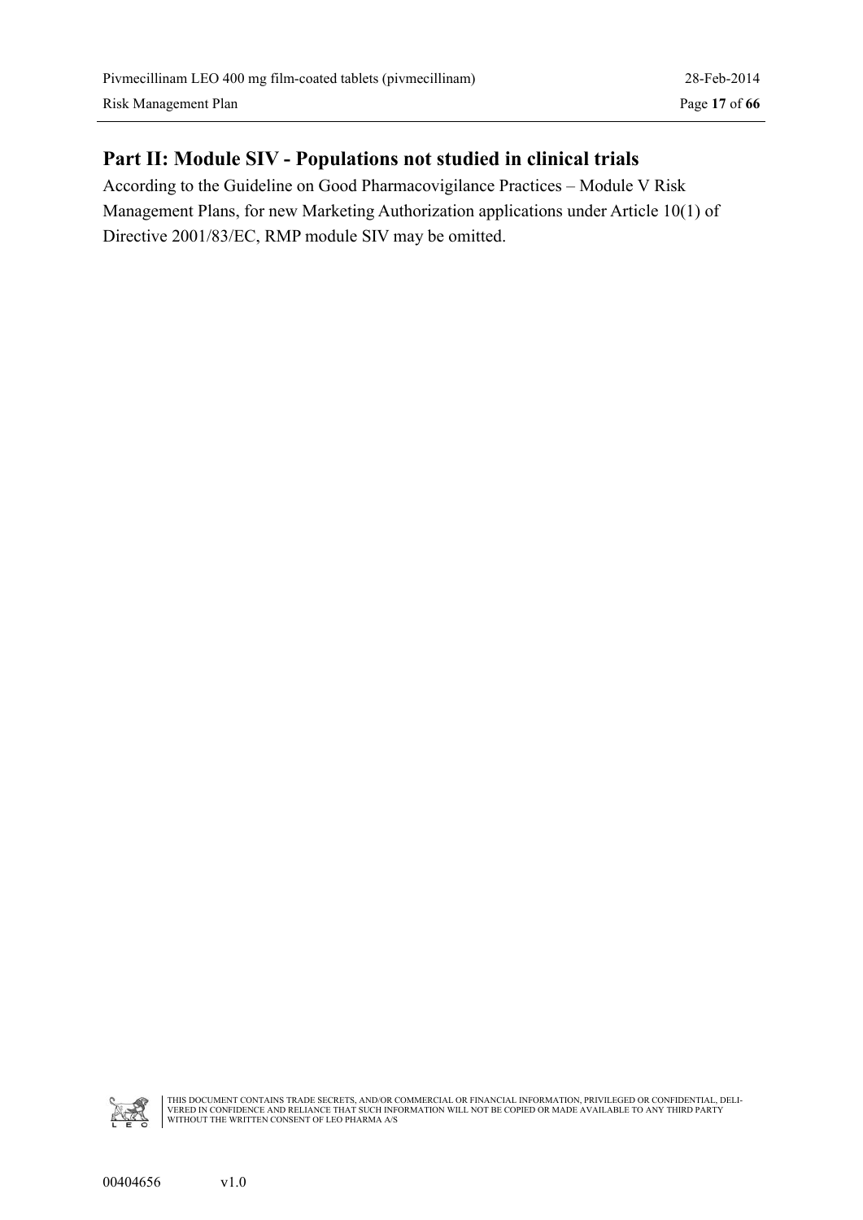## Part II: Module SIV - Populations not studied in clinical trials

According to the Guideline on Good Pharmacovigilance Practices – Module V Risk Management Plans, for new Marketing Authorization applications under Article 10(1) of Directive 2001/83/EC, RMP module SIV may be omitted.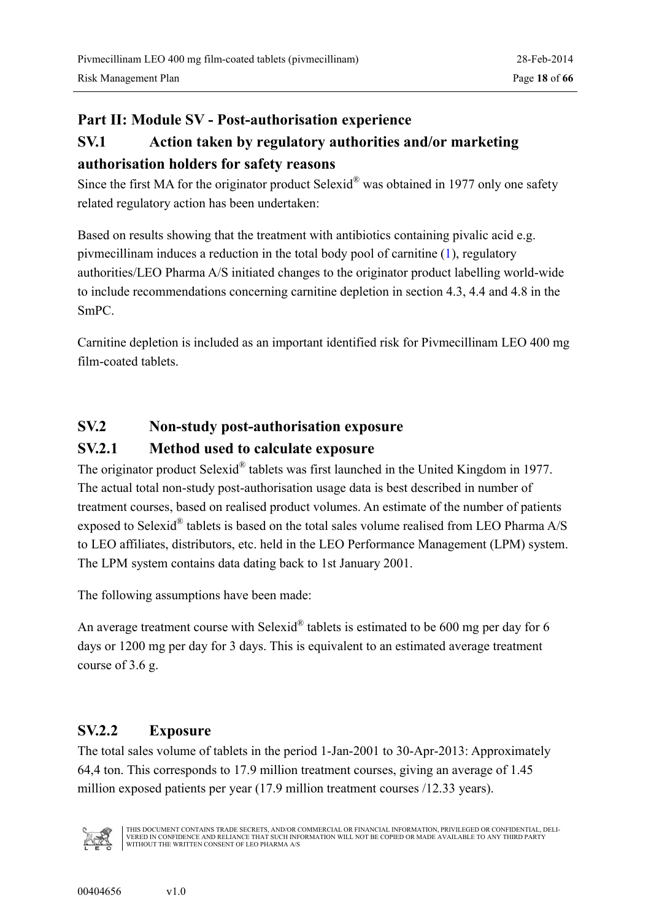# Part II: Module SV - Post-authorisation experience

## SV.1 Action taken by regulatory authorities and/or marketing authorisation holders for safety reasons

Since the first MA for the originator product Selexid® was obtained in 1977 only one safety related regulatory action has been undertaken:

Based on results showing that the treatment with antibiotics containing pivalic acid e.g. pivmecillinam induces a reduction in the total body pool of carnitine (1), regulatory authorities/LEO Pharma A/S initiated changes to the originator product labelling world-wide to include recommendations concerning carnitine depletion in section 4.3, 4.4 and 4.8 in the SmPC.

Carnitine depletion is included as an important identified risk for Pivmecillinam LEO 400 mg film-coated tablets.

## SV.2 Non-study post-authorisation exposure

### SV.2.1 Method used to calculate exposure

The originator product Selexid® tablets was first launched in the United Kingdom in 1977. The actual total non-study post-authorisation usage data is best described in number of treatment courses, based on realised product volumes. An estimate of the number of patients exposed to Selexid® tablets is based on the total sales volume realised from LEO Pharma A/S to LEO affiliates, distributors, etc. held in the LEO Performance Management (LPM) system. The LPM system contains data dating back to 1st January 2001.

The following assumptions have been made:

An average treatment course with Selexid® tablets is estimated to be 600 mg per day for 6 days or 1200 mg per day for 3 days. This is equivalent to an estimated average treatment course of 3.6 g.

### SV.2.2 Exposure

The total sales volume of tablets in the period 1-Jan-2001 to 30-Apr-2013: Approximately 64,4 ton. This corresponds to 17.9 million treatment courses, giving an average of 1.45 million exposed patients per year (17.9 million treatment courses /12.33 years).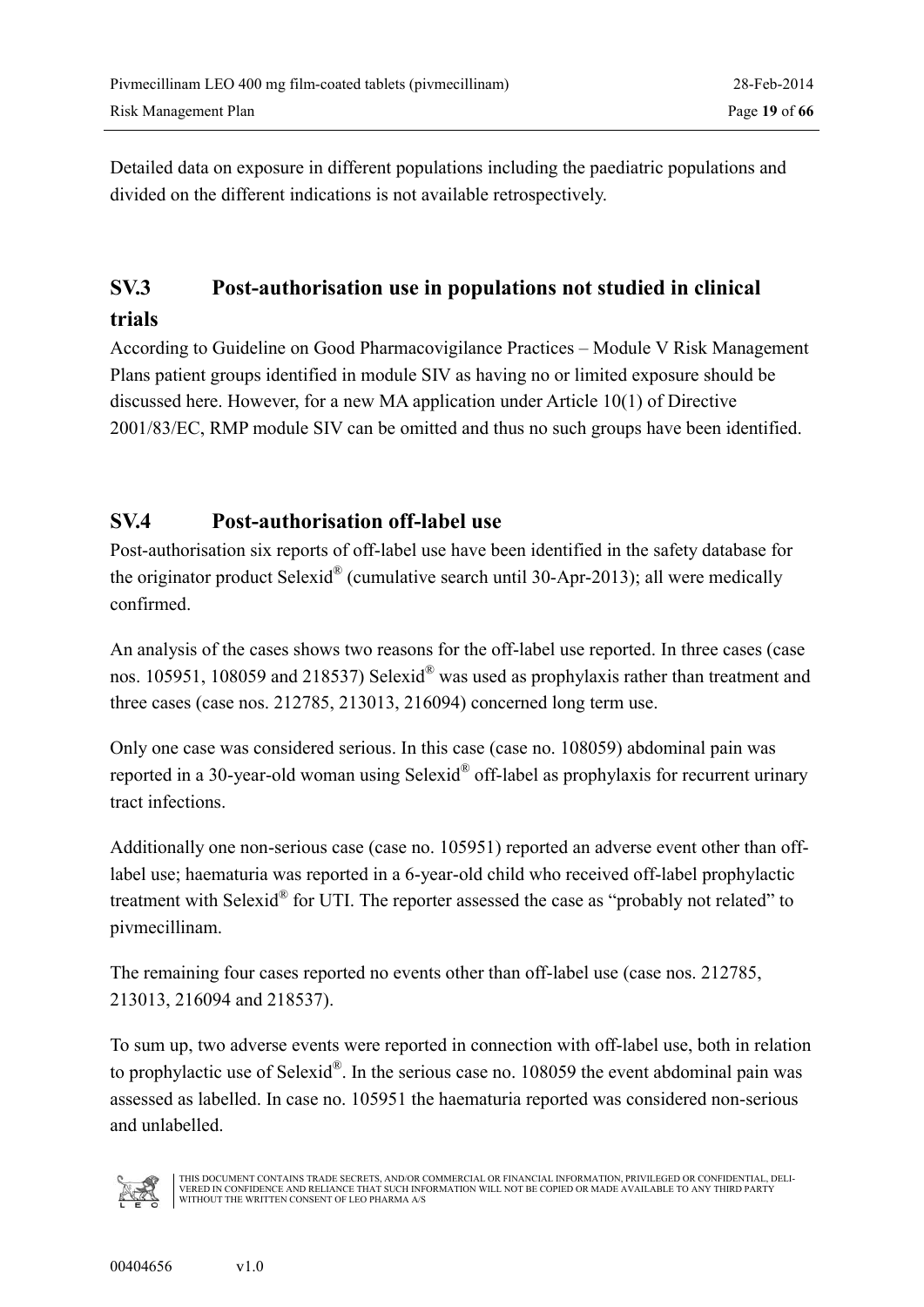Detailed data on exposure in different populations including the paediatric populations and divided on the different indications is not available retrospectively.

## SV.3 Post-authorisation use in populations not studied in clinical trials

According to Guideline on Good Pharmacovigilance Practices – Module V Risk Management Plans patient groups identified in module SIV as having no or limited exposure should be discussed here. However, for a new MA application under Article 10(1) of Directive 2001/83/EC, RMP module SIV can be omitted and thus no such groups have been identified.

## SV.4 Post-authorisation off-label use

Post-authorisation six reports of off-label use have been identified in the safety database for the originator product Selexid® (cumulative search until 30-Apr-2013); all were medically confirmed.

An analysis of the cases shows two reasons for the off-label use reported. In three cases (case nos. 105951, 108059 and 218537) Selexid® was used as prophylaxis rather than treatment and three cases (case nos. 212785, 213013, 216094) concerned long term use.

Only one case was considered serious. In this case (case no. 108059) abdominal pain was reported in a 30-year-old woman using Selexid® off-label as prophylaxis for recurrent urinary tract infections.

Additionally one non-serious case (case no. 105951) reported an adverse event other than off-label use; haematuria was reported in a 6-year-old child who received off-label prophylactic treatment with Selexid® for UTI. The reporter assessed the case as "probably not related" to pivmecillinam.

The remaining four cases reported no events other than off-label use (case nos. 212785, 213013, 216094 and 218537).

To sum up, two adverse events were reported in connection with off-label use, both in relation to prophylactic use of Selexid®. In the serious case no. 108059 the event abdominal pain was assessed as labelled. In case no. 105951 the haematuria reported was considered non-serious and unlabelled.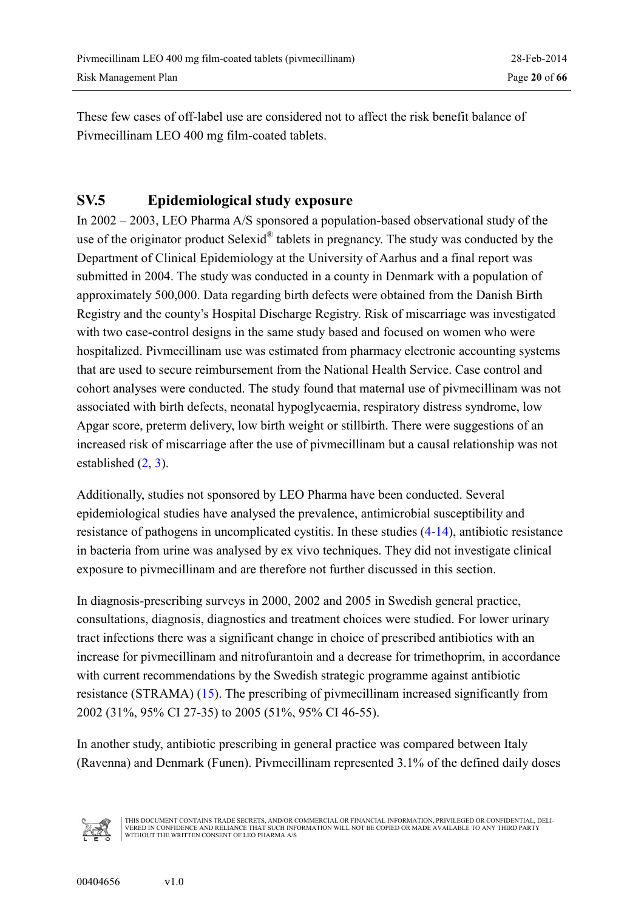These few cases of off-label use are considered not to affect the risk benefit balance of Pivmecillinam LEO 400 mg film-coated tablets.

## SV.5 Epidemiological study exposure

In 2002 – 2003, LEO Pharma A/S sponsored a population-based observational study of the use of the originator product Selexid® tablets in pregnancy. The study was conducted by the Department of Clinical Epidemiology at the University of Aarhus and a final report was submitted in 2004. The study was conducted in a county in Denmark with a population of approximately 500,000. Data regarding birth defects were obtained from the Danish Birth Registry and the county's Hospital Discharge Registry. Risk of miscarriage was investigated with two case-control designs in the same study based and focused on women who were hospitalized. Pivmecillinam use was estimated from pharmacy electronic accounting systems that are used to secure reimbursement from the National Health Service. Case control and cohort analyses were conducted. The study found that maternal use of pivmecillinam was not associated with birth defects, neonatal hypoglycaemia, respiratory distress syndrome, low Apgar score, preterm delivery, low birth weight or stillbirth. There were suggestions of an increased risk of miscarriage after the use of pivmecillinam but a causal relationship was not established (2, 3).

Additionally, studies not sponsored by LEO Pharma have been conducted. Several epidemiological studies have analysed the prevalence, antimicrobial susceptibility and resistance of pathogens in uncomplicated cystitis. In these studies (4-14), antibiotic resistance in bacteria from urine was analysed by ex vivo techniques. They did not investigate clinical exposure to pivmecillinam and are therefore not further discussed in this section.

In diagnosis-prescribing surveys in 2000, 2002 and 2005 in Swedish general practice, consultations, diagnosis, diagnostics and treatment choices were studied. For lower urinary tract infections there was a significant change in choice of prescribed antibiotics with an increase for pivmecillinam and nitrofurantoin and a decrease for trimethoprim, in accordance with current recommendations by the Swedish strategic programme against antibiotic resistance (STRAMA) (15). The prescribing of pivmecillinam increased significantly from 2002 (31%, 95% CI 27-35) to 2005 (51%, 95% CI 46-55).

In another study, antibiotic prescribing in general practice was compared between Italy (Ravenna) and Denmark (Funen). Pivmecillinam represented 3.1% of the defined daily doses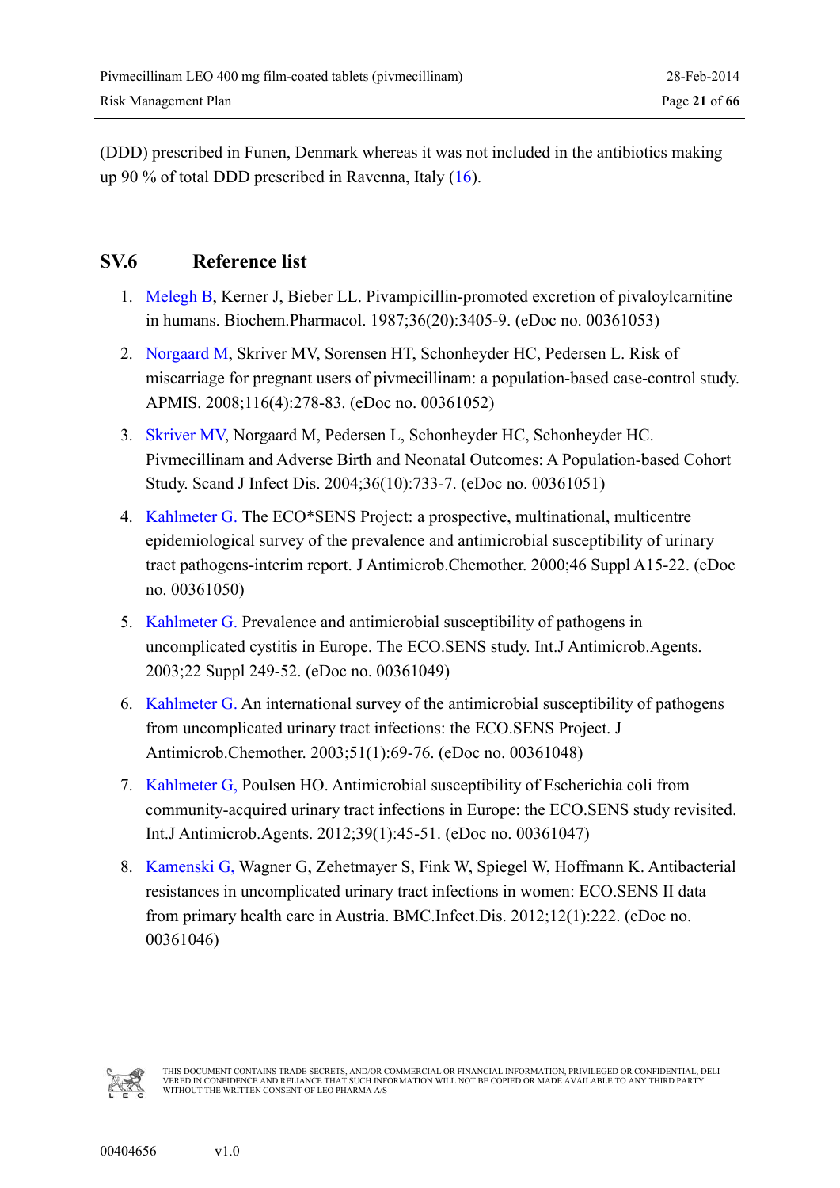(DDD) prescribed in Funen, Denmark whereas it was not included in the antibiotics making up 90 % of total DDD prescribed in Ravenna, Italy (16).

## SV.6 Reference list

1. Melegh B, Kerner J, Bieber LL. Pivampicillin-promoted excretion of pivaloylcarnitine in humans. Biochem.Pharmacol. 1987;36(20):3405-9. (eDoc no. 00361053)
2. Norgaard M, Skriver MV, Sorensen HT, Schonheyder HC, Pedersen L. Risk of miscarriage for pregnant users of pivmecillinam: a population-based case-control study. APMIS. 2008;116(4):278-83. (eDoc no. 00361052)
3. Skriver MV, Norgaard M, Pedersen L, Schonheyder HC, Schonheyder HC. Pivmecillinam and Adverse Birth and Neonatal Outcomes: A Population-based Cohort Study. Scand J Infect Dis. 2004;36(10):733-7. (eDoc no. 00361051)
4. Kahlmeter G. The ECO*SENS Project: a prospective, multinational, multicentre epidemiological survey of the prevalence and antimicrobial susceptibility of urinary tract pathogens-interim report. J Antimicrob.Chemother. 2000;46 Suppl A15-22. (eDoc no. 00361050)
5. Kahlmeter G. Prevalence and antimicrobial susceptibility of pathogens in uncomplicated cystitis in Europe. The ECO.SENS study. Int.J Antimicrob.Agents. 2003;22 Suppl 249-52. (eDoc no. 00361049)
6. Kahlmeter G. An international survey of the antimicrobial susceptibility of pathogens from uncomplicated urinary tract infections: the ECO.SENS Project. J Antimicrob.Chemother. 2003;51(1):69-76. (eDoc no. 00361048)
7. Kahlmeter G, Poulsen HO. Antimicrobial susceptibility of Escherichia coli from community-acquired urinary tract infections in Europe: the ECO.SENS study revisited. Int.J Antimicrob.Agents. 2012;39(1):45-51. (eDoc no. 00361047)
8. Kamenski G, Wagner G, Zehetmayer S, Fink W, Spiegel W, Hoffmann K. Antibacterial resistances in uncomplicated urinary tract infections in women: ECO.SENS II data from primary health care in Austria. BMC.Infect.Dis. 2012;12(1):222. (eDoc no. 00361046)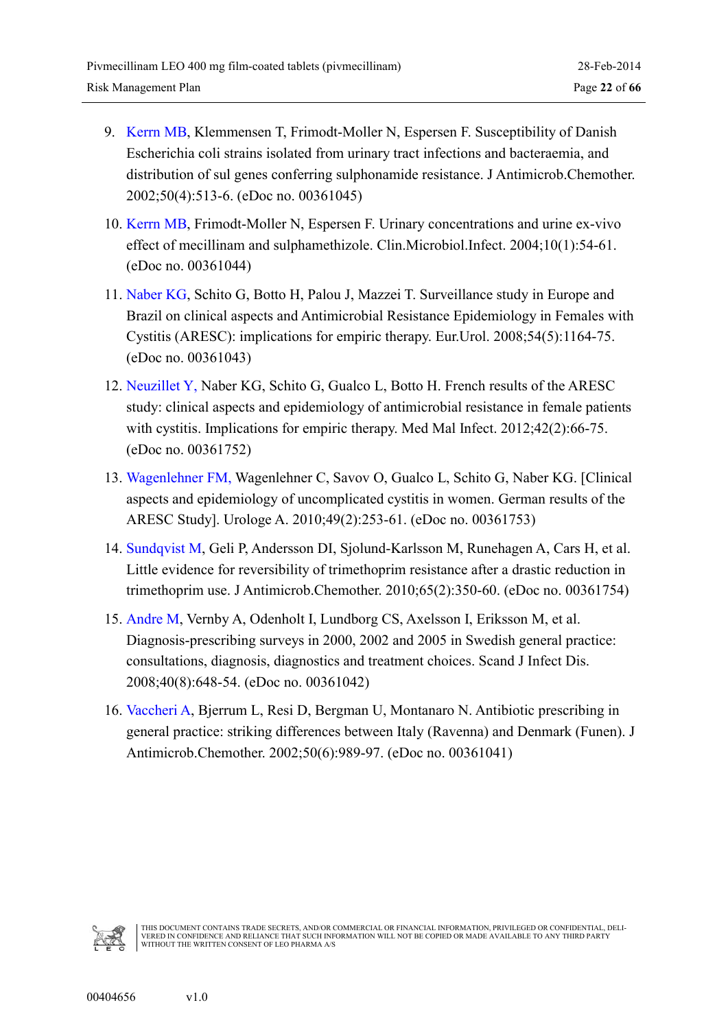9. Kerrn MB, Klemmensen T, Frimodt-Moller N, Espersen F. Susceptibility of Danish Escherichia coli strains isolated from urinary tract infections and bacteraemia, and distribution of sul genes conferring sulphonamide resistance. J Antimicrob.Chemother. 2002;50(4):513-6. (eDoc no. 00361045)

10. Kerrn MB, Frimodt-Moller N, Espersen F. Urinary concentrations and urine ex-vivo effect of mecillinam and sulphamethizole. Clin.Microbiol.Infect. 2004;10(1):54-61. (eDoc no. 00361044)

11. Naber KG, Schito G, Botto H, Palou J, Mazzei T. Surveillance study in Europe and Brazil on clinical aspects and Antimicrobial Resistance Epidemiology in Females with Cystitis (ARESC): implications for empiric therapy. Eur.Urol. 2008;54(5):1164-75. (eDoc no. 00361043)

12. Neuzillet Y, Naber KG, Schito G, Gualco L, Botto H. French results of the ARESC study: clinical aspects and epidemiology of antimicrobial resistance in female patients with cystitis. Implications for empiric therapy. Med Mal Infect. 2012;42(2):66-75. (eDoc no. 00361752)

13. Wagenlehner FM, Wagenlehner C, Savov O, Gualco L, Schito G, Naber KG. [Clinical aspects and epidemiology of uncomplicated cystitis in women. German results of the ARESC Study]. Urologe A. 2010;49(2):253-61. (eDoc no. 00361753)

14. Sundqvist M, Geli P, Andersson DI, Sjolund-Karlsson M, Runehagen A, Cars H, et al. Little evidence for reversibility of trimethoprim resistance after a drastic reduction in trimethoprim use. J Antimicrob.Chemother. 2010;65(2):350-60. (eDoc no. 00361754)

15. Andre M, Vernby A, Odenholt I, Lundborg CS, Axelsson I, Eriksson M, et al. Diagnosis-prescribing surveys in 2000, 2002 and 2005 in Swedish general practice: consultations, diagnosis, diagnostics and treatment choices. Scand J Infect Dis. 2008;40(8):648-54. (eDoc no. 00361042)

16. Vaccheri A, Bjerrum L, Resi D, Bergman U, Montanaro N. Antibiotic prescribing in general practice: striking differences between Italy (Ravenna) and Denmark (Funen). J Antimicrob.Chemother. 2002;50(6):989-97. (eDoc no. 00361041)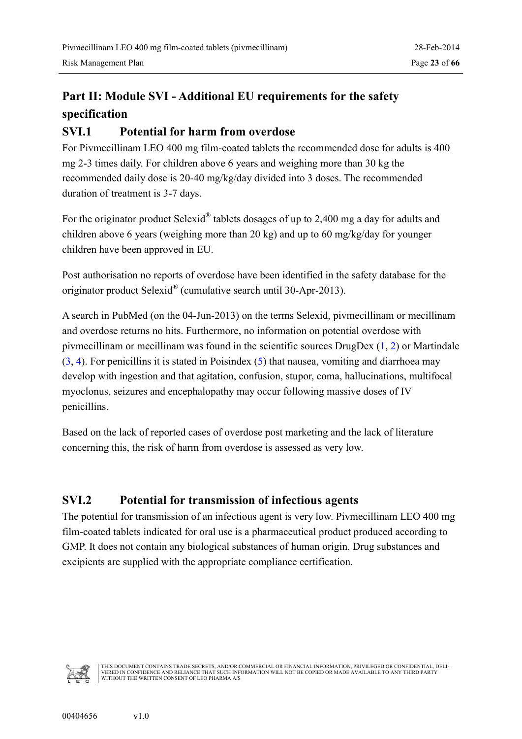# Part II: Module SVI - Additional EU requirements for the safety specification

## SVI.1 Potential for harm from overdose

For Pivmecillinam LEO 400 mg film-coated tablets the recommended dose for adults is 400 mg 2-3 times daily. For children above 6 years and weighing more than 30 kg the recommended daily dose is 20-40 mg/kg/day divided into 3 doses. The recommended duration of treatment is 3-7 days.

For the originator product Selexid® tablets dosages of up to 2,400 mg a day for adults and children above 6 years (weighing more than 20 kg) and up to 60 mg/kg/day for younger children have been approved in EU.

Post authorisation no reports of overdose have been identified in the safety database for the originator product Selexid® (cumulative search until 30-Apr-2013).

A search in PubMed (on the 04-Jun-2013) on the terms Selexid, pivmecillinam or mecillinam and overdose returns no hits. Furthermore, no information on potential overdose with pivmecillinam or mecillinam was found in the scientific sources DrugDex (1, 2) or Martindale (3, 4). For penicillins it is stated in Poisindex (5) that nausea, vomiting and diarrhoea may develop with ingestion and that agitation, confusion, stupor, coma, hallucinations, multifocal myoclonus, seizures and encephalopathy may occur following massive doses of IV penicillins.

Based on the lack of reported cases of overdose post marketing and the lack of literature concerning this, the risk of harm from overdose is assessed as very low.

## SVI.2 Potential for transmission of infectious agents

The potential for transmission of an infectious agent is very low. Pivmecillinam LEO 400 mg film-coated tablets indicated for oral use is a pharmaceutical product produced according to GMP. It does not contain any biological substances of human origin. Drug substances and excipients are supplied with the appropriate compliance certification.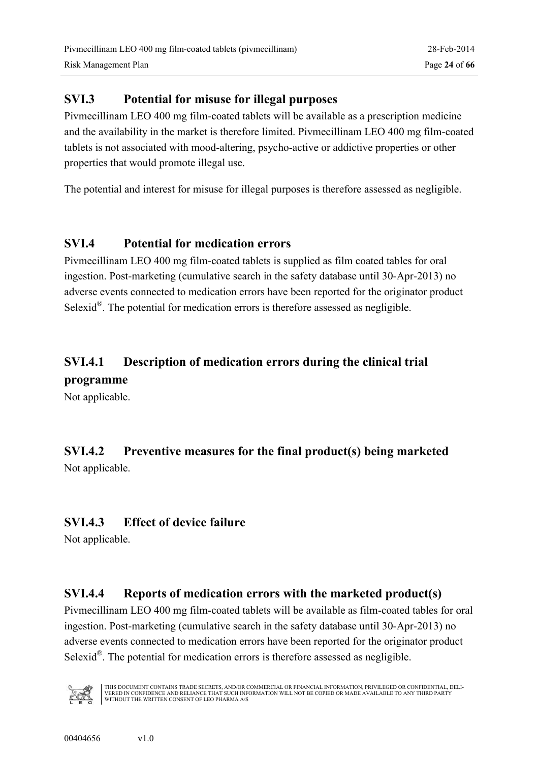## SVI.3 Potential for misuse for illegal purposes

Pivmecillinam LEO 400 mg film-coated tablets will be available as a prescription medicine and the availability in the market is therefore limited. Pivmecillinam LEO 400 mg film-coated tablets is not associated with mood-altering, psycho-active or addictive properties or other properties that would promote illegal use.

The potential and interest for misuse for illegal purposes is therefore assessed as negligible.

## SVI.4 Potential for medication errors

Pivmecillinam LEO 400 mg film-coated tablets is supplied as film coated tables for oral ingestion. Post-marketing (cumulative search in the safety database until 30-Apr-2013) no adverse events connected to medication errors have been reported for the originator product Selexid®. The potential for medication errors is therefore assessed as negligible.

### SVI.4.1 Description of medication errors during the clinical trial programme

Not applicable.

### SVI.4.2 Preventive measures for the final product(s) being marketed

Not applicable.

### SVI.4.3 Effect of device failure

Not applicable.

### SVI.4.4 Reports of medication errors with the marketed product(s)

Pivmecillinam LEO 400 mg film-coated tablets will be available as film-coated tables for oral ingestion. Post-marketing (cumulative search in the safety database until 30-Apr-2013) no adverse events connected to medication errors have been reported for the originator product Selexid®. The potential for medication errors is therefore assessed as negligible.

THIS DOCUMENT CONTAINS TRADE SECRETS, AND/OR COMMERCIAL OR FINANCIAL INFORMATION, PRIVILEGED OR CONFIDENTIAL, DELIVERED IN CONFIDENCE AND RELIANCE THAT SUCH INFORMATION WILL NOT BE COPIED OR MADE AVAILABLE TO ANY THIRD PARTY WITHOUT THE WRITTEN CONSENT OF LEO PHARMA A/S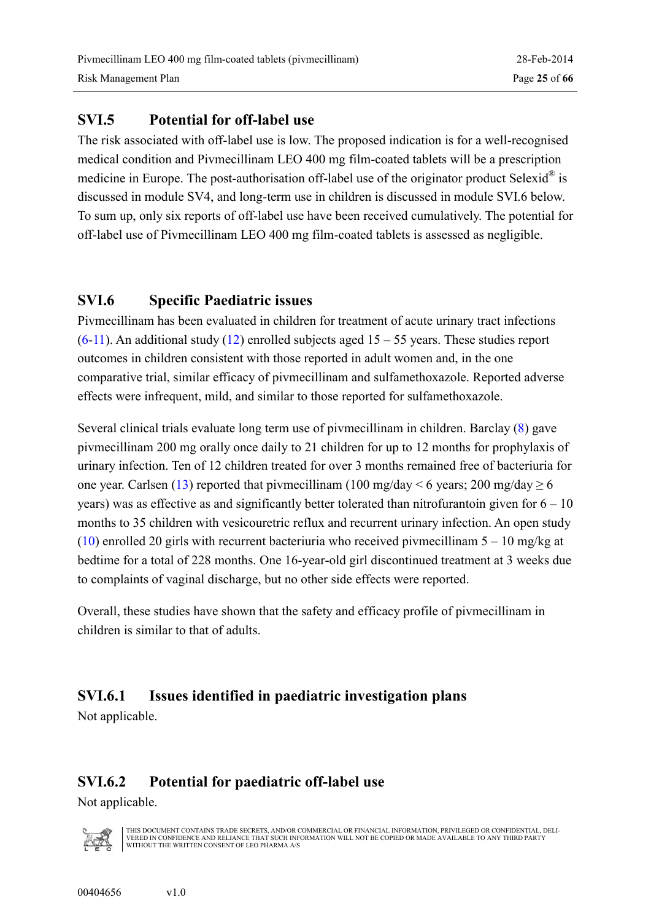## SVI.5 Potential for off-label use

The risk associated with off-label use is low. The proposed indication is for a well-recognised medical condition and Pivmecillinam LEO 400 mg film-coated tablets will be a prescription medicine in Europe. The post-authorisation off-label use of the originator product Selexid® is discussed in module SV4, and long-term use in children is discussed in module SVI.6 below. To sum up, only six reports of off-label use have been received cumulatively. The potential for off-label use of Pivmecillinam LEO 400 mg film-coated tablets is assessed as negligible.

## SVI.6 Specific Paediatric issues

Pivmecillinam has been evaluated in children for treatment of acute urinary tract infections (6-11). An additional study (12) enrolled subjects aged 15 – 55 years. These studies report outcomes in children consistent with those reported in adult women and, in the one comparative trial, similar efficacy of pivmecillinam and sulfamethoxazole. Reported adverse effects were infrequent, mild, and similar to those reported for sulfamethoxazole.

Several clinical trials evaluate long term use of pivmecillinam in children. Barclay (8) gave pivmecillinam 200 mg orally once daily to 21 children for up to 12 months for prophylaxis of urinary infection. Ten of 12 children treated for over 3 months remained free of bacteriuria for one year. Carlsen (13) reported that pivmecillinam (100 mg/day < 6 years; 200 mg/day ≥ 6 years) was as effective as and significantly better tolerated than nitrofurantoin given for 6 – 10 months to 35 children with vesicouretric reflux and recurrent urinary infection. An open study (10) enrolled 20 girls with recurrent bacteriuria who received pivmecillinam 5 – 10 mg/kg at bedtime for a total of 228 months. One 16-year-old girl discontinued treatment at 3 weeks due to complaints of vaginal discharge, but no other side effects were reported.

Overall, these studies have shown that the safety and efficacy profile of pivmecillinam in children is similar to that of adults.

### SVI.6.1 Issues identified in paediatric investigation plans

Not applicable.

### SVI.6.2 Potential for paediatric off-label use

Not applicable.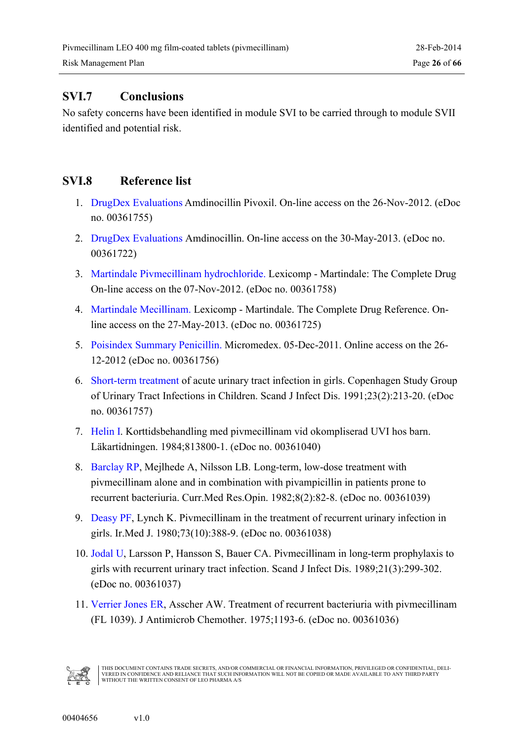## SVI.7 Conclusions

No safety concerns have been identified in module SVI to be carried through to module SVII identified and potential risk.

## SVI.8 Reference list

1. DrugDex Evaluations Amdinocillin Pivoxil. On-line access on the 26-Nov-2012. (eDoc no. 00361755)
2. DrugDex Evaluations Amdinocillin. On-line access on the 30-May-2013. (eDoc no. 00361722)
3. Martindale Pivmecillinam hydrochloride. Lexicomp - Martindale: The Complete Drug On-line access on the 07-Nov-2012. (eDoc no. 00361758)
4. Martindale Mecillinam. Lexicomp - Martindale. The Complete Drug Reference. On-line access on the 27-May-2013. (eDoc no. 00361725)
5. Poisindex Summary Penicillin. Micromedex. 05-Dec-2011. Online access on the 26-12-2012 (eDoc no. 00361756)
6. Short-term treatment of acute urinary tract infection in girls. Copenhagen Study Group of Urinary Tract Infections in Children. Scand J Infect Dis. 1991;23(2):213-20. (eDoc no. 00361757)
7. Helin I. Korttidsbehandling med pivmecillinam vid okompliserad UVI hos barn. Läkartidningen. 1984;813800-1. (eDoc no. 00361040)
8. Barclay RP, Mejlhede A, Nilsson LB. Long-term, low-dose treatment with pivmecillinam alone and in combination with pivampicillin in patients prone to recurrent bacteriuria. Curr.Med Res.Opin. 1982;8(2):82-8. (eDoc no. 00361039)
9. Deasy PF, Lynch K. Pivmecillinam in the treatment of recurrent urinary infection in girls. Ir.Med J. 1980;73(10):388-9. (eDoc no. 00361038)
10. Jodal U, Larsson P, Hansson S, Bauer CA. Pivmecillinam in long-term prophylaxis to girls with recurrent urinary tract infection. Scand J Infect Dis. 1989;21(3):299-302. (eDoc no. 00361037)
11. Verrier Jones ER, Asscher AW. Treatment of recurrent bacteriuria with pivmecillinam (FL 1039). J Antimicrob Chemother. 1975;1193-6. (eDoc no. 00361036)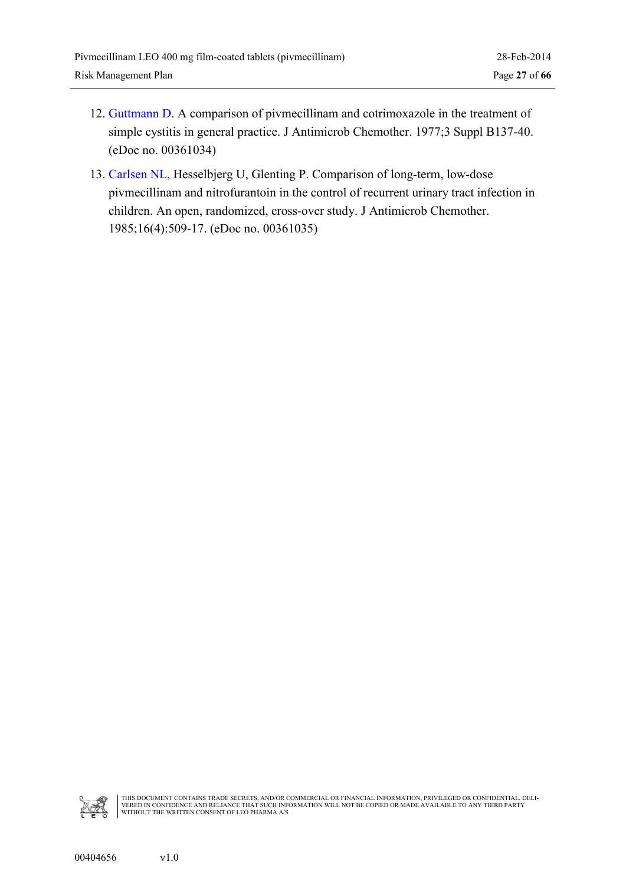12. Guttmann D. A comparison of pivmecillinam and cotrimoxazole in the treatment of simple cystitis in general practice. J Antimicrob Chemother. 1977;3 Suppl B137-40. (eDoc no. 00361034)

13. Carlsen NL, Hesselbjerg U, Glenting P. Comparison of long-term, low-dose pivmecillinam and nitrofurantoin in the control of recurrent urinary tract infection in children. An open, randomized, cross-over study. J Antimicrob Chemother. 1985;16(4):509-17. (eDoc no. 00361035)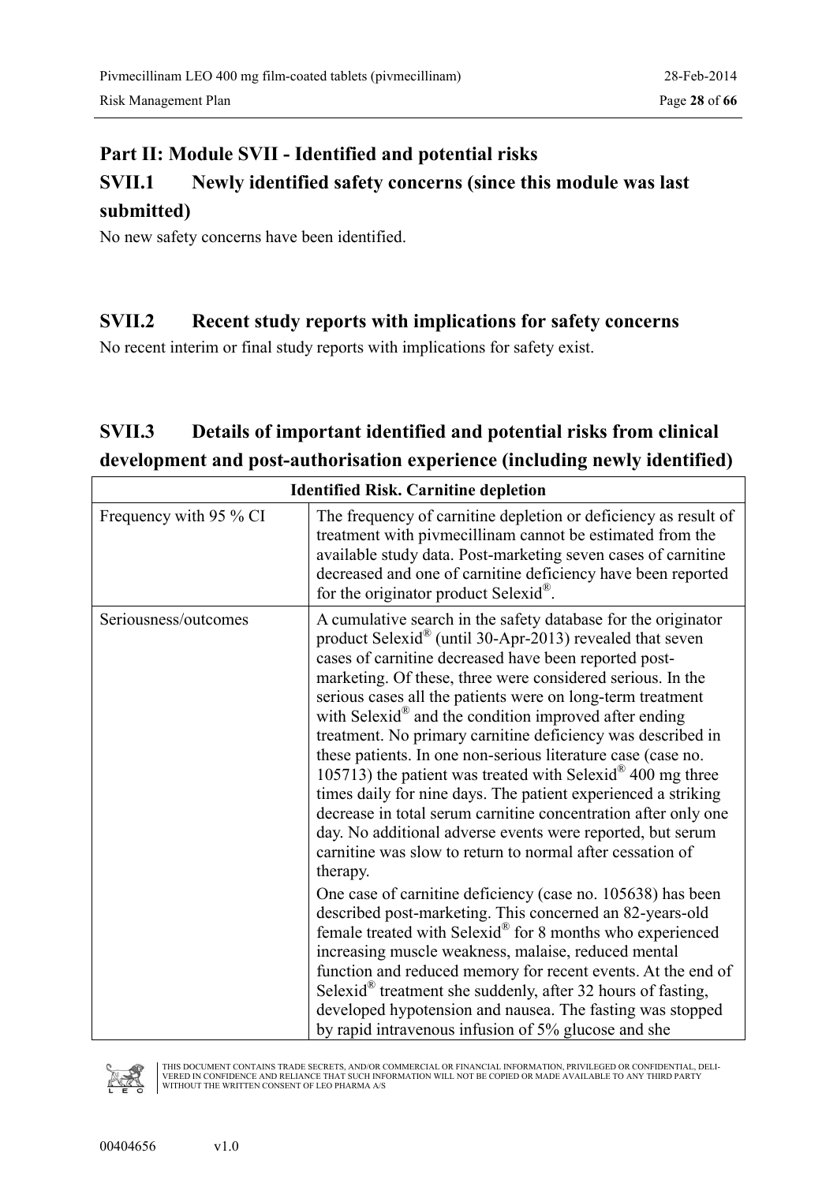# Part II: Module SVII - Identified and potential risks

## SVII.1 Newly identified safety concerns (since this module was last submitted)

No new safety concerns have been identified.

## SVII.2 Recent study reports with implications for safety concerns

No recent interim or final study reports with implications for safety exist.

## SVII.3 Details of important identified and potential risks from clinical development and post-authorisation experience (including newly identified)

| Identified Risk. Carnitine depletion | |
|---|---|
| Frequency with 95 % CI | The frequency of carnitine depletion or deficiency as result of treatment with pivmecillinam cannot be estimated from the available study data. Post-marketing seven cases of carnitine decreased and one of carnitine deficiency have been reported for the originator product Selexid®. |
| Seriousness/outcomes | A cumulative search in the safety database for the originator product Selexid® (until 30-Apr-2013) revealed that seven cases of carnitine decreased have been reported post-marketing. Of these, three were considered serious. In the serious cases all the patients were on long-term treatment with Selexid® and the condition improved after ending treatment. No primary carnitine deficiency was described in these patients. In one non-serious literature case (case no. 105713) the patient was treated with Selexid® 400 mg three times daily for nine days. The patient experienced a striking decrease in total serum carnitine concentration after only one day. No additional adverse events were reported, but serum carnitine was slow to return to normal after cessation of therapy.<br><br>One case of carnitine deficiency (case no. 105638) has been described post-marketing. This concerned an 82-years-old female treated with Selexid® for 8 months who experienced increasing muscle weakness, malaise, reduced mental function and reduced memory for recent events. At the end of Selexid® treatment she suddenly, after 32 hours of fasting, developed hypotension and nausea. The fasting was stopped by rapid intravenous infusion of 5% glucose and she |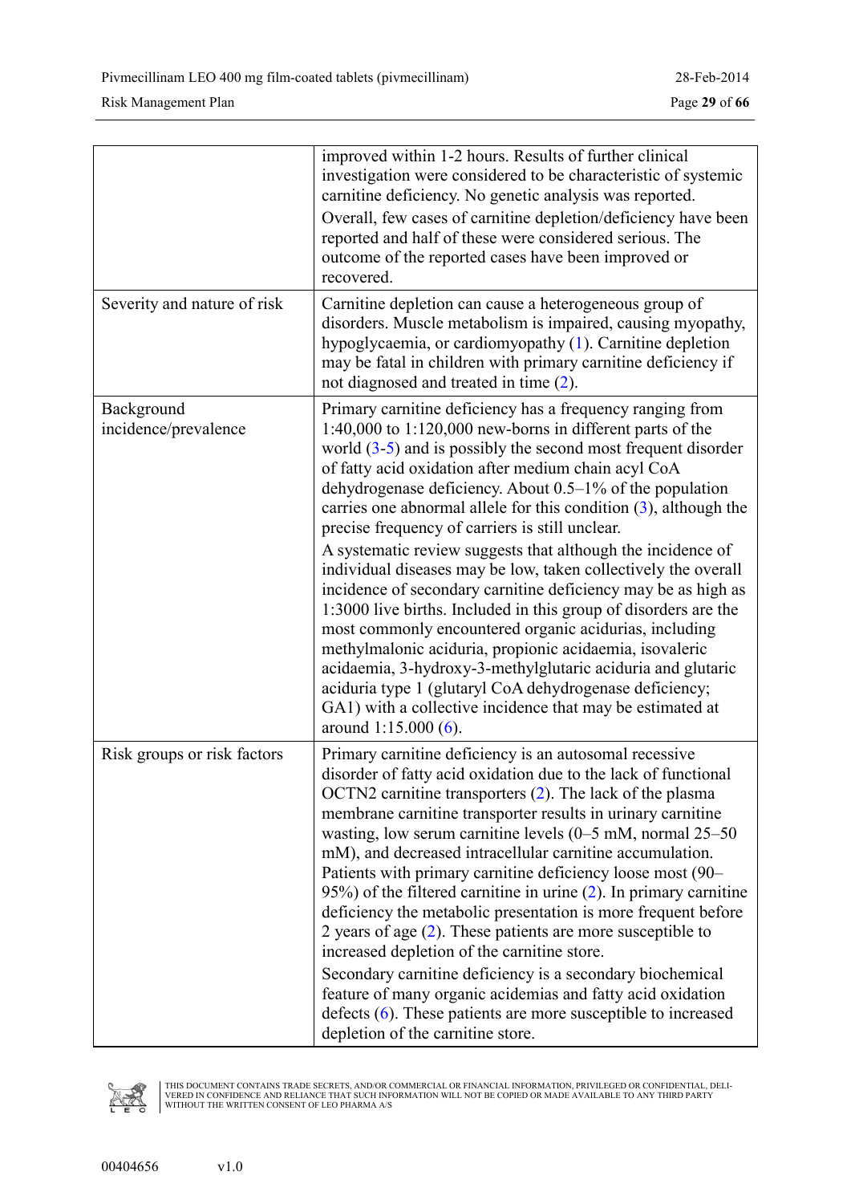| | |
|---|---|
| | improved within 1-2 hours. Results of further clinical investigation were considered to be characteristic of systemic carnitine deficiency. No genetic analysis was reported.<br>Overall, few cases of carnitine depletion/deficiency have been reported and half of these were considered serious. The outcome of the reported cases have been improved or recovered. |
| Severity and nature of risk | Carnitine depletion can cause a heterogeneous group of disorders. Muscle metabolism is impaired, causing myopathy, hypoglycaemia, or cardiomyopathy (1). Carnitine depletion may be fatal in children with primary carnitine deficiency if not diagnosed and treated in time (2). |
| Background incidence/prevalence | Primary carnitine deficiency has a frequency ranging from 1:40,000 to 1:120,000 new-borns in different parts of the world (3-5) and is possibly the second most frequent disorder of fatty acid oxidation after medium chain acyl CoA dehydrogenase deficiency. About 0.5–1% of the population carries one abnormal allele for this condition (3), although the precise frequency of carriers is still unclear.<br>A systematic review suggests that although the incidence of individual diseases may be low, taken collectively the overall incidence of secondary carnitine deficiency may be as high as 1:3000 live births. Included in this group of disorders are the most commonly encountered organic acidurias, including methylmalonic aciduria, propionic acidaemia, isovaleric acidaemia, 3-hydroxy-3-methylglutaric aciduria and glutaric aciduria type 1 (glutaryl CoA dehydrogenase deficiency; GA1) with a collective incidence that may be estimated at around 1:15.000 (6). |
| Risk groups or risk factors | Primary carnitine deficiency is an autosomal recessive disorder of fatty acid oxidation due to the lack of functional OCTN2 carnitine transporters (2). The lack of the plasma membrane carnitine transporter results in urinary carnitine wasting, low serum carnitine levels (0–5 mM, normal 25–50 mM), and decreased intracellular carnitine accumulation. Patients with primary carnitine deficiency loose most (90–95%) of the filtered carnitine in urine (2). In primary carnitine deficiency the metabolic presentation is more frequent before 2 years of age (2). These patients are more susceptible to increased depletion of the carnitine store.<br>Secondary carnitine deficiency is a secondary biochemical feature of many organic acidemias and fatty acid oxidation defects (6). These patients are more susceptible to increased depletion of the carnitine store. |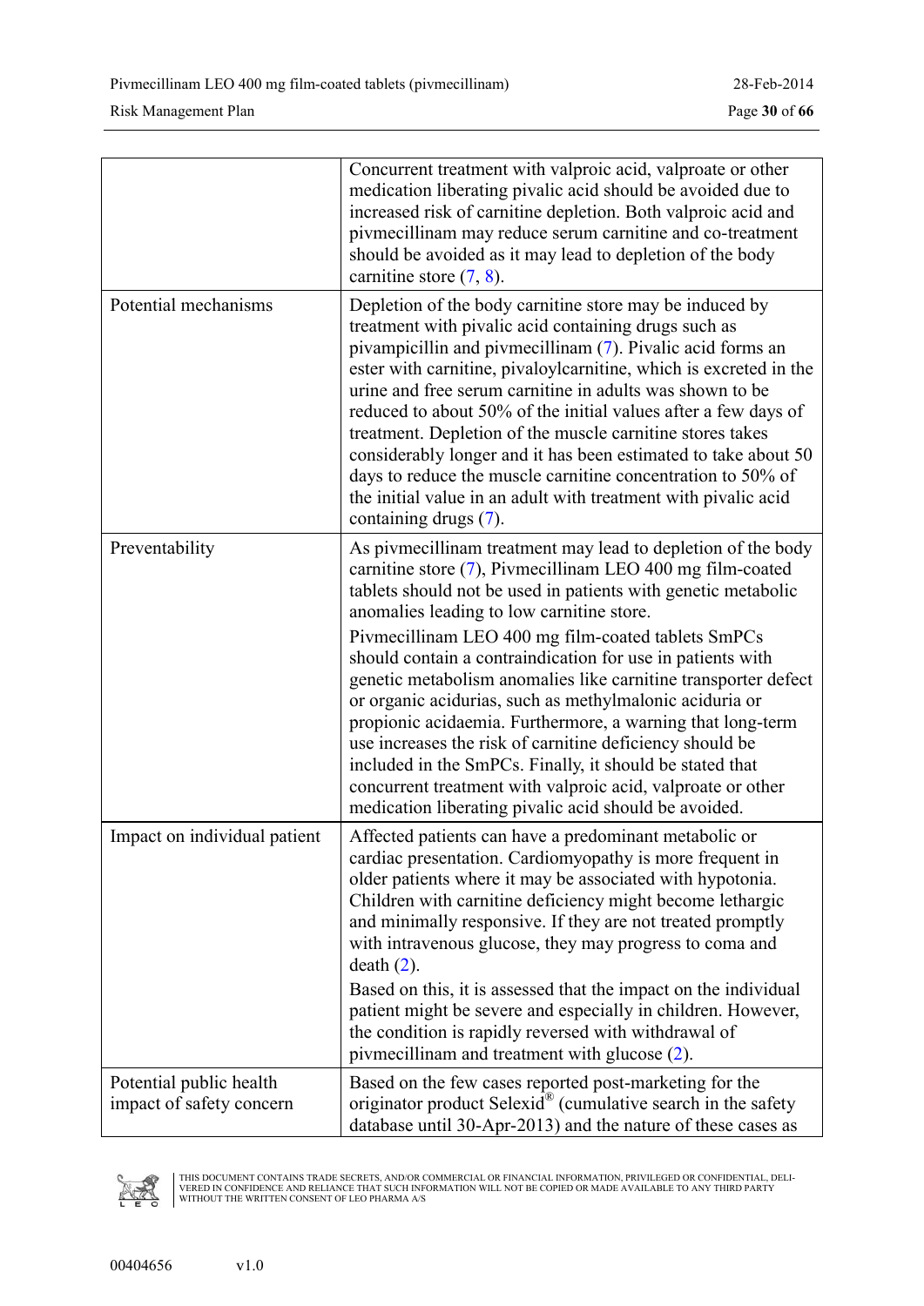| | |
|---|---|
| | Concurrent treatment with valproic acid, valproate or other medication liberating pivalic acid should be avoided due to increased risk of carnitine depletion. Both valproic acid and pivmecillinam may reduce serum carnitine and co-treatment should be avoided as it may lead to depletion of the body carnitine store (7, 8). |
| Potential mechanisms | Depletion of the body carnitine store may be induced by treatment with pivalic acid containing drugs such as pivampicillin and pivmecillinam (7). Pivalic acid forms an ester with carnitine, pivaloylcarnitine, which is excreted in the urine and free serum carnitine in adults was shown to be reduced to about 50% of the initial values after a few days of treatment. Depletion of the muscle carnitine stores takes considerably longer and it has been estimated to take about 50 days to reduce the muscle carnitine concentration to 50% of the initial value in an adult with treatment with pivalic acid containing drugs (7). |
| Preventability | As pivmecillinam treatment may lead to depletion of the body carnitine store (7), Pivmecillinam LEO 400 mg film-coated tablets should not be used in patients with genetic metabolic anomalies leading to low carnitine store.<br><br>Pivmecillinam LEO 400 mg film-coated tablets SmPCs should contain a contraindication for use in patients with genetic metabolism anomalies like carnitine transporter defect or organic acidurias, such as methylmalonic aciduria or propionic acidaemia. Furthermore, a warning that long-term use increases the risk of carnitine deficiency should be included in the SmPCs. Finally, it should be stated that concurrent treatment with valproic acid, valproate or other medication liberating pivalic acid should be avoided. |
| Impact on individual patient | Affected patients can have a predominant metabolic or cardiac presentation. Cardiomyopathy is more frequent in older patients where it may be associated with hypotonia. Children with carnitine deficiency might become lethargic and minimally responsive. If they are not treated promptly with intravenous glucose, they may progress to coma and death (2).<br><br>Based on this, it is assessed that the impact on the individual patient might be severe and especially in children. However, the condition is rapidly reversed with withdrawal of pivmecillinam and treatment with glucose (2). |
| Potential public health impact of safety concern | Based on the few cases reported post-marketing for the originator product Selexid® (cumulative search in the safety database until 30-Apr-2013) and the nature of these cases as |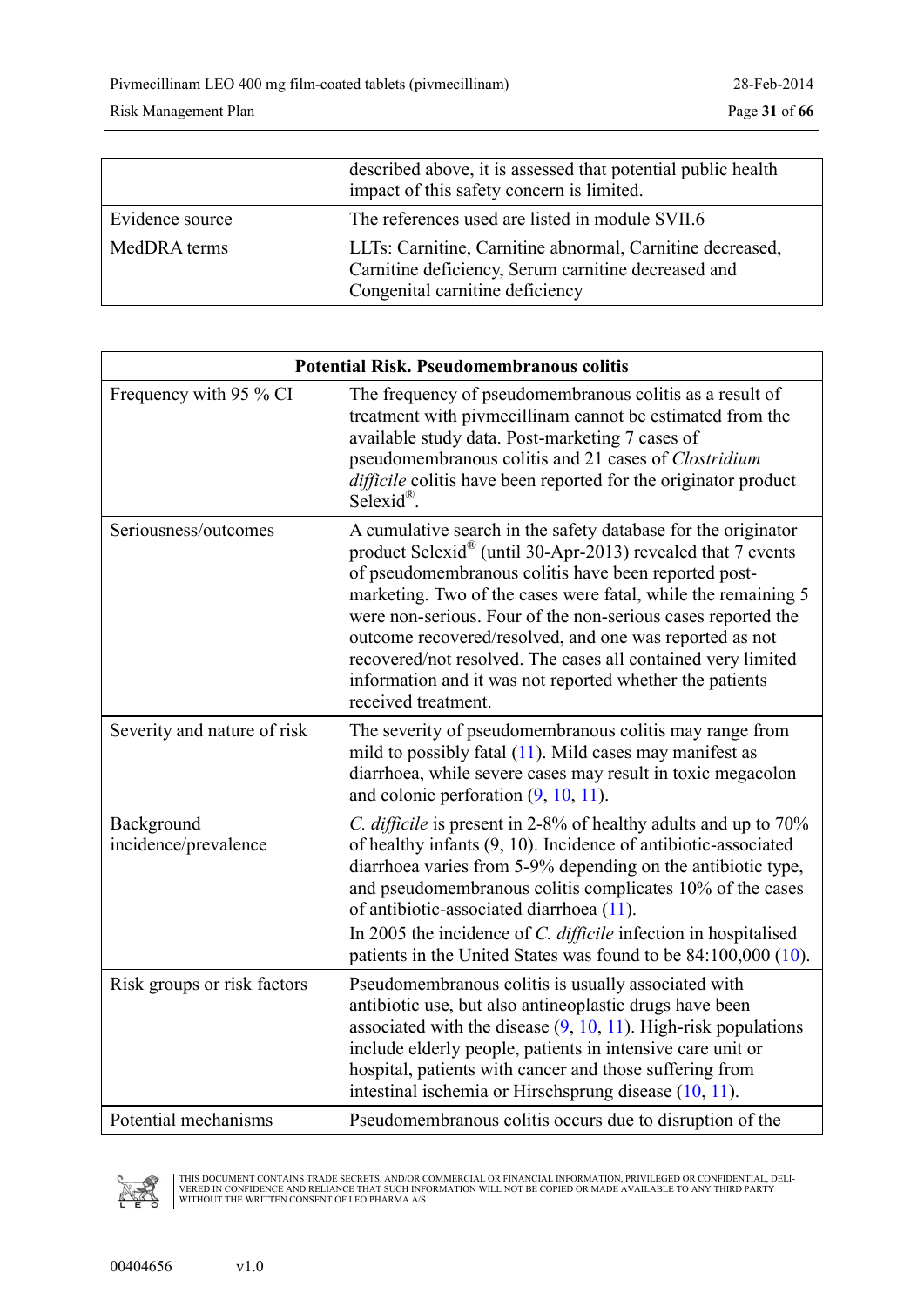| | |
|---|---|
| | described above, it is assessed that potential public health impact of this safety concern is limited. |
| Evidence source | The references used are listed in module SVII.6 |
| MedDRA terms | LLTs: Carnitine, Carnitine abnormal, Carnitine decreased, Carnitine deficiency, Serum carnitine decreased and Congenital carnitine deficiency |

| **Potential Risk. Pseudomembranous colitis** | |
|---|---|
| Frequency with 95 % CI | The frequency of pseudomembranous colitis as a result of treatment with pivmecillinam cannot be estimated from the available study data. Post-marketing 7 cases of pseudomembranous colitis and 21 cases of *Clostridium difficile* colitis have been reported for the originator product Selexid®. |
| Seriousness/outcomes | A cumulative search in the safety database for the originator product Selexid® (until 30-Apr-2013) revealed that 7 events of pseudomembranous colitis have been reported post-marketing. Two of the cases were fatal, while the remaining 5 were non-serious. Four of the non-serious cases reported the outcome recovered/resolved, and one was reported as not recovered/not resolved. The cases all contained very limited information and it was not reported whether the patients received treatment. |
| Severity and nature of risk | The severity of pseudomembranous colitis may range from mild to possibly fatal (11). Mild cases may manifest as diarrhoea, while severe cases may result in toxic megacolon and colonic perforation (9, 10, 11). |
| Background incidence/prevalence | *C. difficile* is present in 2-8% of healthy adults and up to 70% of healthy infants (9, 10). Incidence of antibiotic-associated diarrhoea varies from 5-9% depending on the antibiotic type, and pseudomembranous colitis complicates 10% of the cases of antibiotic-associated diarrhoea (11).<br>In 2005 the incidence of *C. difficile* infection in hospitalised patients in the United States was found to be 84:100,000 (10). |
| Risk groups or risk factors | Pseudomembranous colitis is usually associated with antibiotic use, but also antineoplastic drugs have been associated with the disease (9, 10, 11). High-risk populations include elderly people, patients in intensive care unit or hospital, patients with cancer and those suffering from intestinal ischemia or Hirschsprung disease (10, 11). |
| Potential mechanisms | Pseudomembranous colitis occurs due to disruption of the |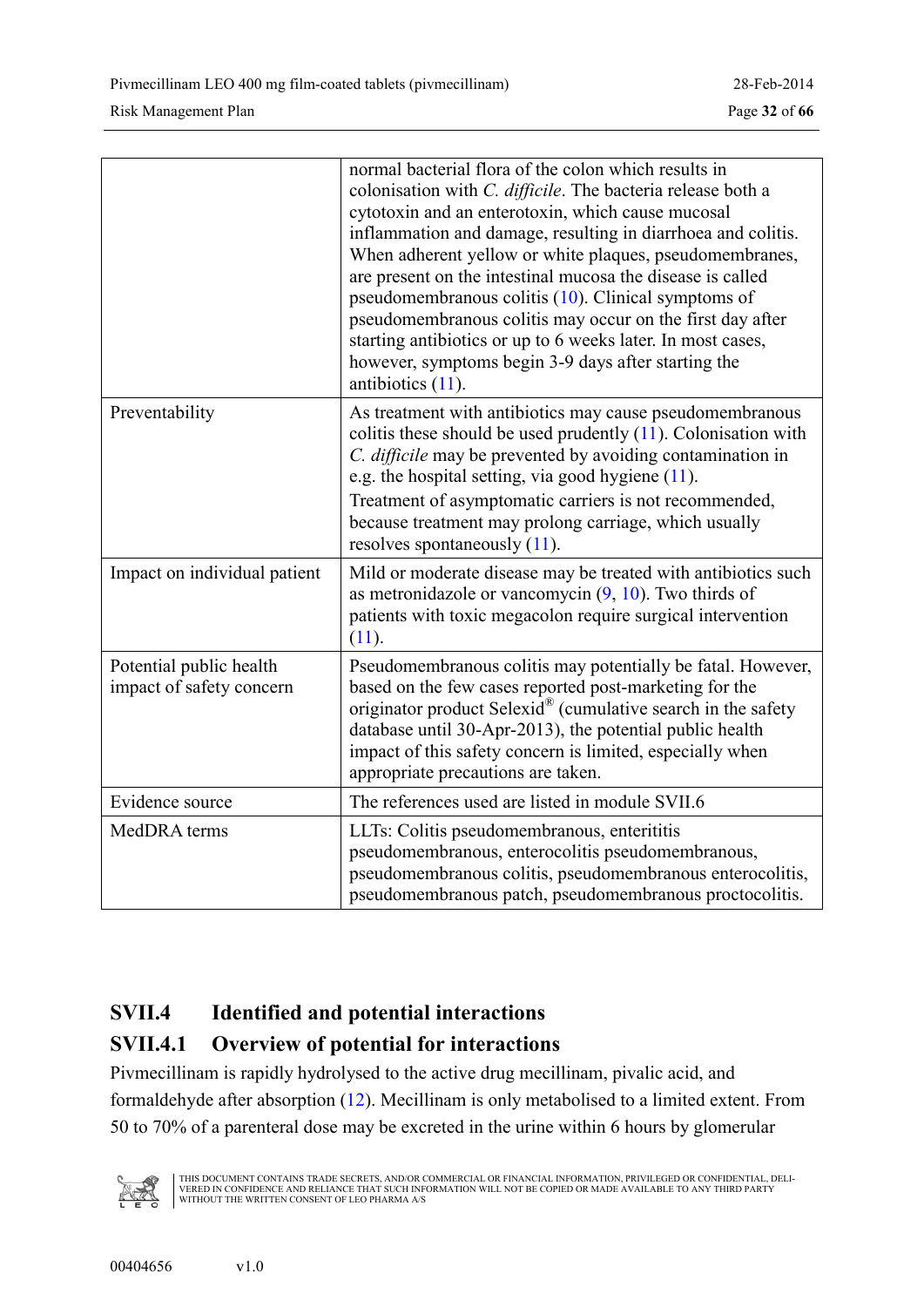|  |  |
| --- | --- |
|  | normal bacterial flora of the colon which results in colonisation with *C. difficile*. The bacteria release both a cytotoxin and an enterotoxin, which cause mucosal inflammation and damage, resulting in diarrhoea and colitis. When adherent yellow or white plaques, pseudomembranes, are present on the intestinal mucosa the disease is called pseudomembranous colitis (10). Clinical symptoms of pseudomembranous colitis may occur on the first day after starting antibiotics or up to 6 weeks later. In most cases, however, symptoms begin 3-9 days after starting the antibiotics (11). |
| Preventability | As treatment with antibiotics may cause pseudomembranous colitis these should be used prudently (11). Colonisation with *C. difficile* may be prevented by avoiding contamination in e.g. the hospital setting, via good hygiene (11). Treatment of asymptomatic carriers is not recommended, because treatment may prolong carriage, which usually resolves spontaneously (11). |
| Impact on individual patient | Mild or moderate disease may be treated with antibiotics such as metronidazole or vancomycin (9, 10). Two thirds of patients with toxic megacolon require surgical intervention (11). |
| Potential public health impact of safety concern | Pseudomembranous colitis may potentially be fatal. However, based on the few cases reported post-marketing for the originator product Selexid® (cumulative search in the safety database until 30-Apr-2013), the potential public health impact of this safety concern is limited, especially when appropriate precautions are taken. |
| Evidence source | The references used are listed in module SVII.6 |
| MedDRA terms | LLTs: Colitis pseudomembranous, enteritis pseudomembranous, enterocolitis pseudomembranous, pseudomembranous colitis, pseudomembranous enterocolitis, pseudomembranous patch, pseudomembranous proctocolitis. |

## SVII.4 Identified and potential interactions

### SVII.4.1 Overview of potential for interactions

Pivmecillinam is rapidly hydrolysed to the active drug mecillinam, pivalic acid, and formaldehyde after absorption (12). Mecillinam is only metabolised to a limited extent. From 50 to 70% of a parenteral dose may be excreted in the urine within 6 hours by glomerular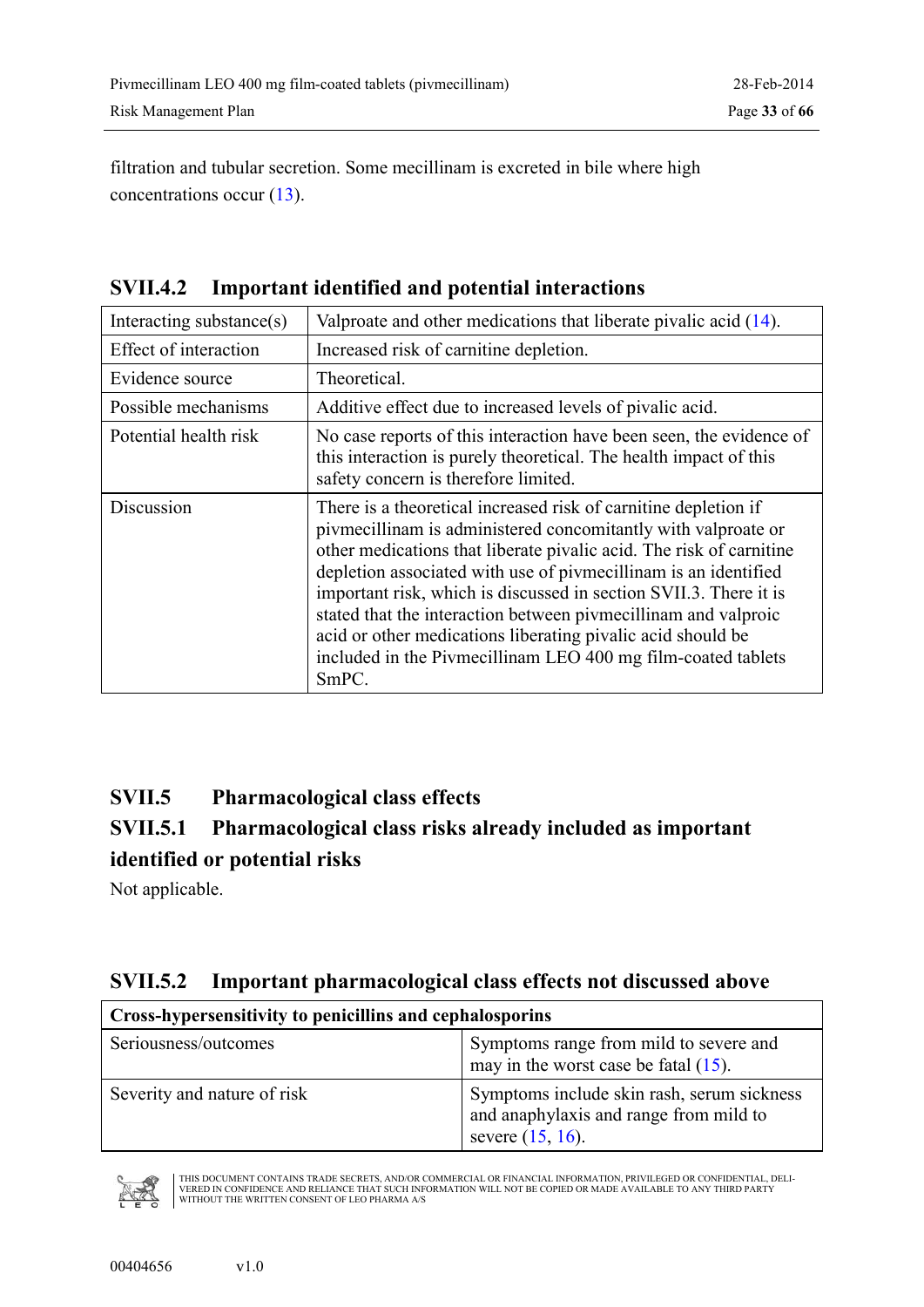filtration and tubular secretion. Some mecillinam is excreted in bile where high concentrations occur (13).

### SVII.4.2 Important identified and potential interactions

| | |
|---|---|
| Interacting substance(s) | Valproate and other medications that liberate pivalic acid (14). |
| Effect of interaction | Increased risk of carnitine depletion. |
| Evidence source | Theoretical. |
| Possible mechanisms | Additive effect due to increased levels of pivalic acid. |
| Potential health risk | No case reports of this interaction have been seen, the evidence of this interaction is purely theoretical. The health impact of this safety concern is therefore limited. |
| Discussion | There is a theoretical increased risk of carnitine depletion if pivmecillinam is administered concomitantly with valproate or other medications that liberate pivalic acid. The risk of carnitine depletion associated with use of pivmecillinam is an identified important risk, which is discussed in section SVII.3. There it is stated that the interaction between pivmecillinam and valproic acid or other medications liberating pivalic acid should be included in the Pivmecillinam LEO 400 mg film-coated tablets SmPC. |

## SVII.5 Pharmacological class effects

### SVII.5.1 Pharmacological class risks already included as important identified or potential risks

Not applicable.

### SVII.5.2 Important pharmacological class effects not discussed above

| **Cross-hypersensitivity to penicillins and cephalosporins** | |
|---|---|
| Seriousness/outcomes | Symptoms range from mild to severe and may in the worst case be fatal (15). |
| Severity and nature of risk | Symptoms include skin rash, serum sickness and anaphylaxis and range from mild to severe (15, 16). |

THIS DOCUMENT CONTAINS TRADE SECRETS, AND/OR COMMERCIAL OR FINANCIAL INFORMATION, PRIVILEGED OR CONFIDENTIAL, DELIVERED IN CONFIDENCE AND RELIANCE THAT SUCH INFORMATION WILL NOT BE COPIED OR MADE AVAILABLE TO ANY THIRD PARTY WITHOUT THE WRITTEN CONSENT OF LEO PHARMA A/S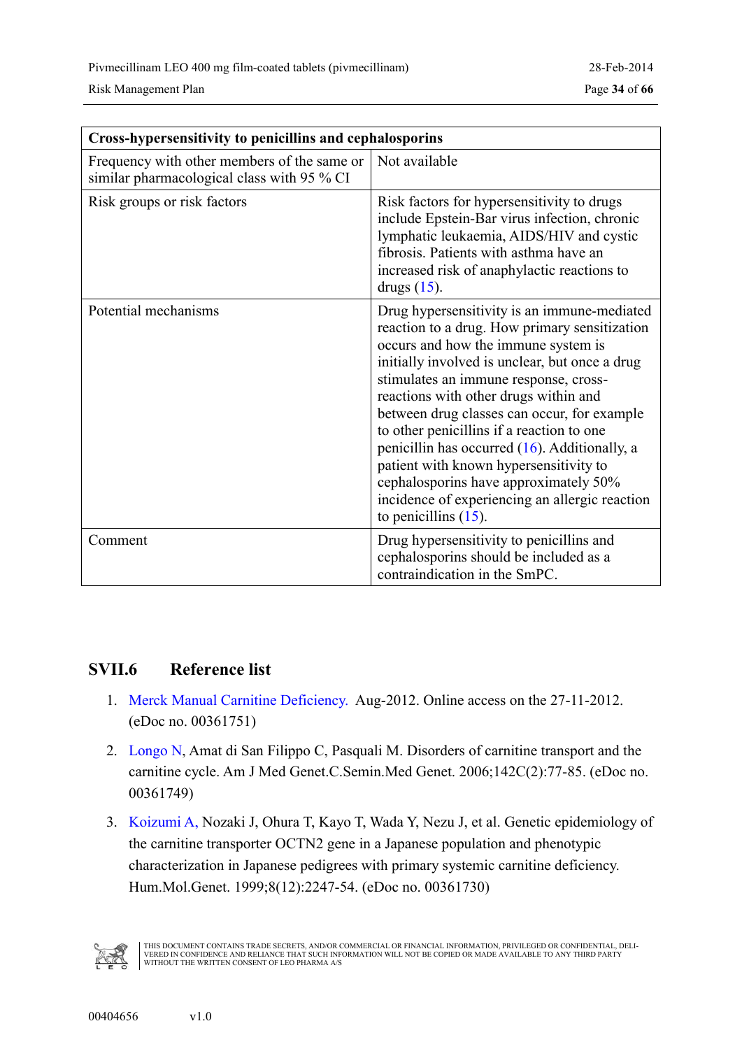| Cross-hypersensitivity to penicillins and cephalosporins | |
|---|---|
| Frequency with other members of the same or similar pharmacological class with 95 % CI | Not available |
| Risk groups or risk factors | Risk factors for hypersensitivity to drugs include Epstein-Bar virus infection, chronic lymphatic leukaemia, AIDS/HIV and cystic fibrosis. Patients with asthma have an increased risk of anaphylactic reactions to drugs (15). |
| Potential mechanisms | Drug hypersensitivity is an immune-mediated reaction to a drug. How primary sensitization occurs and how the immune system is initially involved is unclear, but once a drug stimulates an immune response, cross-reactions with other drugs within and between drug classes can occur, for example to other penicillins if a reaction to one penicillin has occurred (16). Additionally, a patient with known hypersensitivity to cephalosporins have approximately 50% incidence of experiencing an allergic reaction to penicillins (15). |
| Comment | Drug hypersensitivity to penicillins and cephalosporins should be included as a contraindication in the SmPC. |

## SVII.6 Reference list

1. Merck Manual Carnitine Deficiency. Aug-2012. Online access on the 27-11-2012. (eDoc no. 00361751)
2. Longo N, Amat di San Filippo C, Pasquali M. Disorders of carnitine transport and the carnitine cycle. Am J Med Genet.C.Semin.Med Genet. 2006;142C(2):77-85. (eDoc no. 00361749)
3. Koizumi A, Nozaki J, Ohura T, Kayo T, Wada Y, Nezu J, et al. Genetic epidemiology of the carnitine transporter OCTN2 gene in a Japanese population and phenotypic characterization in Japanese pedigrees with primary systemic carnitine deficiency. Hum.Mol.Genet. 1999;8(12):2247-54. (eDoc no. 00361730)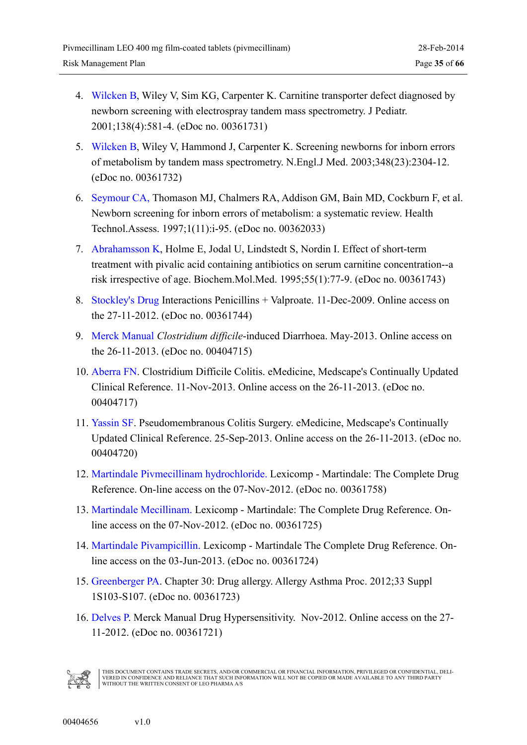4. Wilcken B, Wiley V, Sim KG, Carpenter K. Carnitine transporter defect diagnosed by newborn screening with electrospray tandem mass spectrometry. J Pediatr. 2001;138(4):581-4. (eDoc no. 00361731)
5. Wilcken B, Wiley V, Hammond J, Carpenter K. Screening newborns for inborn errors of metabolism by tandem mass spectrometry. N.Engl.J Med. 2003;348(23):2304-12. (eDoc no. 00361732)
6. Seymour CA, Thomason MJ, Chalmers RA, Addison GM, Bain MD, Cockburn F, et al. Newborn screening for inborn errors of metabolism: a systematic review. Health Technol.Assess. 1997;1(11):i-95. (eDoc no. 00362033)
7. Abrahamsson K, Holme E, Jodal U, Lindstedt S, Nordin I. Effect of short-term treatment with pivalic acid containing antibiotics on serum carnitine concentration--a risk irrespective of age. Biochem.Mol.Med. 1995;55(1):77-9. (eDoc no. 00361743)
8. Stockley's Drug Interactions Penicillins + Valproate. 11-Dec-2009. Online access on the 27-11-2012. (eDoc no. 00361744)
9. Merck Manual *Clostridium difficile*-induced Diarrhoea. May-2013. Online access on the 26-11-2013. (eDoc no. 00404715)
10. Aberra FN. Clostridium Difficile Colitis. eMedicine, Medscape's Continually Updated Clinical Reference. 11-Nov-2013. Online access on the 26-11-2013. (eDoc no. 00404717)
11. Yassin SF. Pseudomembranous Colitis Surgery. eMedicine, Medscape's Continually Updated Clinical Reference. 25-Sep-2013. Online access on the 26-11-2013. (eDoc no. 00404720)
12. Martindale Pivmecillinam hydrochloride. Lexicomp - Martindale: The Complete Drug Reference. On-line access on the 07-Nov-2012. (eDoc no. 00361758)
13. Martindale Mecillinam. Lexicomp - Martindale: The Complete Drug Reference. On-line access on the 07-Nov-2012. (eDoc no. 00361725)
14. Martindale Pivampicillin. Lexicomp - Martindale The Complete Drug Reference. On-line access on the 03-Jun-2013. (eDoc no. 00361724)
15. Greenberger PA. Chapter 30: Drug allergy. Allergy Asthma Proc. 2012;33 Suppl 1S103-S107. (eDoc no. 00361723)
16. Delves P. Merck Manual Drug Hypersensitivity. Nov-2012. Online access on the 27-11-2012. (eDoc no. 00361721)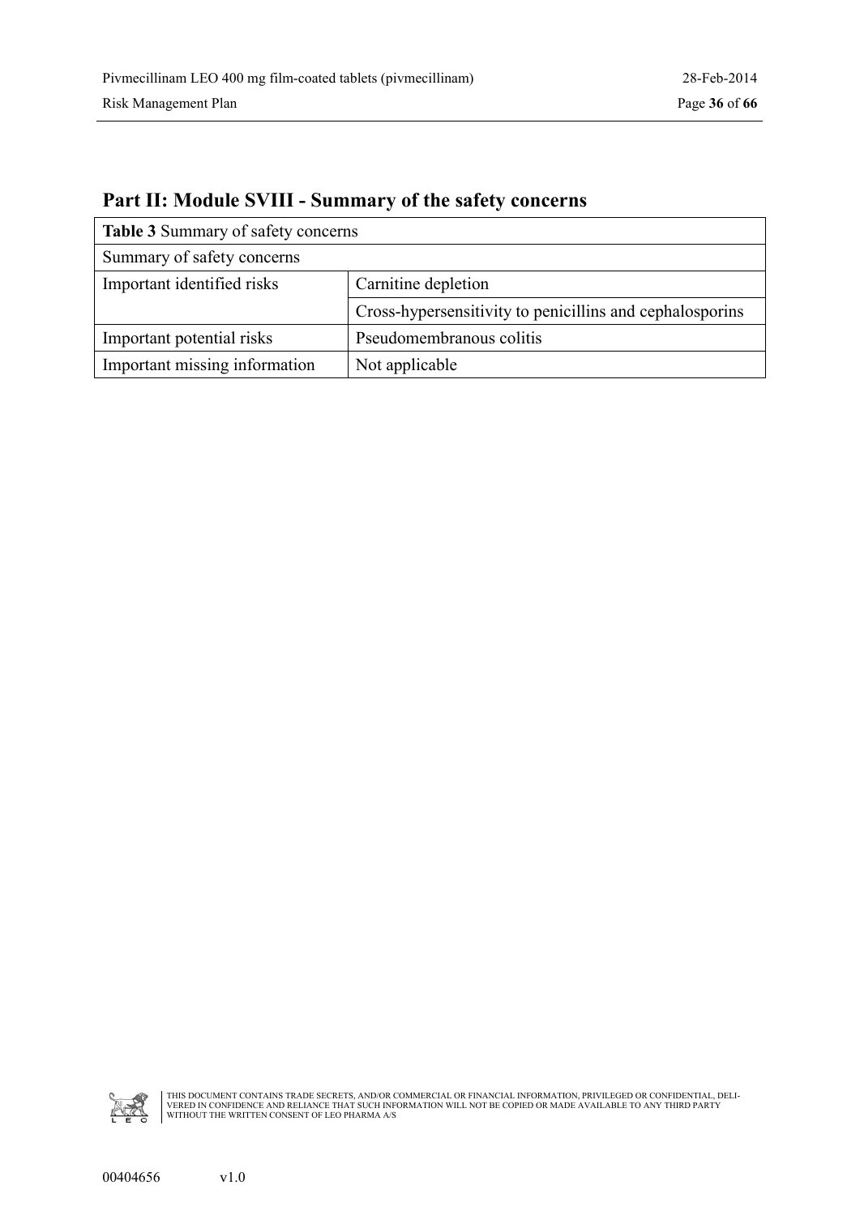## Part II: Module SVIII - Summary of the safety concerns

| **Table 3** Summary of safety concerns | |
|---|---|
| Summary of safety concerns | |
| Important identified risks | Carnitine depletion |
| | Cross-hypersensitivity to penicillins and cephalosporins |
| Important potential risks | Pseudomembranous colitis |
| Important missing information | Not applicable |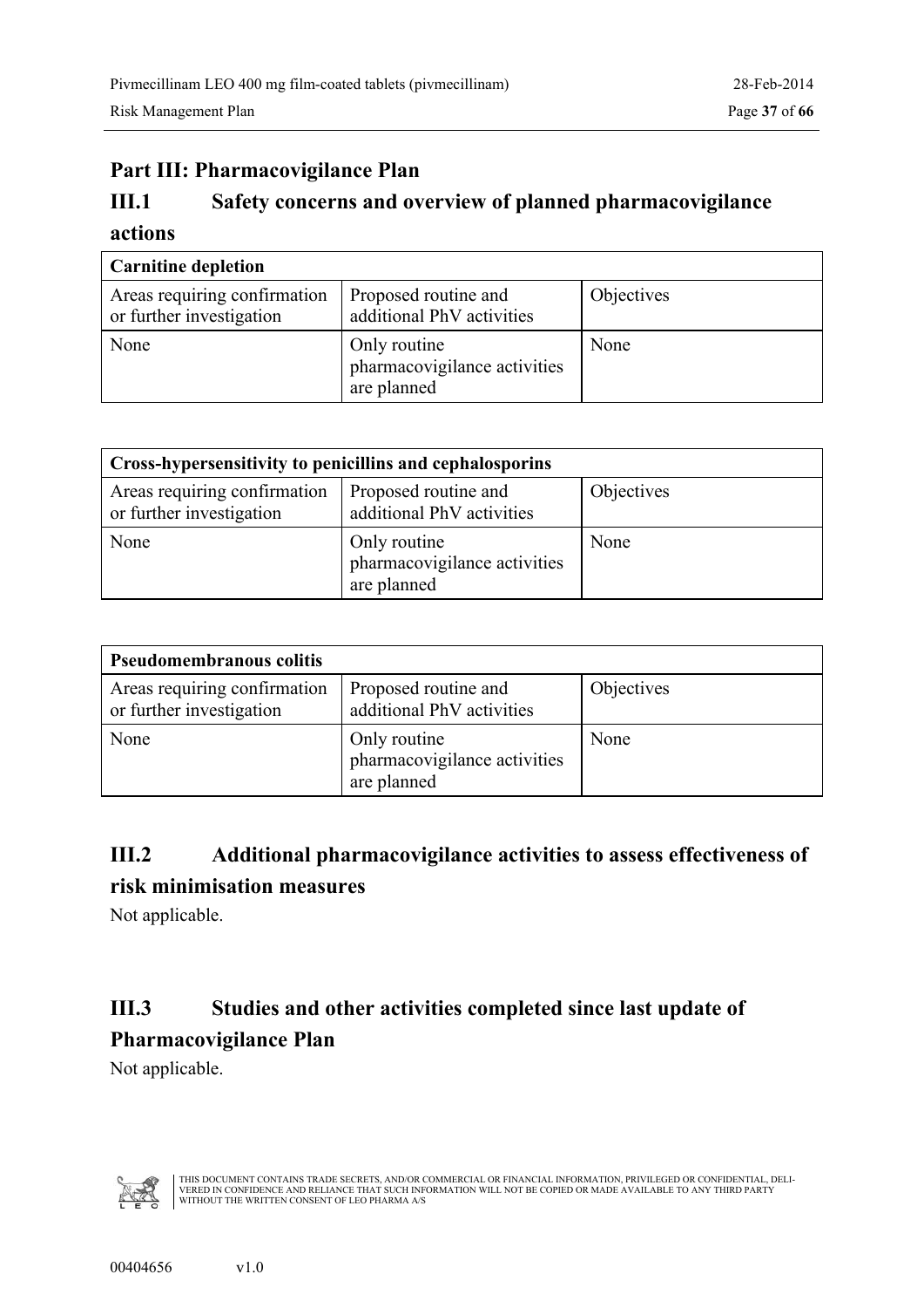# Part III: Pharmacovigilance Plan

## III.1 Safety concerns and overview of planned pharmacovigilance actions

| **Carnitine depletion** | | |
|---|---|---|
| Areas requiring confirmation or further investigation | Proposed routine and additional PhV activities | Objectives |
| None | Only routine pharmacovigilance activities are planned | None |

| **Cross-hypersensitivity to penicillins and cephalosporins** | | |
|---|---|---|
| Areas requiring confirmation or further investigation | Proposed routine and additional PhV activities | Objectives |
| None | Only routine pharmacovigilance activities are planned | None |

| **Pseudomembranous colitis** | | |
|---|---|---|
| Areas requiring confirmation or further investigation | Proposed routine and additional PhV activities | Objectives |
| None | Only routine pharmacovigilance activities are planned | None |

## III.2 Additional pharmacovigilance activities to assess effectiveness of risk minimisation measures

Not applicable.

## III.3 Studies and other activities completed since last update of Pharmacovigilance Plan

Not applicable.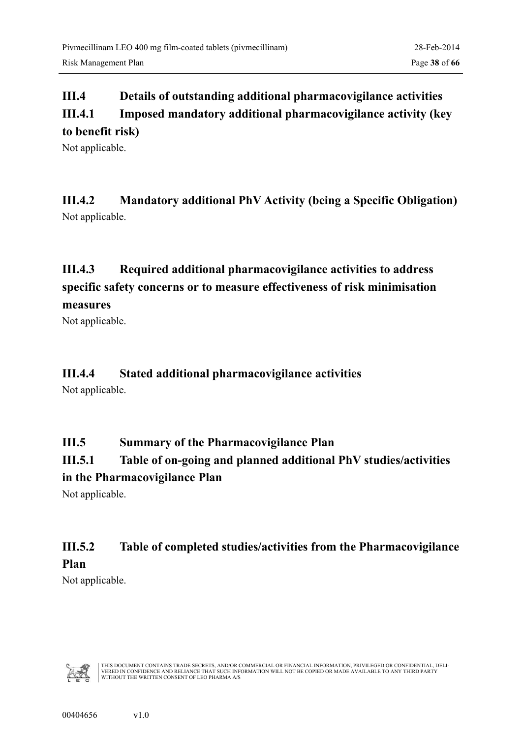## III.4 Details of outstanding additional pharmacovigilance activities

### III.4.1 Imposed mandatory additional pharmacovigilance activity (key to benefit risk)

Not applicable.

### III.4.2 Mandatory additional PhV Activity (being a Specific Obligation)

Not applicable.

### III.4.3 Required additional pharmacovigilance activities to address specific safety concerns or to measure effectiveness of risk minimisation measures

Not applicable.

### III.4.4 Stated additional pharmacovigilance activities

Not applicable.

## III.5 Summary of the Pharmacovigilance Plan

### III.5.1 Table of on-going and planned additional PhV studies/activities in the Pharmacovigilance Plan

Not applicable.

### III.5.2 Table of completed studies/activities from the Pharmacovigilance Plan

Not applicable.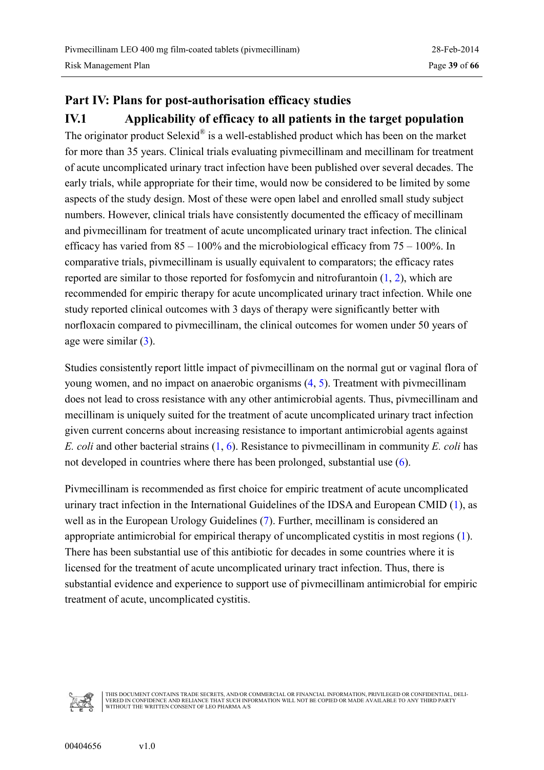# Part IV: Plans for post-authorisation efficacy studies

## IV.1 Applicability of efficacy to all patients in the target population

The originator product Selexid® is a well-established product which has been on the market for more than 35 years. Clinical trials evaluating pivmecillinam and mecillinam for treatment of acute uncomplicated urinary tract infection have been published over several decades. The early trials, while appropriate for their time, would now be considered to be limited by some aspects of the study design. Most of these were open label and enrolled small study subject numbers. However, clinical trials have consistently documented the efficacy of mecillinam and pivmecillinam for treatment of acute uncomplicated urinary tract infection. The clinical efficacy has varied from 85 – 100% and the microbiological efficacy from 75 – 100%. In comparative trials, pivmecillinam is usually equivalent to comparators; the efficacy rates reported are similar to those reported for fosfomycin and nitrofurantoin (1, 2), which are recommended for empiric therapy for acute uncomplicated urinary tract infection. While one study reported clinical outcomes with 3 days of therapy were significantly better with norfloxacin compared to pivmecillinam, the clinical outcomes for women under 50 years of age were similar (3).

Studies consistently report little impact of pivmecillinam on the normal gut or vaginal flora of young women, and no impact on anaerobic organisms (4, 5). Treatment with pivmecillinam does not lead to cross resistance with any other antimicrobial agents. Thus, pivmecillinam and mecillinam is uniquely suited for the treatment of acute uncomplicated urinary tract infection given current concerns about increasing resistance to important antimicrobial agents against *E. coli* and other bacterial strains (1, 6). Resistance to pivmecillinam in community *E. coli* has not developed in countries where there has been prolonged, substantial use (6).

Pivmecillinam is recommended as first choice for empiric treatment of acute uncomplicated urinary tract infection in the International Guidelines of the IDSA and European CMID (1), as well as in the European Urology Guidelines (7). Further, mecillinam is considered an appropriate antimicrobial for empirical therapy of uncomplicated cystitis in most regions (1). There has been substantial use of this antibiotic for decades in some countries where it is licensed for the treatment of acute uncomplicated urinary tract infection. Thus, there is substantial evidence and experience to support use of pivmecillinam antimicrobial for empiric treatment of acute, uncomplicated cystitis.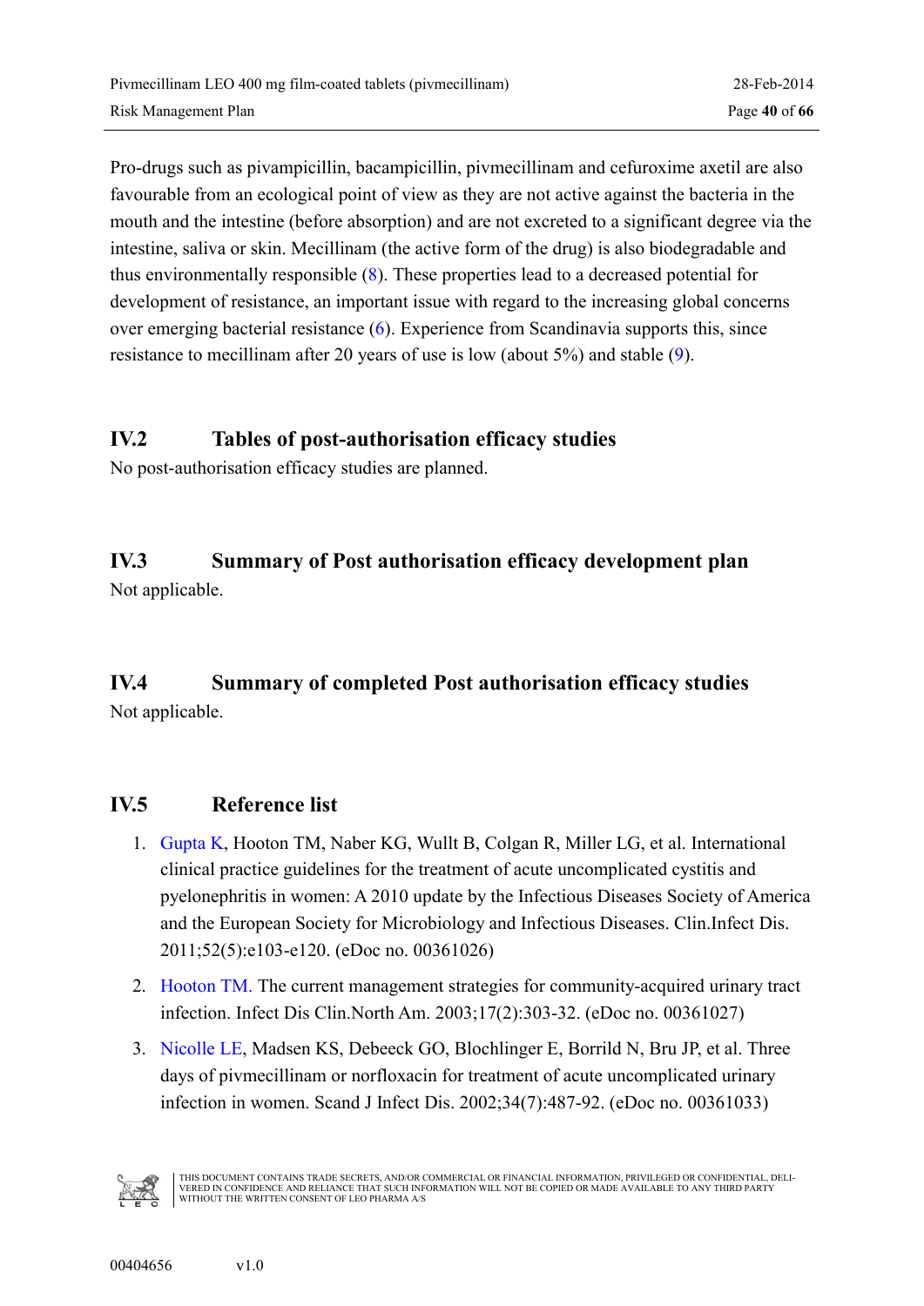Pro-drugs such as pivampicillin, bacampicillin, pivmecillinam and cefuroxime axetil are also favourable from an ecological point of view as they are not active against the bacteria in the mouth and the intestine (before absorption) and are not excreted to a significant degree via the intestine, saliva or skin. Mecillinam (the active form of the drug) is also biodegradable and thus environmentally responsible (8). These properties lead to a decreased potential for development of resistance, an important issue with regard to the increasing global concerns over emerging bacterial resistance (6). Experience from Scandinavia supports this, since resistance to mecillinam after 20 years of use is low (about 5%) and stable (9).

## IV.2 Tables of post-authorisation efficacy studies

No post-authorisation efficacy studies are planned.

## IV.3 Summary of Post authorisation efficacy development plan

Not applicable.

## IV.4 Summary of completed Post authorisation efficacy studies

Not applicable.

## IV.5 Reference list

1. Gupta K, Hooton TM, Naber KG, Wullt B, Colgan R, Miller LG, et al. International clinical practice guidelines for the treatment of acute uncomplicated cystitis and pyelonephritis in women: A 2010 update by the Infectious Diseases Society of America and the European Society for Microbiology and Infectious Diseases. Clin.Infect Dis. 2011;52(5):e103-e120. (eDoc no. 00361026)
2. Hooton TM. The current management strategies for community-acquired urinary tract infection. Infect Dis Clin.North Am. 2003;17(2):303-32. (eDoc no. 00361027)
3. Nicolle LE, Madsen KS, Debeeck GO, Blochlinger E, Borrild N, Bru JP, et al. Three days of pivmecillinam or norfloxacin for treatment of acute uncomplicated urinary infection in women. Scand J Infect Dis. 2002;34(7):487-92. (eDoc no. 00361033)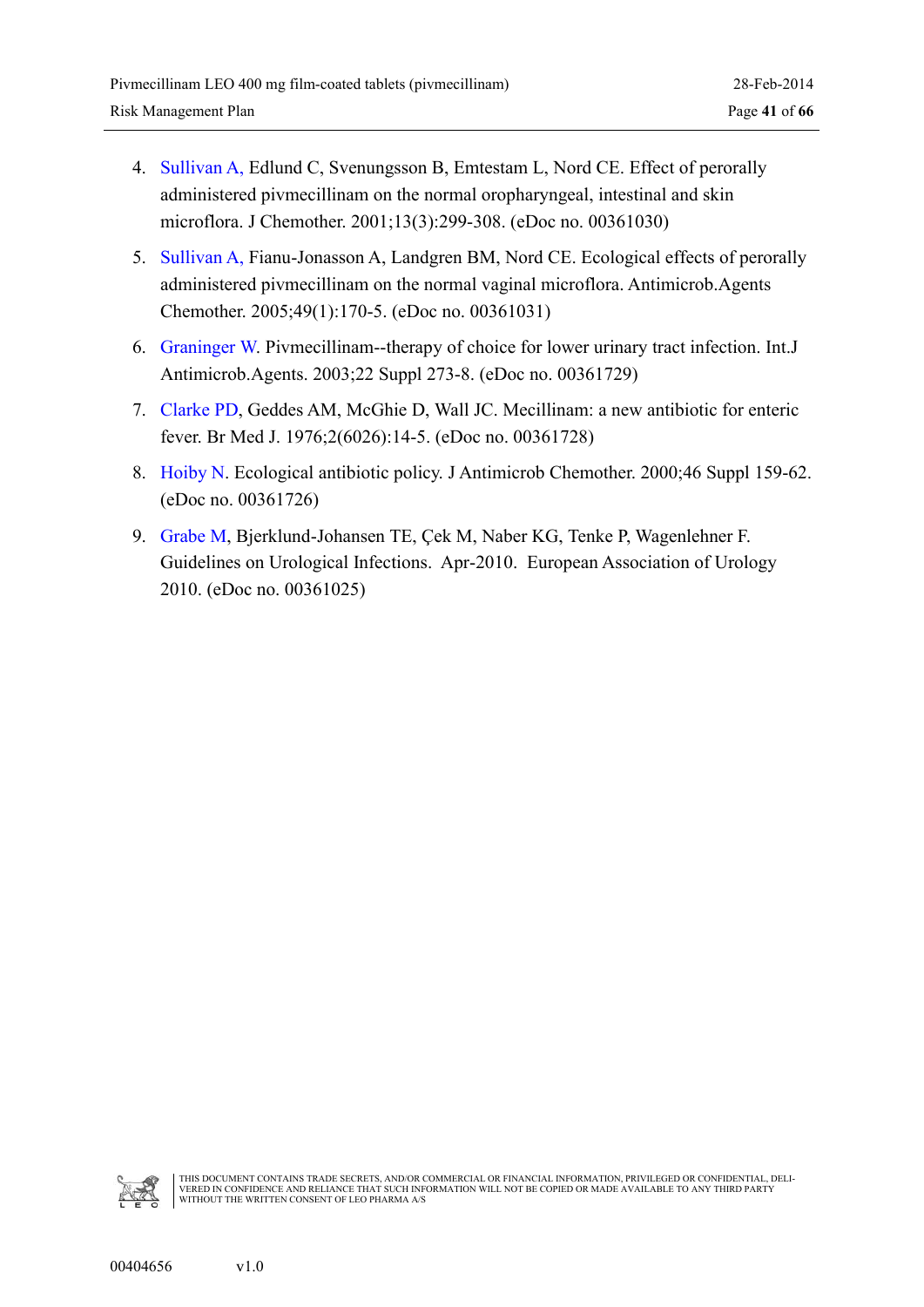4. Sullivan A, Edlund C, Svenungsson B, Emtestam L, Nord CE. Effect of perorally administered pivmecillinam on the normal oropharyngeal, intestinal and skin microflora. J Chemother. 2001;13(3):299-308. (eDoc no. 00361030)
5. Sullivan A, Fianu-Jonasson A, Landgren BM, Nord CE. Ecological effects of perorally administered pivmecillinam on the normal vaginal microflora. Antimicrob.Agents Chemother. 2005;49(1):170-5. (eDoc no. 00361031)
6. Graninger W. Pivmecillinam--therapy of choice for lower urinary tract infection. Int.J Antimicrob.Agents. 2003;22 Suppl 273-8. (eDoc no. 00361729)
7. Clarke PD, Geddes AM, McGhie D, Wall JC. Mecillinam: a new antibiotic for enteric fever. Br Med J. 1976;2(6026):14-5. (eDoc no. 00361728)
8. Hoiby N. Ecological antibiotic policy. J Antimicrob Chemother. 2000;46 Suppl 159-62. (eDoc no. 00361726)
9. Grabe M, Bjerklund-Johansen TE, Çek M, Naber KG, Tenke P, Wagenlehner F. Guidelines on Urological Infections. Apr-2010. European Association of Urology 2010. (eDoc no. 00361025)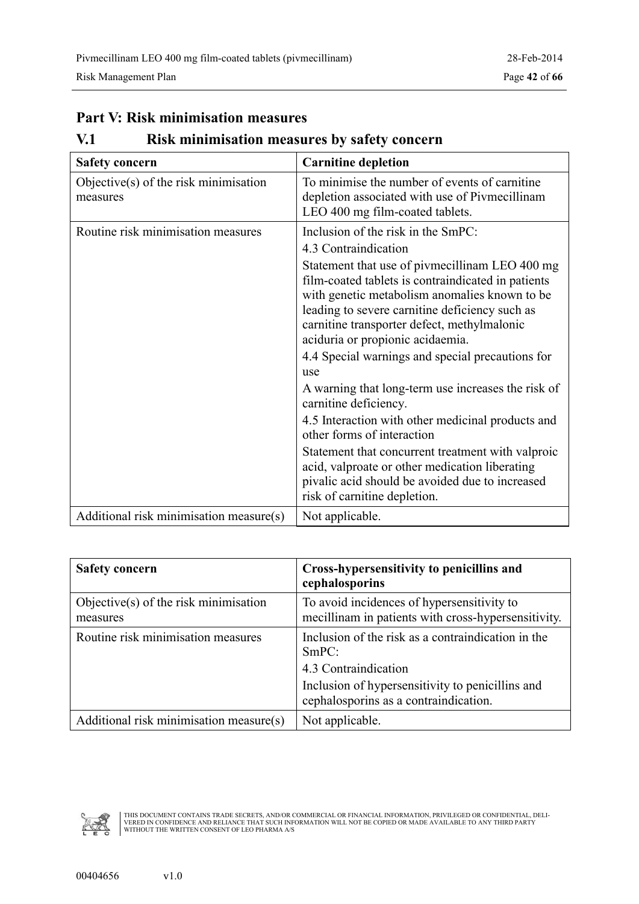# Part V: Risk minimisation measures

## V.1 Risk minimisation measures by safety concern

| Safety concern | Carnitine depletion |
|---|---|
| Objective(s) of the risk minimisation measures | To minimise the number of events of carnitine depletion associated with use of Pivmecillinam LEO 400 mg film-coated tablets. |
| Routine risk minimisation measures | Inclusion of the risk in the SmPC:<br>4.3 Contraindication<br>Statement that use of pivmecillinam LEO 400 mg film-coated tablets is contraindicated in patients with genetic metabolism anomalies known to be leading to severe carnitine deficiency such as carnitine transporter defect, methylmalonic aciduria or propionic acidaemia.<br>4.4 Special warnings and special precautions for use<br>A warning that long-term use increases the risk of carnitine deficiency.<br>4.5 Interaction with other medicinal products and other forms of interaction<br>Statement that concurrent treatment with valproic acid, valproate or other medication liberating pivalic acid should be avoided due to increased risk of carnitine depletion. |
| Additional risk minimisation measure(s) | Not applicable. |

| Safety concern | Cross-hypersensitivity to penicillins and cephalosporins |
|---|---|
| Objective(s) of the risk minimisation measures | To avoid incidences of hypersensitivity to mecillinam in patients with cross-hypersensitivity. |
| Routine risk minimisation measures | Inclusion of the risk as a contraindication in the SmPC:<br>4.3 Contraindication<br>Inclusion of hypersensitivity to penicillins and cephalosporins as a contraindication. |
| Additional risk minimisation measure(s) | Not applicable. |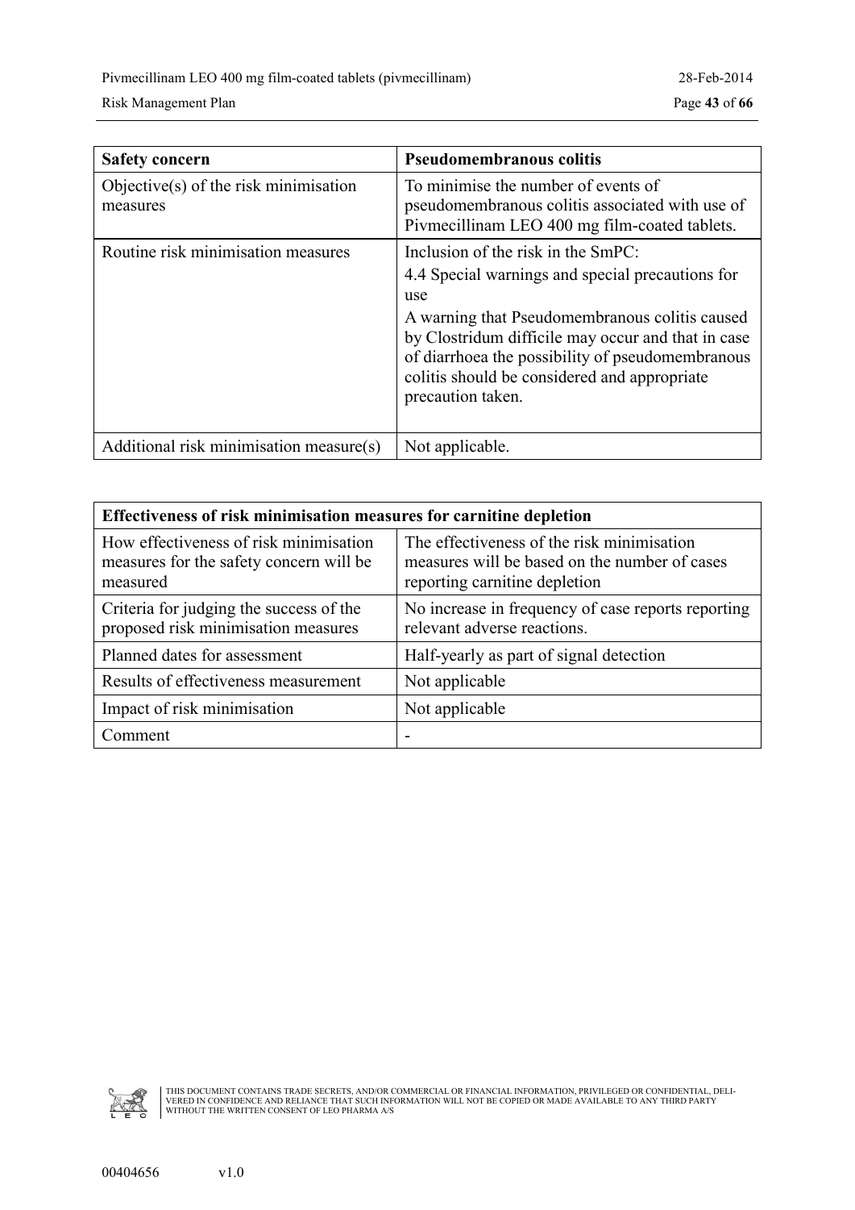| Safety concern | Pseudomembranous colitis |
|---|---|
| Objective(s) of the risk minimisation measures | To minimise the number of events of pseudomembranous colitis associated with use of Pivmecillinam LEO 400 mg film-coated tablets. |
| Routine risk minimisation measures | Inclusion of the risk in the SmPC:<br>4.4 Special warnings and special precautions for use<br>A warning that Pseudomembranous colitis caused by Clostridum difficile may occur and that in case of diarrhoea the possibility of pseudomembranous colitis should be considered and appropriate precaution taken. |
| Additional risk minimisation measure(s) | Not applicable. |

| Effectiveness of risk minimisation measures for carnitine depletion | |
|---|---|
| How effectiveness of risk minimisation measures for the safety concern will be measured | The effectiveness of the risk minimisation measures will be based on the number of cases reporting carnitine depletion |
| Criteria for judging the success of the proposed risk minimisation measures | No increase in frequency of case reports reporting relevant adverse reactions. |
| Planned dates for assessment | Half-yearly as part of signal detection |
| Results of effectiveness measurement | Not applicable |
| Impact of risk minimisation | Not applicable |
| Comment | - |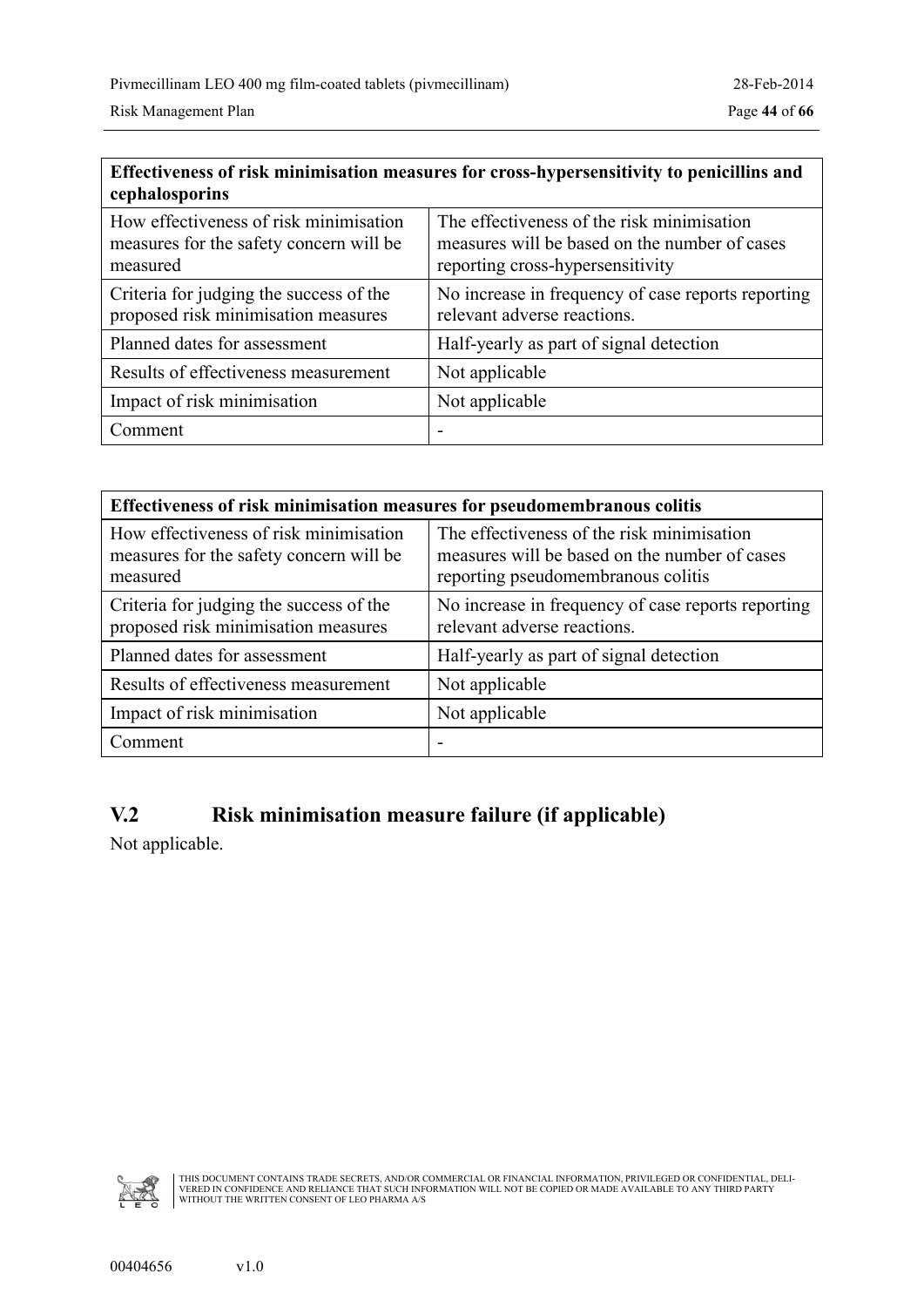| Effectiveness of risk minimisation measures for cross-hypersensitivity to penicillins and cephalosporins | |
|---|---|
| How effectiveness of risk minimisation measures for the safety concern will be measured | The effectiveness of the risk minimisation measures will be based on the number of cases reporting cross-hypersensitivity |
| Criteria for judging the success of the proposed risk minimisation measures | No increase in frequency of case reports reporting relevant adverse reactions. |
| Planned dates for assessment | Half-yearly as part of signal detection |
| Results of effectiveness measurement | Not applicable |
| Impact of risk minimisation | Not applicable |
| Comment | - |

| Effectiveness of risk minimisation measures for pseudomembranous colitis | |
|---|---|
| How effectiveness of risk minimisation measures for the safety concern will be measured | The effectiveness of the risk minimisation measures will be based on the number of cases reporting pseudomembranous colitis |
| Criteria for judging the success of the proposed risk minimisation measures | No increase in frequency of case reports reporting relevant adverse reactions. |
| Planned dates for assessment | Half-yearly as part of signal detection |
| Results of effectiveness measurement | Not applicable |
| Impact of risk minimisation | Not applicable |
| Comment | - |

## V.2 Risk minimisation measure failure (if applicable)

Not applicable.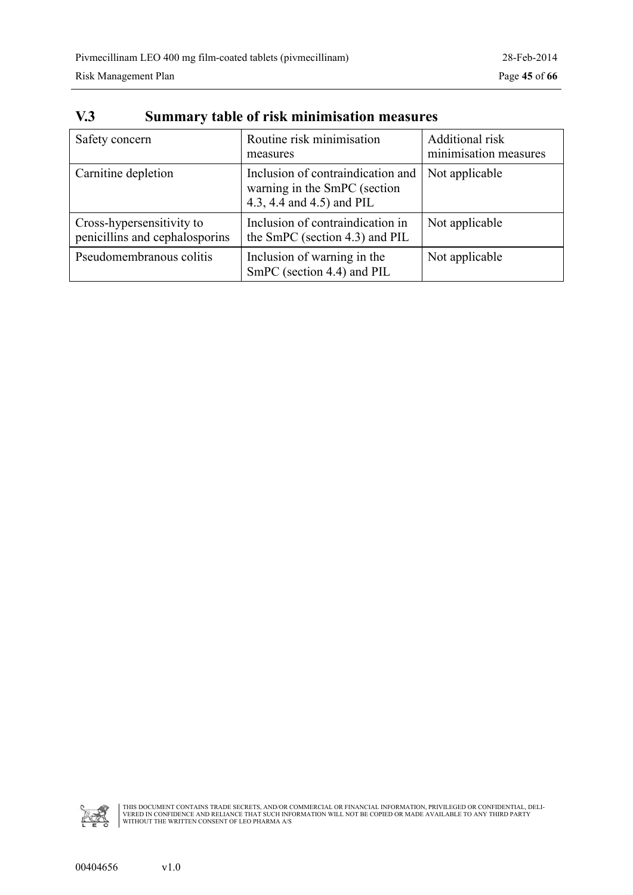## V.3 Summary table of risk minimisation measures

| Safety concern | Routine risk minimisation measures | Additional risk minimisation measures |
|---|---|---|
| Carnitine depletion | Inclusion of contraindication and warning in the SmPC (section 4.3, 4.4 and 4.5) and PIL | Not applicable |
| Cross-hypersensitivity to penicillins and cephalosporins | Inclusion of contraindication in the SmPC (section 4.3) and PIL | Not applicable |
| Pseudomembranous colitis | Inclusion of warning in the SmPC (section 4.4) and PIL | Not applicable |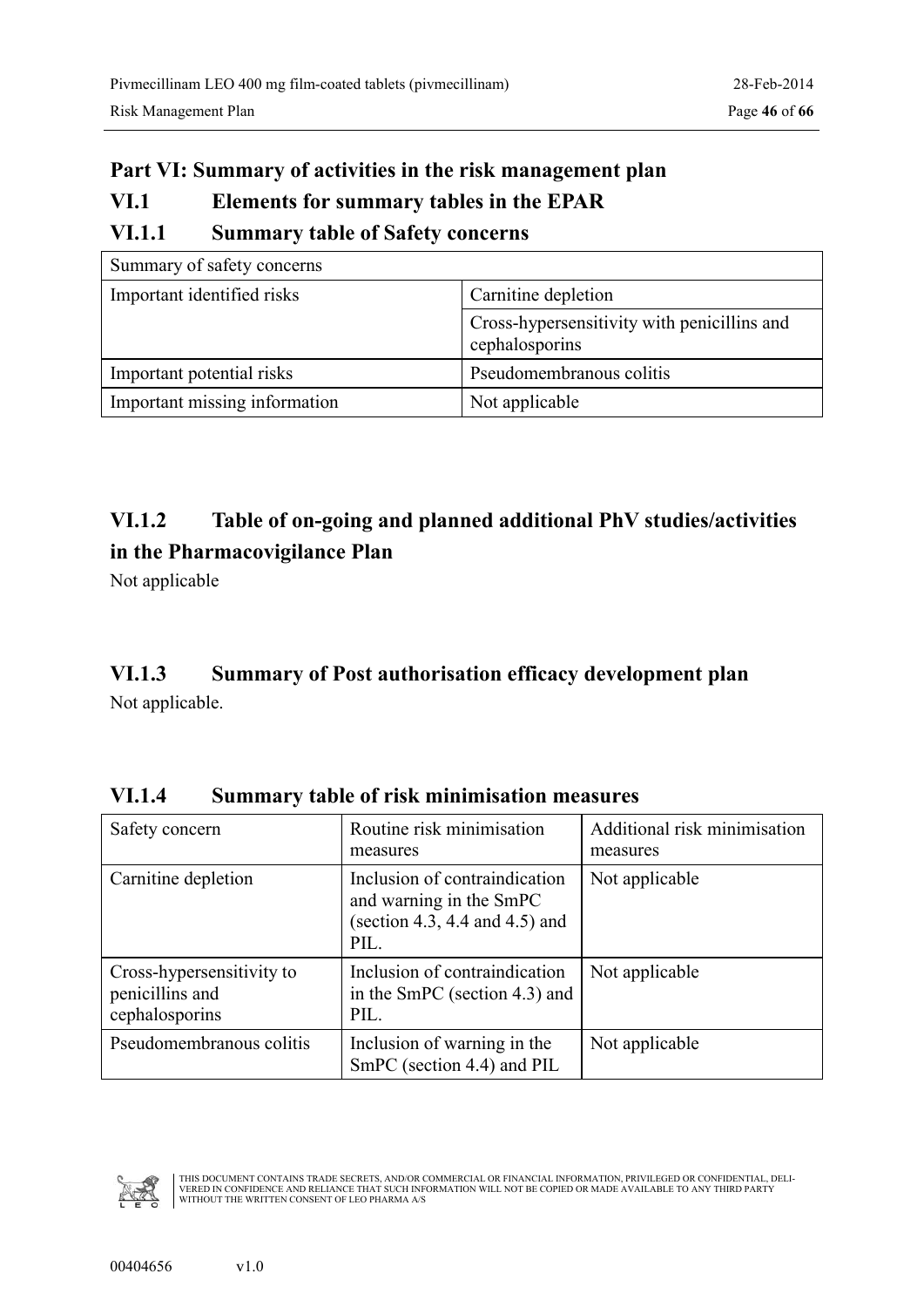# Part VI: Summary of activities in the risk management plan

## VI.1 Elements for summary tables in the EPAR

### VI.1.1 Summary table of Safety concerns

| Summary of safety concerns | |
|---|---|
| Important identified risks | Carnitine depletion |
| | Cross-hypersensitivity with penicillins and cephalosporins |
| Important potential risks | Pseudomembranous colitis |
| Important missing information | Not applicable |

### VI.1.2 Table of on-going and planned additional PhV studies/activities in the Pharmacovigilance Plan

Not applicable

### VI.1.3 Summary of Post authorisation efficacy development plan

Not applicable.

### VI.1.4 Summary table of risk minimisation measures

| Safety concern | Routine risk minimisation measures | Additional risk minimisation measures |
|---|---|---|
| Carnitine depletion | Inclusion of contraindication and warning in the SmPC (section 4.3, 4.4 and 4.5) and PIL. | Not applicable |
| Cross-hypersensitivity to penicillins and cephalosporins | Inclusion of contraindication in the SmPC (section 4.3) and PIL. | Not applicable |
| Pseudomembranous colitis | Inclusion of warning in the SmPC (section 4.4) and PIL | Not applicable |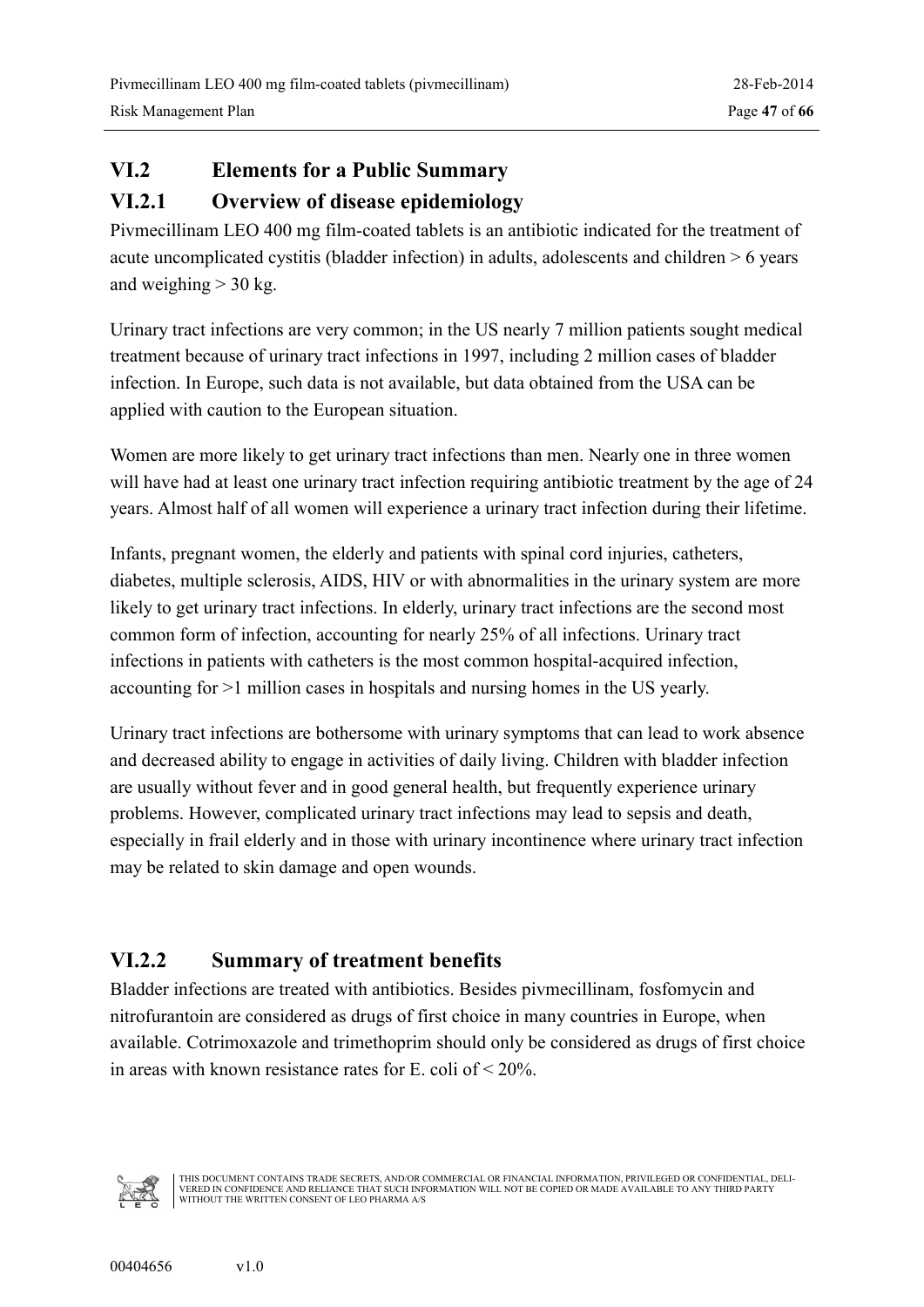## VI.2 Elements for a Public Summary

### VI.2.1 Overview of disease epidemiology

Pivmecillinam LEO 400 mg film-coated tablets is an antibiotic indicated for the treatment of acute uncomplicated cystitis (bladder infection) in adults, adolescents and children > 6 years and weighing > 30 kg.

Urinary tract infections are very common; in the US nearly 7 million patients sought medical treatment because of urinary tract infections in 1997, including 2 million cases of bladder infection. In Europe, such data is not available, but data obtained from the USA can be applied with caution to the European situation.

Women are more likely to get urinary tract infections than men. Nearly one in three women will have had at least one urinary tract infection requiring antibiotic treatment by the age of 24 years. Almost half of all women will experience a urinary tract infection during their lifetime.

Infants, pregnant women, the elderly and patients with spinal cord injuries, catheters, diabetes, multiple sclerosis, AIDS, HIV or with abnormalities in the urinary system are more likely to get urinary tract infections. In elderly, urinary tract infections are the second most common form of infection, accounting for nearly 25% of all infections. Urinary tract infections in patients with catheters is the most common hospital-acquired infection, accounting for >1 million cases in hospitals and nursing homes in the US yearly.

Urinary tract infections are bothersome with urinary symptoms that can lead to work absence and decreased ability to engage in activities of daily living. Children with bladder infection are usually without fever and in good general health, but frequently experience urinary problems. However, complicated urinary tract infections may lead to sepsis and death, especially in frail elderly and in those with urinary incontinence where urinary tract infection may be related to skin damage and open wounds.

### VI.2.2 Summary of treatment benefits

Bladder infections are treated with antibiotics. Besides pivmecillinam, fosfomycin and nitrofurantoin are considered as drugs of first choice in many countries in Europe, when available. Cotrimoxazole and trimethoprim should only be considered as drugs of first choice in areas with known resistance rates for E. coli of < 20%.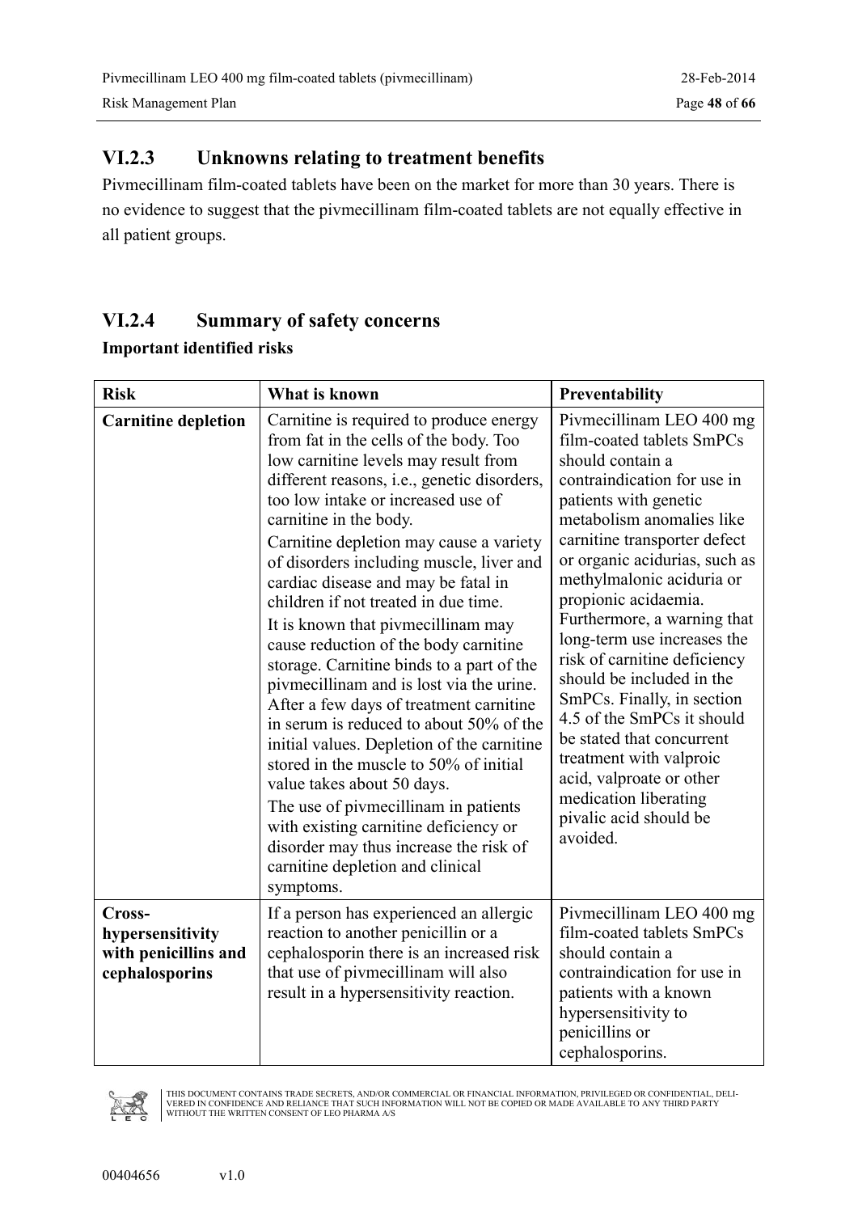## VI.2.3 Unknowns relating to treatment benefits

Pivmecillinam film-coated tablets have been on the market for more than 30 years. There is no evidence to suggest that the pivmecillinam film-coated tablets are not equally effective in all patient groups.

## VI.2.4 Summary of safety concerns

**Important identified risks**

| Risk | What is known | Preventability |
|---|---|---|
| **Carnitine depletion** | Carnitine is required to produce energy from fat in the cells of the body. Too low carnitine levels may result from different reasons, i.e., genetic disorders, too low intake or increased use of carnitine in the body.<br>Carnitine depletion may cause a variety of disorders including muscle, liver and cardiac disease and may be fatal in children if not treated in due time.<br>It is known that pivmecillinam may cause reduction of the body carnitine storage. Carnitine binds to a part of the pivmecillinam and is lost via the urine. After a few days of treatment carnitine in serum is reduced to about 50% of the initial values. Depletion of the carnitine stored in the muscle to 50% of initial value takes about 50 days.<br>The use of pivmecillinam in patients with existing carnitine deficiency or disorder may thus increase the risk of carnitine depletion and clinical symptoms. | Pivmecillinam LEO 400 mg film-coated tablets SmPCs should contain a contraindication for use in patients with genetic metabolism anomalies like carnitine transporter defect or organic acidurias, such as methylmalonic aciduria or propionic acidaemia. Furthermore, a warning that long-term use increases the risk of carnitine deficiency should be included in the SmPCs. Finally, in section 4.5 of the SmPCs it should be stated that concurrent treatment with valproic acid, valproate or other medication liberating pivalic acid should be avoided. |
| **Cross-hypersensitivity with penicillins and cephalosporins** | If a person has experienced an allergic reaction to another penicillin or a cephalosporin there is an increased risk that use of pivmecillinam will also result in a hypersensitivity reaction. | Pivmecillinam LEO 400 mg film-coated tablets SmPCs should contain a contraindication for use in patients with a known hypersensitivity to penicillins or cephalosporins. |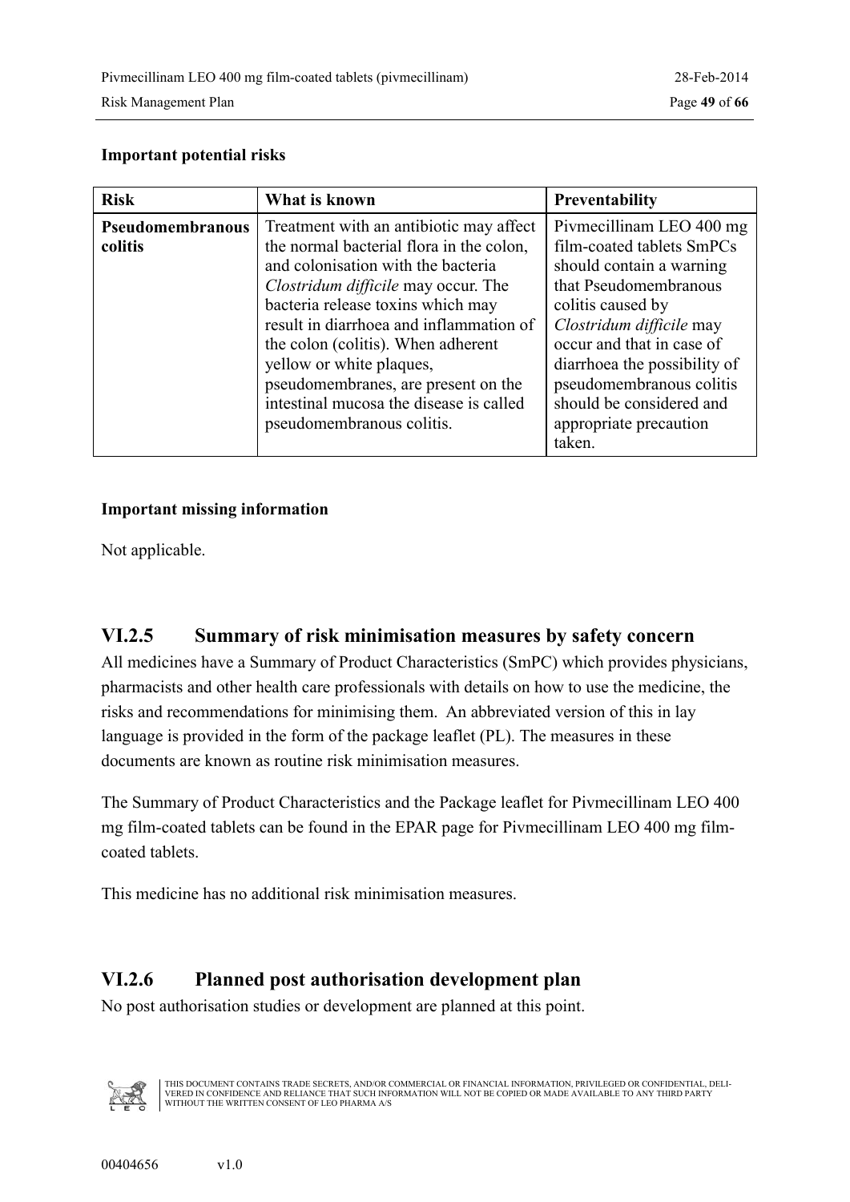**Important potential risks**

| Risk | What is known | Preventability |
| --- | --- | --- |
| **Pseudomembranous colitis** | Treatment with an antibiotic may affect the normal bacterial flora in the colon, and colonisation with the bacteria *Clostridum difficile* may occur. The bacteria release toxins which may result in diarrhoea and inflammation of the colon (colitis). When adherent yellow or white plaques, pseudomembranes, are present on the intestinal mucosa the disease is called pseudomembranous colitis. | Pivmecillinam LEO 400 mg film-coated tablets SmPCs should contain a warning that Pseudomembranous colitis caused by *Clostridum difficile* may occur and that in case of diarrhoea the possibility of pseudomembranous colitis should be considered and appropriate precaution taken. |

**Important missing information**

Not applicable.

## VI.2.5 Summary of risk minimisation measures by safety concern

All medicines have a Summary of Product Characteristics (SmPC) which provides physicians, pharmacists and other health care professionals with details on how to use the medicine, the risks and recommendations for minimising them. An abbreviated version of this in lay language is provided in the form of the package leaflet (PL). The measures in these documents are known as routine risk minimisation measures.

The Summary of Product Characteristics and the Package leaflet for Pivmecillinam LEO 400 mg film-coated tablets can be found in the EPAR page for Pivmecillinam LEO 400 mg film-coated tablets.

This medicine has no additional risk minimisation measures.

## VI.2.6 Planned post authorisation development plan

No post authorisation studies or development are planned at this point.

THIS DOCUMENT CONTAINS TRADE SECRETS, AND/OR COMMERCIAL OR FINANCIAL INFORMATION, PRIVILEGED OR CONFIDENTIAL, DELIVERED IN CONFIDENCE AND RELIANCE THAT SUCH INFORMATION WILL NOT BE COPIED OR MADE AVAILABLE TO ANY THIRD PARTY WITHOUT THE WRITTEN CONSENT OF LEO PHARMA A/S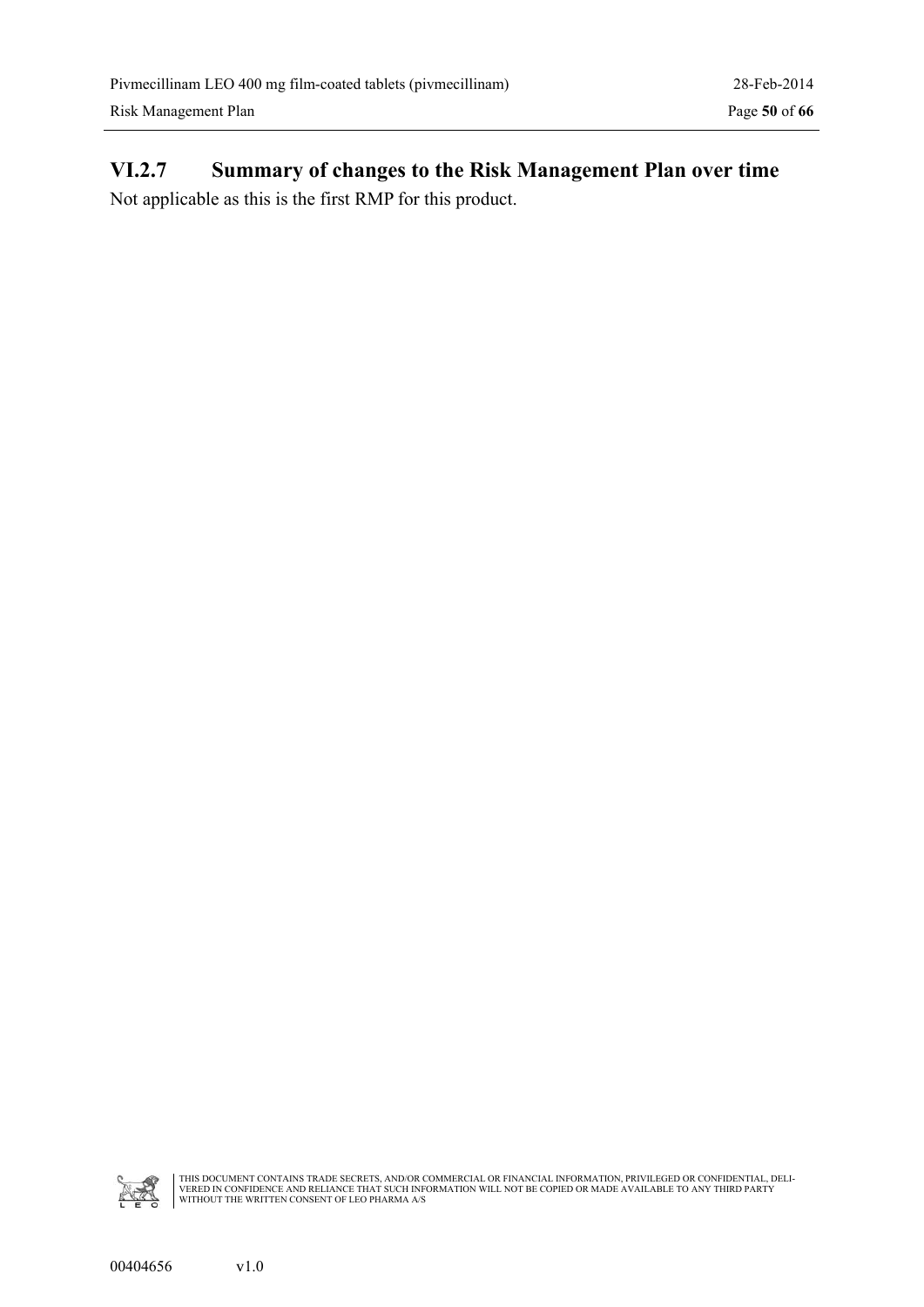### VI.2.7 Summary of changes to the Risk Management Plan over time

Not applicable as this is the first RMP for this product.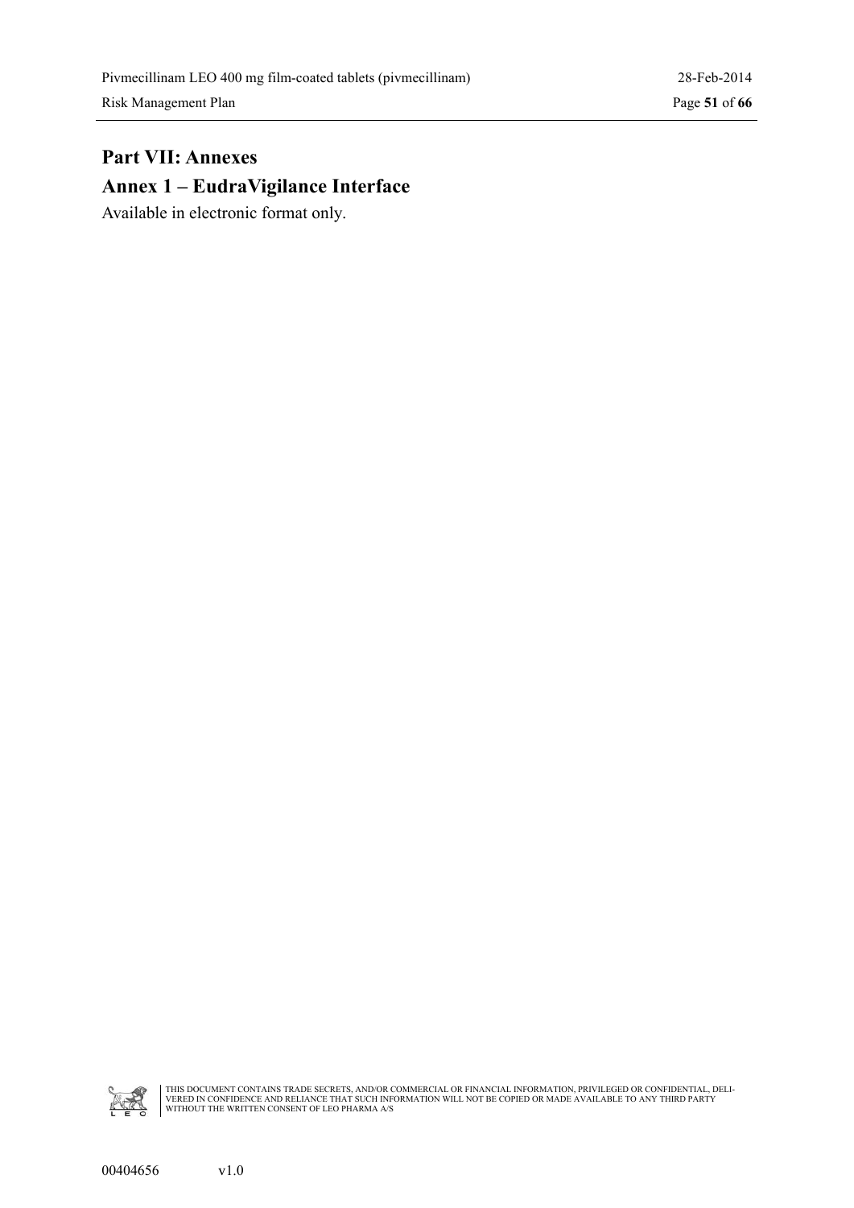# Part VII: Annexes

## Annex 1 – EudraVigilance Interface

Available in electronic format only.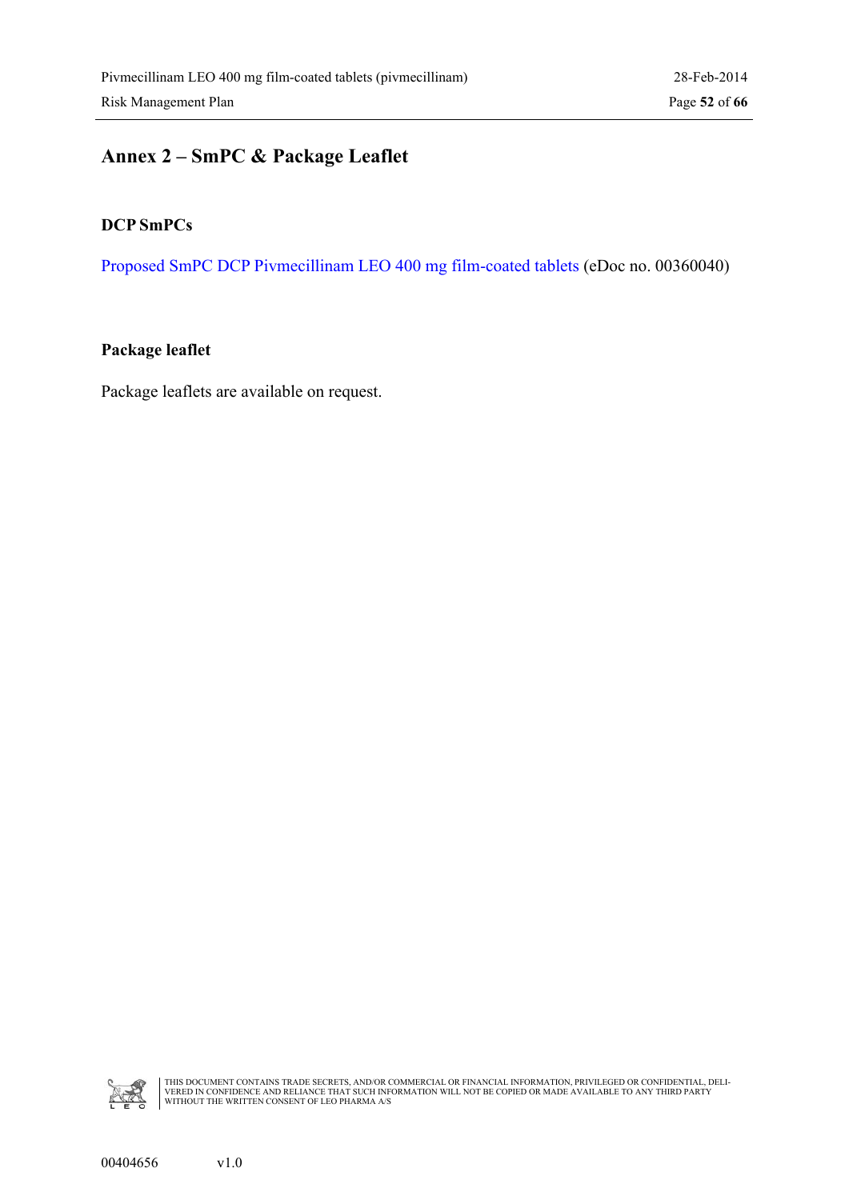# Annex 2 – SmPC & Package Leaflet

### DCP SmPCs

Proposed SmPC DCP Pivmecillinam LEO 400 mg film-coated tablets (eDoc no. 00360040)

### Package leaflet

Package leaflets are available on request.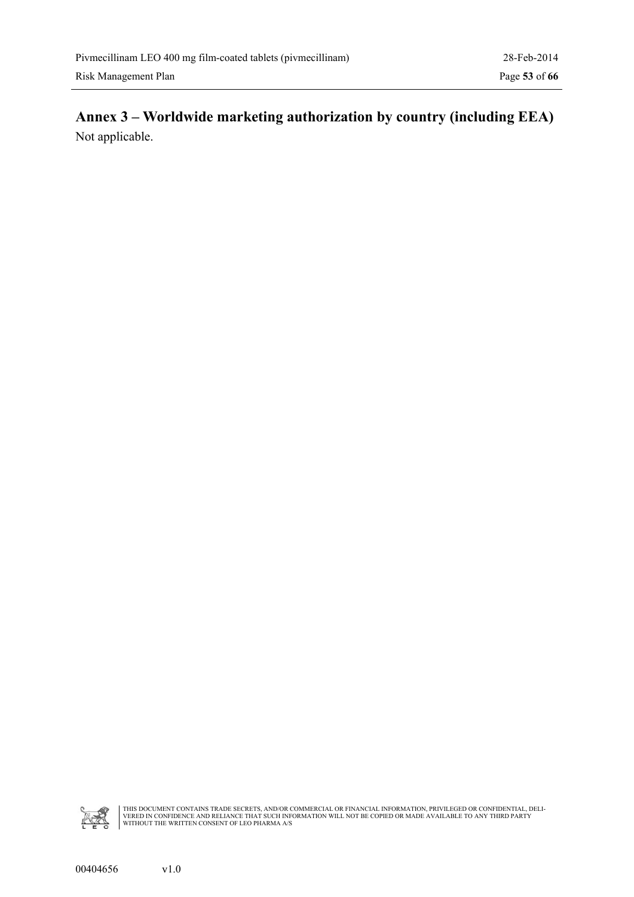# Annex 3 – Worldwide marketing authorization by country (including EEA)

Not applicable.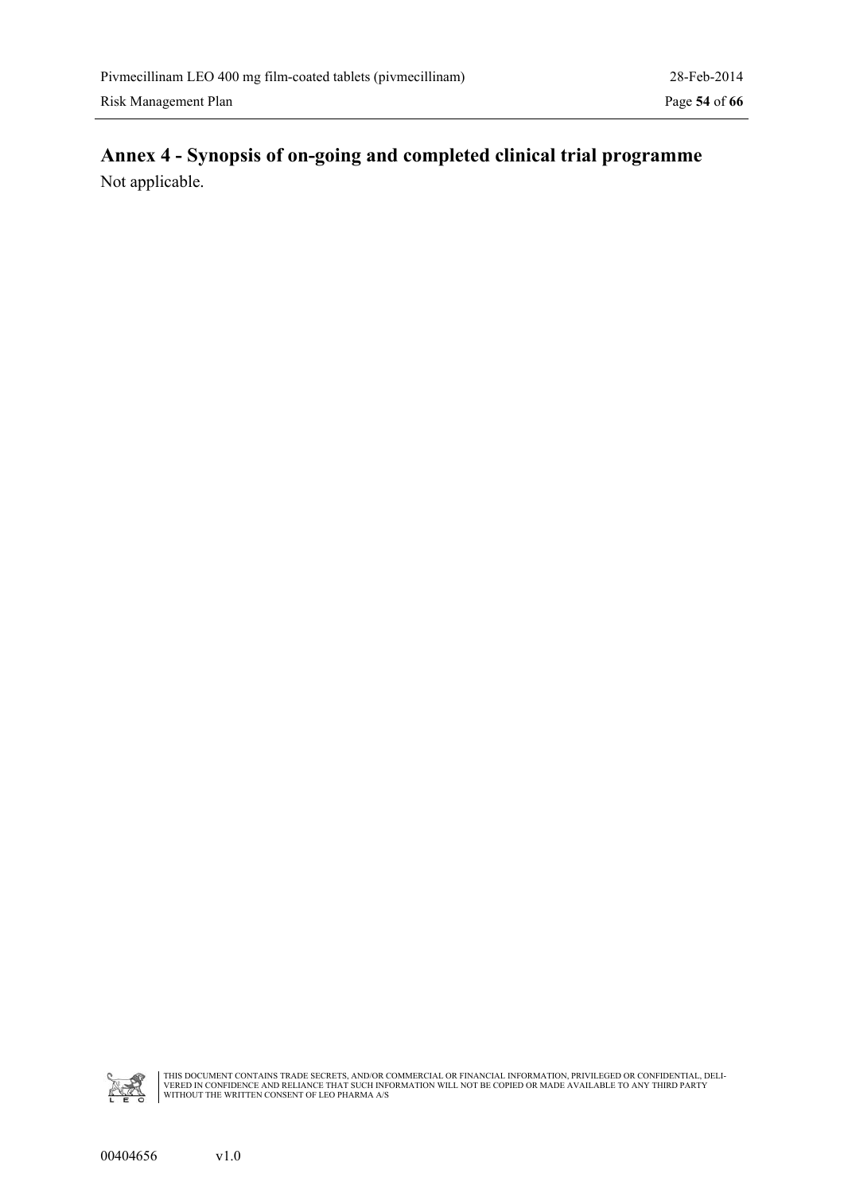# Annex 4 - Synopsis of on-going and completed clinical trial programme

Not applicable.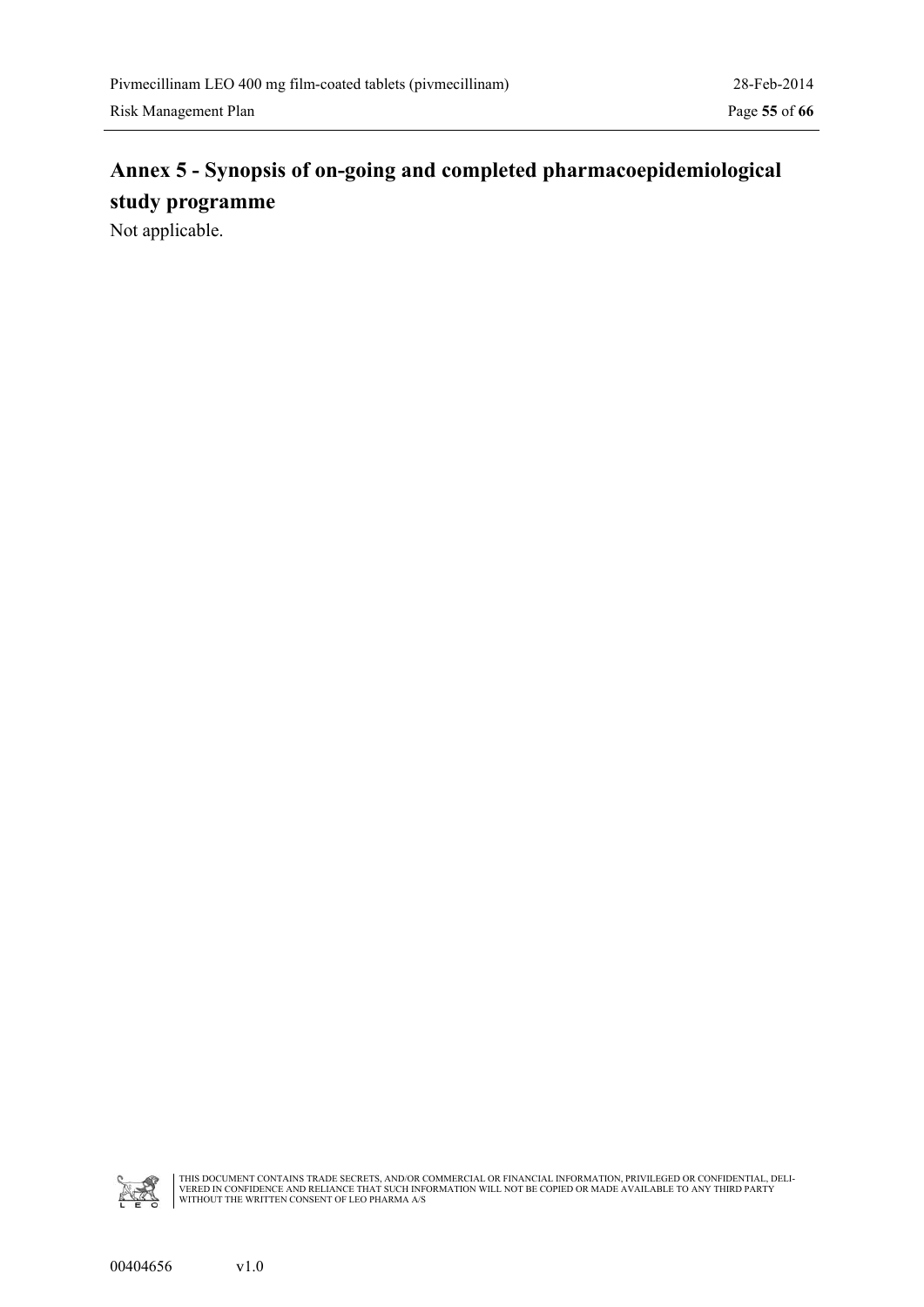# Annex 5 - Synopsis of on-going and completed pharmacoepidemiological study programme

Not applicable.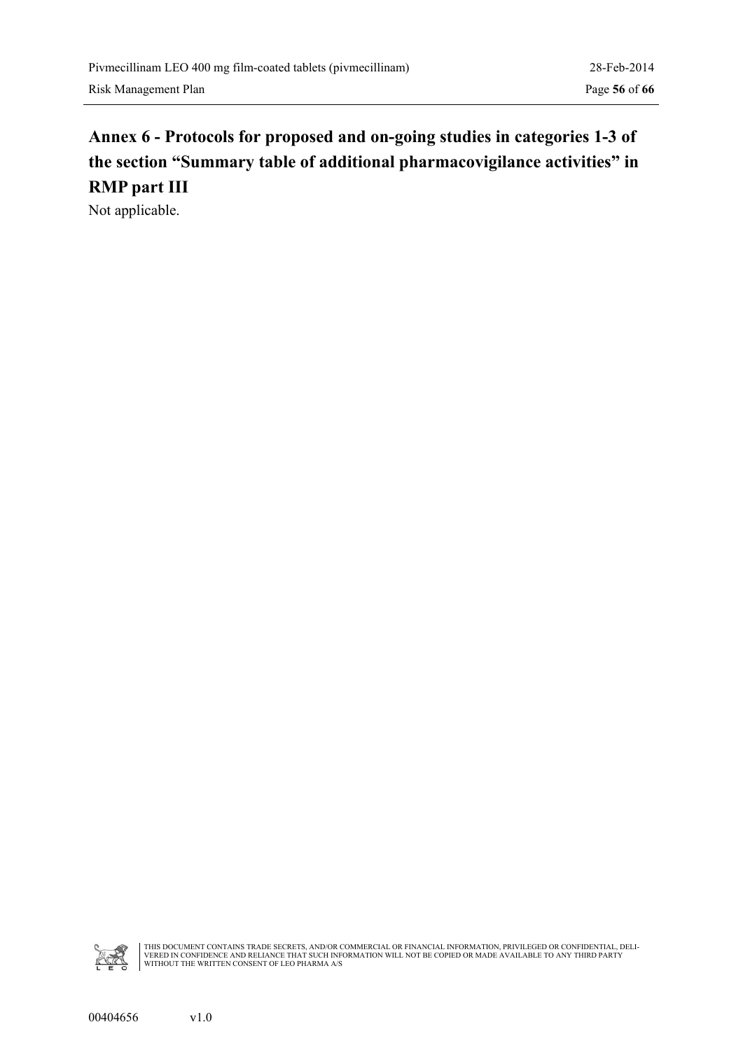# Annex 6 - Protocols for proposed and on-going studies in categories 1-3 of the section "Summary table of additional pharmacovigilance activities" in RMP part III

Not applicable.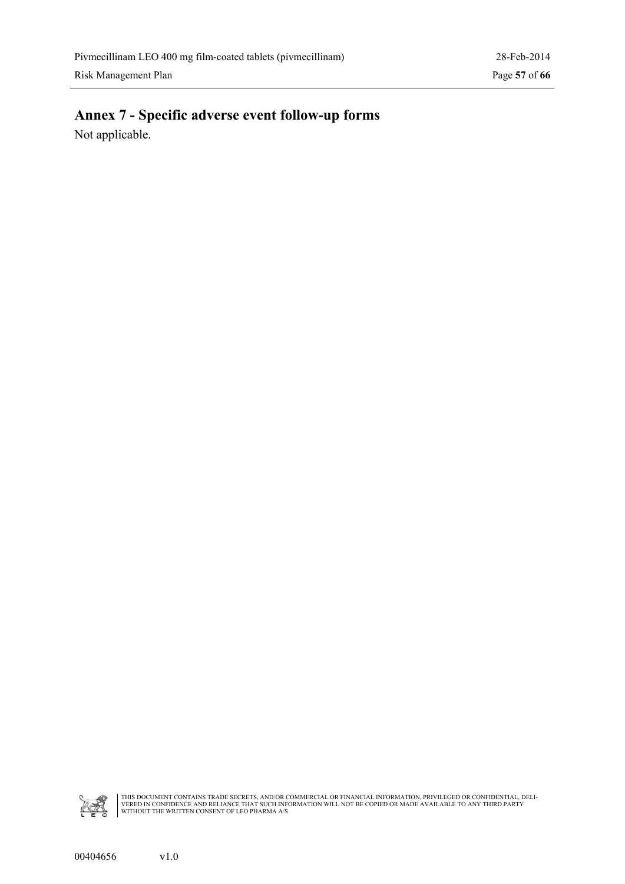# Annex 7 - Specific adverse event follow-up forms

Not applicable.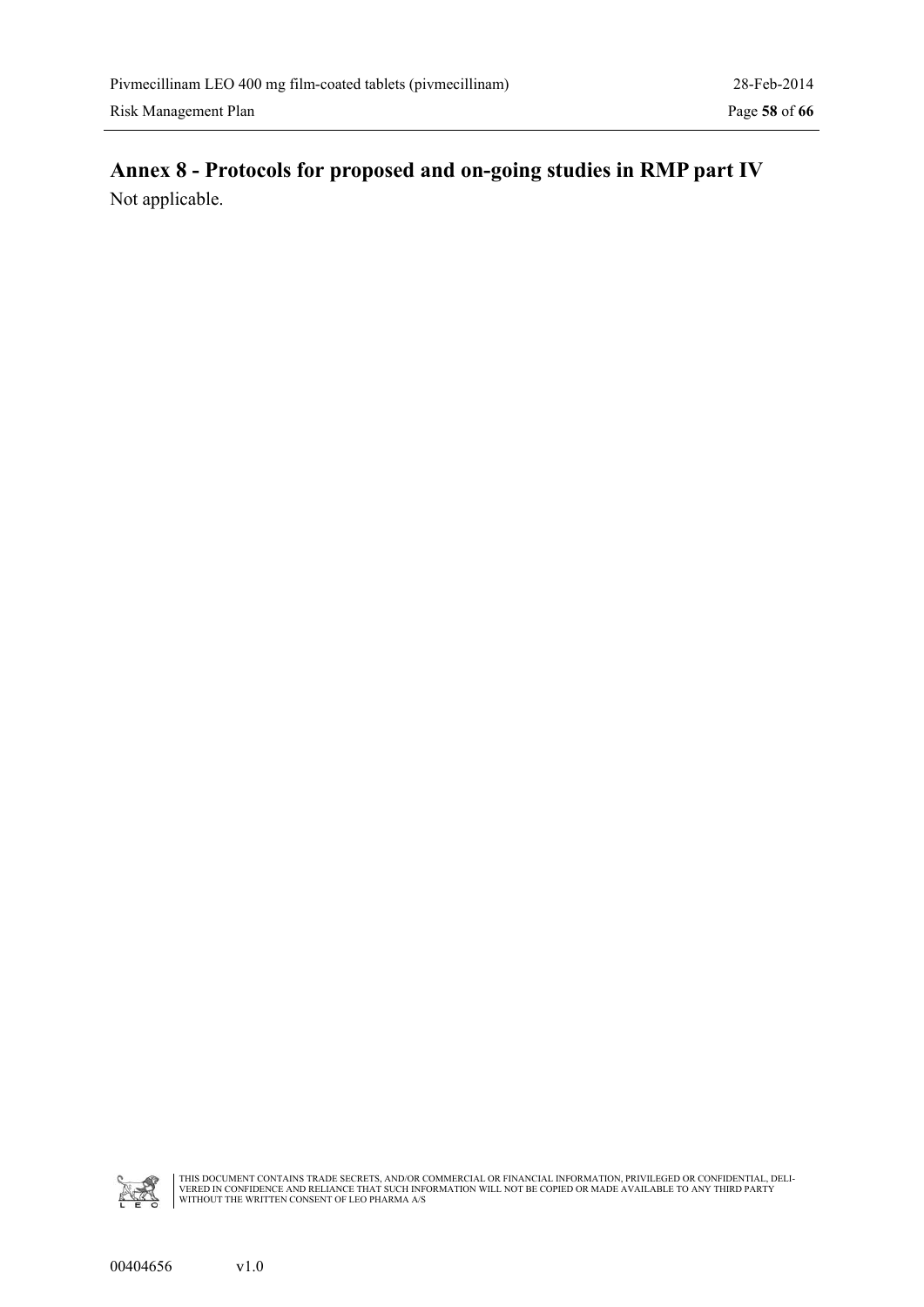# Annex 8 - Protocols for proposed and on-going studies in RMP part IV

Not applicable.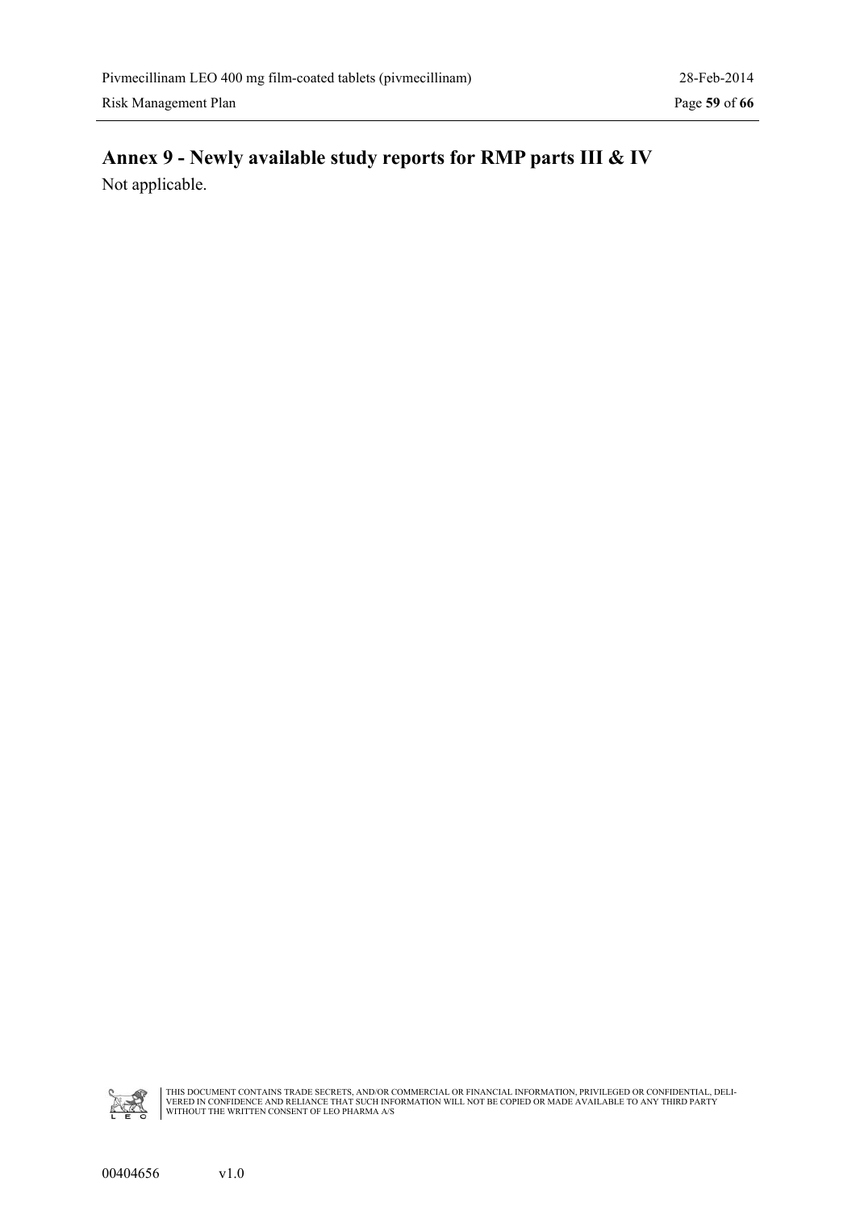# Annex 9 - Newly available study reports for RMP parts III & IV

Not applicable.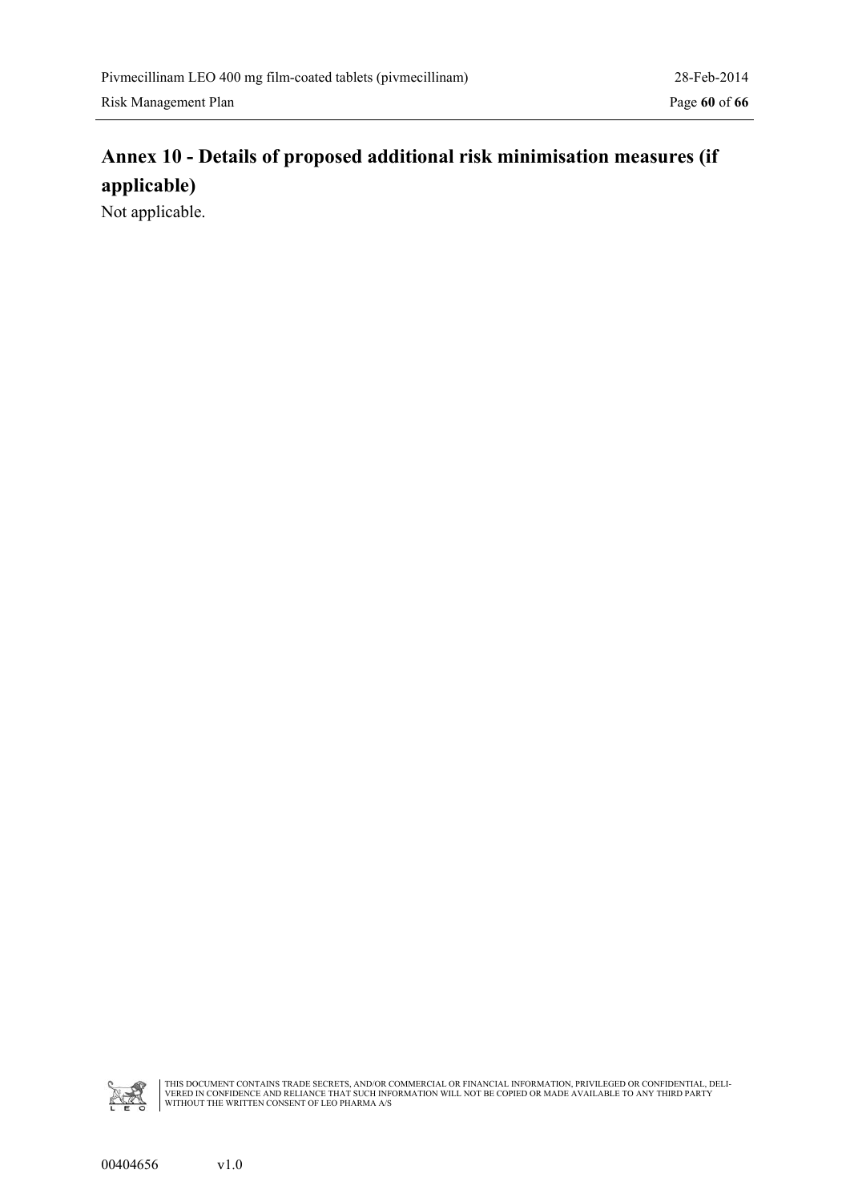# Annex 10 - Details of proposed additional risk minimisation measures (if applicable)

Not applicable.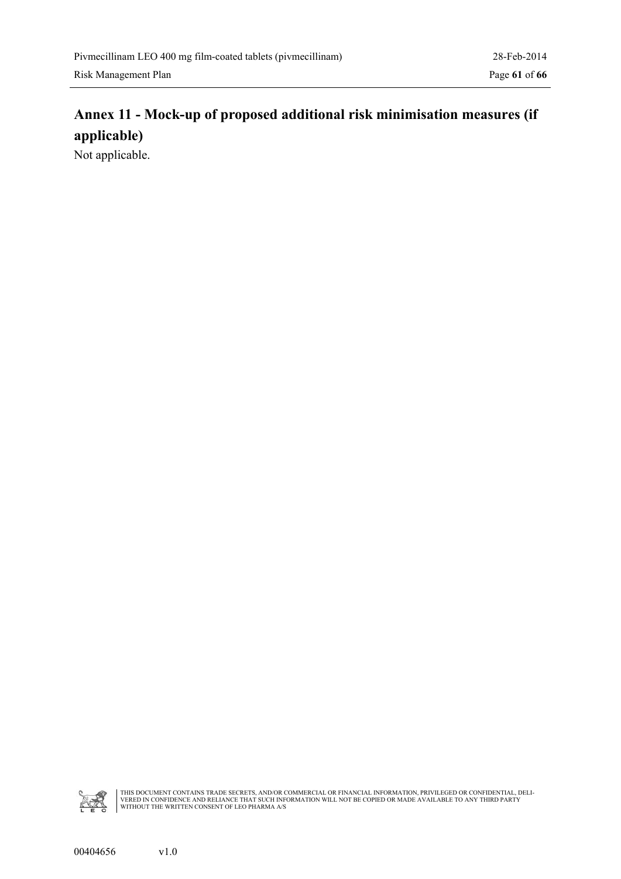# Annex 11 - Mock-up of proposed additional risk minimisation measures (if applicable)

Not applicable.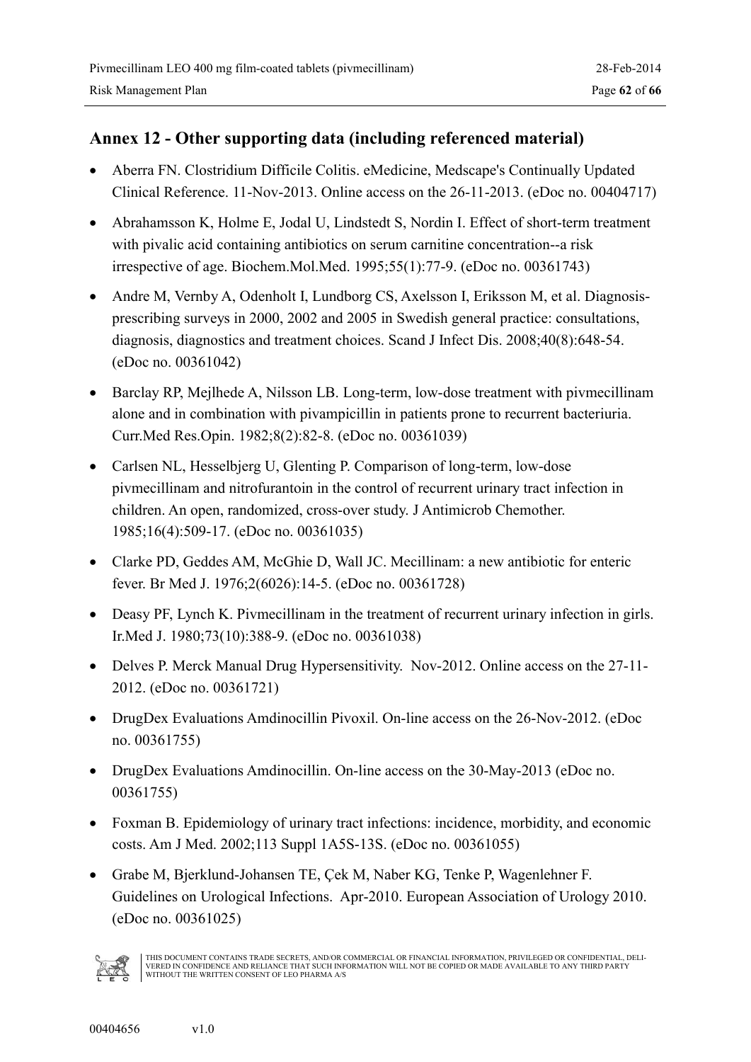## Annex 12 - Other supporting data (including referenced material)

- Aberra FN. Clostridium Difficile Colitis. eMedicine, Medscape's Continually Updated Clinical Reference. 11-Nov-2013. Online access on the 26-11-2013. (eDoc no. 00404717)
- Abrahamsson K, Holme E, Jodal U, Lindstedt S, Nordin I. Effect of short-term treatment with pivalic acid containing antibiotics on serum carnitine concentration--a risk irrespective of age. Biochem.Mol.Med. 1995;55(1):77-9. (eDoc no. 00361743)
- Andre M, Vernby A, Odenholt I, Lundborg CS, Axelsson I, Eriksson M, et al. Diagnosis-prescribing surveys in 2000, 2002 and 2005 in Swedish general practice: consultations, diagnosis, diagnostics and treatment choices. Scand J Infect Dis. 2008;40(8):648-54. (eDoc no. 00361042)
- Barclay RP, Mejlhede A, Nilsson LB. Long-term, low-dose treatment with pivmecillinam alone and in combination with pivampicillin in patients prone to recurrent bacteriuria. Curr.Med Res.Opin. 1982;8(2):82-8. (eDoc no. 00361039)
- Carlsen NL, Hesselbjerg U, Glenting P. Comparison of long-term, low-dose pivmecillinam and nitrofurantoin in the control of recurrent urinary tract infection in children. An open, randomized, cross-over study. J Antimicrob Chemother. 1985;16(4):509-17. (eDoc no. 00361035)
- Clarke PD, Geddes AM, McGhie D, Wall JC. Mecillinam: a new antibiotic for enteric fever. Br Med J. 1976;2(6026):14-5. (eDoc no. 00361728)
- Deasy PF, Lynch K. Pivmecillinam in the treatment of recurrent urinary infection in girls. Ir.Med J. 1980;73(10):388-9. (eDoc no. 00361038)
- Delves P. Merck Manual Drug Hypersensitivity. Nov-2012. Online access on the 27-11-2012. (eDoc no. 00361721)
- DrugDex Evaluations Amdinocillin Pivoxil. On-line access on the 26-Nov-2012. (eDoc no. 00361755)
- DrugDex Evaluations Amdinocillin. On-line access on the 30-May-2013 (eDoc no. 00361755)
- Foxman B. Epidemiology of urinary tract infections: incidence, morbidity, and economic costs. Am J Med. 2002;113 Suppl 1A5S-13S. (eDoc no. 00361055)
- Grabe M, Bjerklund-Johansen TE, Çek M, Naber KG, Tenke P, Wagenlehner F. Guidelines on Urological Infections. Apr-2010. European Association of Urology 2010. (eDoc no. 00361025)

THIS DOCUMENT CONTAINS TRADE SECRETS, AND/OR COMMERCIAL OR FINANCIAL INFORMATION, PRIVILEGED OR CONFIDENTIAL, DELIVERED IN CONFIDENCE AND RELIANCE THAT SUCH INFORMATION WILL NOT BE COPIED OR MADE AVAILABLE TO ANY THIRD PARTY WITHOUT THE WRITTEN CONSENT OF LEO PHARMA A/S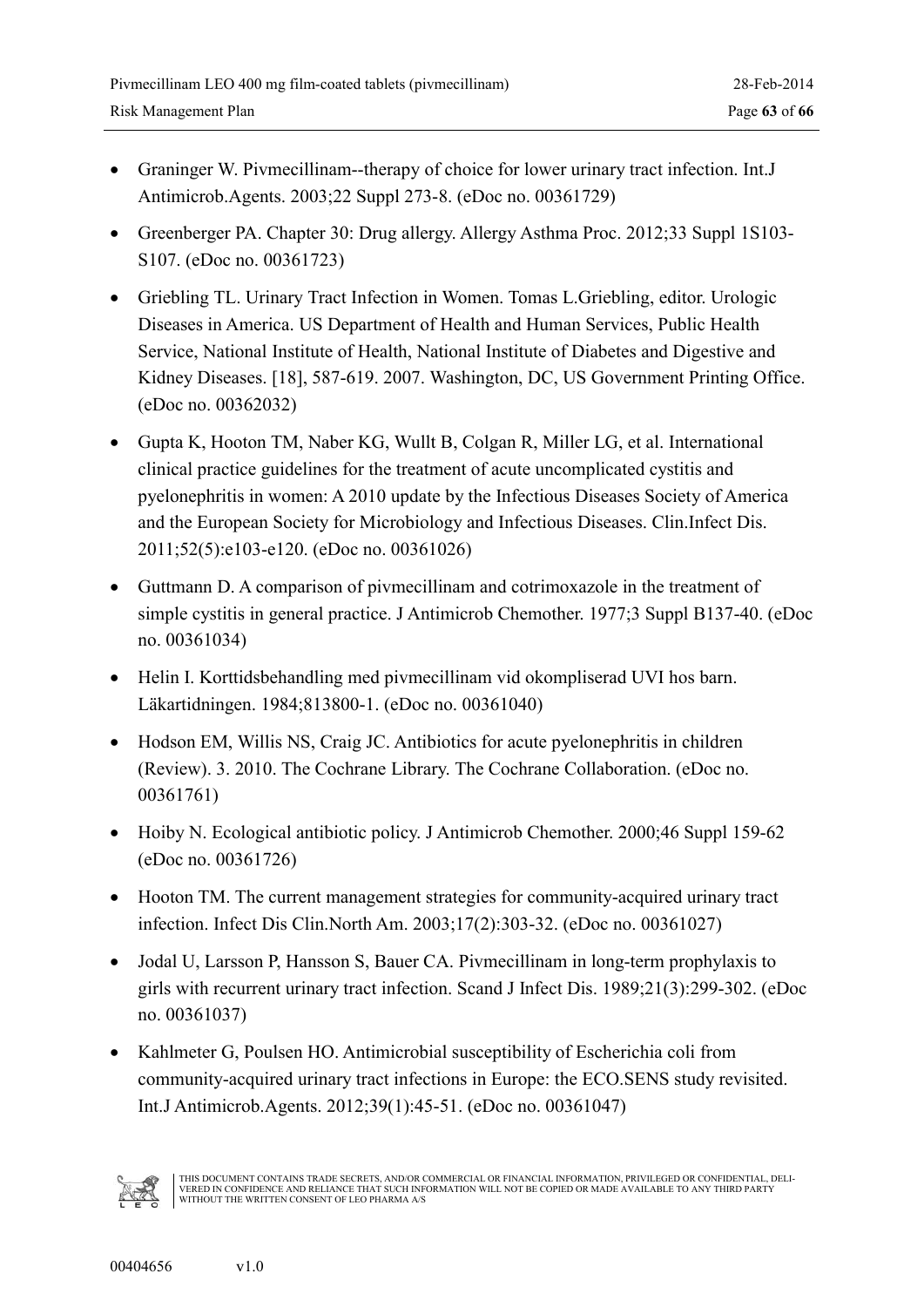- Graninger W. Pivmecillinam--therapy of choice for lower urinary tract infection. Int.J Antimicrob.Agents. 2003;22 Suppl 273-8. (eDoc no. 00361729)
- Greenberger PA. Chapter 30: Drug allergy. Allergy Asthma Proc. 2012;33 Suppl 1S103-S107. (eDoc no. 00361723)
- Griebling TL. Urinary Tract Infection in Women. Tomas L.Griebling, editor. Urologic Diseases in America. US Department of Health and Human Services, Public Health Service, National Institute of Health, National Institute of Diabetes and Digestive and Kidney Diseases. [18], 587-619. 2007. Washington, DC, US Government Printing Office. (eDoc no. 00362032)
- Gupta K, Hooton TM, Naber KG, Wullt B, Colgan R, Miller LG, et al. International clinical practice guidelines for the treatment of acute uncomplicated cystitis and pyelonephritis in women: A 2010 update by the Infectious Diseases Society of America and the European Society for Microbiology and Infectious Diseases. Clin.Infect Dis. 2011;52(5):e103-e120. (eDoc no. 00361026)
- Guttmann D. A comparison of pivmecillinam and cotrimoxazole in the treatment of simple cystitis in general practice. J Antimicrob Chemother. 1977;3 Suppl B137-40. (eDoc no. 00361034)
- Helin I. Korttidsbehandling med pivmecillinam vid okompliserad UVI hos barn. Läkartidningen. 1984;813800-1. (eDoc no. 00361040)
- Hodson EM, Willis NS, Craig JC. Antibiotics for acute pyelonephritis in children (Review). 3. 2010. The Cochrane Library. The Cochrane Collaboration. (eDoc no. 00361761)
- Hoiby N. Ecological antibiotic policy. J Antimicrob Chemother. 2000;46 Suppl 159-62 (eDoc no. 00361726)
- Hooton TM. The current management strategies for community-acquired urinary tract infection. Infect Dis Clin.North Am. 2003;17(2):303-32. (eDoc no. 00361027)
- Jodal U, Larsson P, Hansson S, Bauer CA. Pivmecillinam in long-term prophylaxis to girls with recurrent urinary tract infection. Scand J Infect Dis. 1989;21(3):299-302. (eDoc no. 00361037)
- Kahlmeter G, Poulsen HO. Antimicrobial susceptibility of Escherichia coli from community-acquired urinary tract infections in Europe: the ECO.SENS study revisited. Int.J Antimicrob.Agents. 2012;39(1):45-51. (eDoc no. 00361047)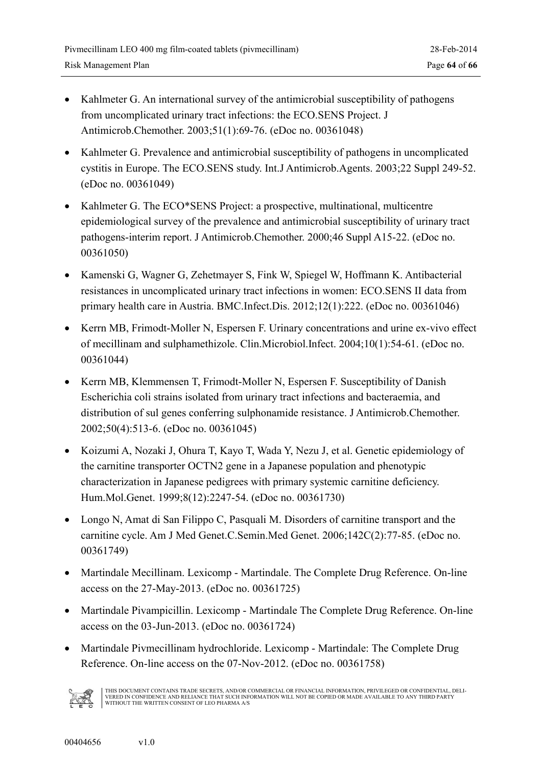- Kahlmeter G. An international survey of the antimicrobial susceptibility of pathogens from uncomplicated urinary tract infections: the ECO.SENS Project. J Antimicrob.Chemother. 2003;51(1):69-76. (eDoc no. 00361048)
- Kahlmeter G. Prevalence and antimicrobial susceptibility of pathogens in uncomplicated cystitis in Europe. The ECO.SENS study. Int.J Antimicrob.Agents. 2003;22 Suppl 249-52. (eDoc no. 00361049)
- Kahlmeter G. The ECO*SENS Project: a prospective, multinational, multicentre epidemiological survey of the prevalence and antimicrobial susceptibility of urinary tract pathogens-interim report. J Antimicrob.Chemother. 2000;46 Suppl A15-22. (eDoc no. 00361050)
- Kamenski G, Wagner G, Zehetmayer S, Fink W, Spiegel W, Hoffmann K. Antibacterial resistances in uncomplicated urinary tract infections in women: ECO.SENS II data from primary health care in Austria. BMC.Infect.Dis. 2012;12(1):222. (eDoc no. 00361046)
- Kerrn MB, Frimodt-Moller N, Espersen F. Urinary concentrations and urine ex-vivo effect of mecillinam and sulphamethizole. Clin.Microbiol.Infect. 2004;10(1):54-61. (eDoc no. 00361044)
- Kerrn MB, Klemmensen T, Frimodt-Moller N, Espersen F. Susceptibility of Danish Escherichia coli strains isolated from urinary tract infections and bacteraemia, and distribution of sul genes conferring sulphonamide resistance. J Antimicrob.Chemother. 2002;50(4):513-6. (eDoc no. 00361045)
- Koizumi A, Nozaki J, Ohura T, Kayo T, Wada Y, Nezu J, et al. Genetic epidemiology of the carnitine transporter OCTN2 gene in a Japanese population and phenotypic characterization in Japanese pedigrees with primary systemic carnitine deficiency. Hum.Mol.Genet. 1999;8(12):2247-54. (eDoc no. 00361730)
- Longo N, Amat di San Filippo C, Pasquali M. Disorders of carnitine transport and the carnitine cycle. Am J Med Genet.C.Semin.Med Genet. 2006;142C(2):77-85. (eDoc no. 00361749)
- Martindale Mecillinam. Lexicomp - Martindale. The Complete Drug Reference. On-line access on the 27-May-2013. (eDoc no. 00361725)
- Martindale Pivampicillin. Lexicomp - Martindale The Complete Drug Reference. On-line access on the 03-Jun-2013. (eDoc no. 00361724)
- Martindale Pivmecillinam hydrochloride. Lexicomp - Martindale: The Complete Drug Reference. On-line access on the 07-Nov-2012. (eDoc no. 00361758)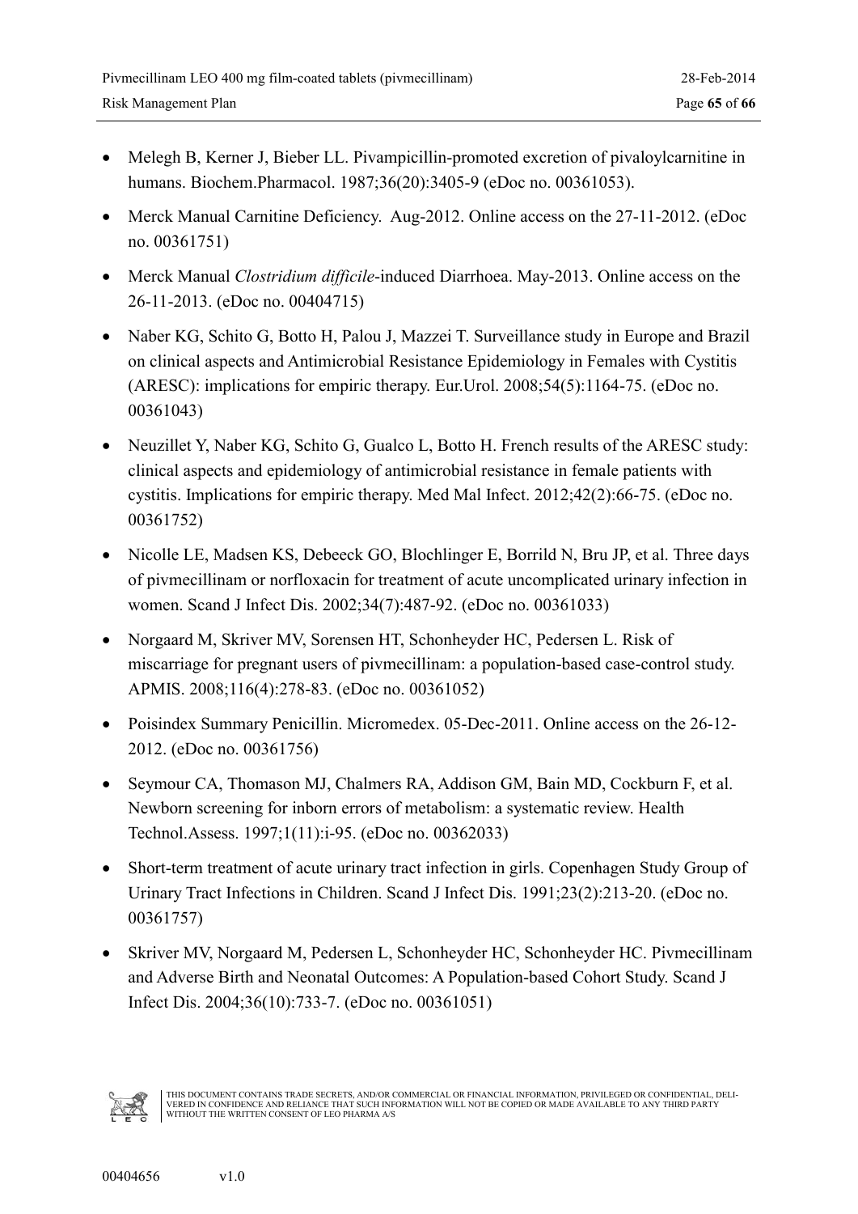- Melegh B, Kerner J, Bieber LL. Pivampicillin-promoted excretion of pivaloylcarnitine in humans. Biochem.Pharmacol. 1987;36(20):3405-9 (eDoc no. 00361053).
- Merck Manual Carnitine Deficiency. Aug-2012. Online access on the 27-11-2012. (eDoc no. 00361751)
- Merck Manual *Clostridium difficile*-induced Diarrhoea. May-2013. Online access on the 26-11-2013. (eDoc no. 00404715)
- Naber KG, Schito G, Botto H, Palou J, Mazzei T. Surveillance study in Europe and Brazil on clinical aspects and Antimicrobial Resistance Epidemiology in Females with Cystitis (ARESC): implications for empiric therapy. Eur.Urol. 2008;54(5):1164-75. (eDoc no. 00361043)
- Neuzillet Y, Naber KG, Schito G, Gualco L, Botto H. French results of the ARESC study: clinical aspects and epidemiology of antimicrobial resistance in female patients with cystitis. Implications for empiric therapy. Med Mal Infect. 2012;42(2):66-75. (eDoc no. 00361752)
- Nicolle LE, Madsen KS, Debeeck GO, Blochlinger E, Borrild N, Bru JP, et al. Three days of pivmecillinam or norfloxacin for treatment of acute uncomplicated urinary infection in women. Scand J Infect Dis. 2002;34(7):487-92. (eDoc no. 00361033)
- Norgaard M, Skriver MV, Sorensen HT, Schonheyder HC, Pedersen L. Risk of miscarriage for pregnant users of pivmecillinam: a population-based case-control study. APMIS. 2008;116(4):278-83. (eDoc no. 00361052)
- Poisindex Summary Penicillin. Micromedex. 05-Dec-2011. Online access on the 26-12-2012. (eDoc no. 00361756)
- Seymour CA, Thomason MJ, Chalmers RA, Addison GM, Bain MD, Cockburn F, et al. Newborn screening for inborn errors of metabolism: a systematic review. Health Technol.Assess. 1997;1(11):i-95. (eDoc no. 00362033)
- Short-term treatment of acute urinary tract infection in girls. Copenhagen Study Group of Urinary Tract Infections in Children. Scand J Infect Dis. 1991;23(2):213-20. (eDoc no. 00361757)
- Skriver MV, Norgaard M, Pedersen L, Schonheyder HC, Schonheyder HC. Pivmecillinam and Adverse Birth and Neonatal Outcomes: A Population-based Cohort Study. Scand J Infect Dis. 2004;36(10):733-7. (eDoc no. 00361051)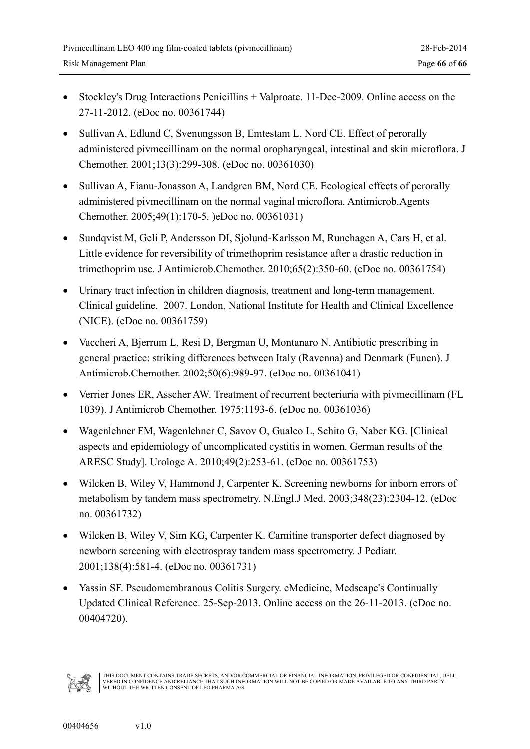- Stockley's Drug Interactions Penicillins + Valproate. 11-Dec-2009. Online access on the 27-11-2012. (eDoc no. 00361744)
- Sullivan A, Edlund C, Svenungsson B, Emtestam L, Nord CE. Effect of perorally administered pivmecillinam on the normal oropharyngeal, intestinal and skin microflora. J Chemother. 2001;13(3):299-308. (eDoc no. 00361030)
- Sullivan A, Fianu-Jonasson A, Landgren BM, Nord CE. Ecological effects of perorally administered pivmecillinam on the normal vaginal microflora. Antimicrob.Agents Chemother. 2005;49(1):170-5. )eDoc no. 00361031)
- Sundqvist M, Geli P, Andersson DI, Sjolund-Karlsson M, Runehagen A, Cars H, et al. Little evidence for reversibility of trimethoprim resistance after a drastic reduction in trimethoprim use. J Antimicrob.Chemother. 2010;65(2):350-60. (eDoc no. 00361754)
- Urinary tract infection in children diagnosis, treatment and long-term management. Clinical guideline. 2007. London, National Institute for Health and Clinical Excellence (NICE). (eDoc no. 00361759)
- Vaccheri A, Bjerrum L, Resi D, Bergman U, Montanaro N. Antibiotic prescribing in general practice: striking differences between Italy (Ravenna) and Denmark (Funen). J Antimicrob.Chemother. 2002;50(6):989-97. (eDoc no. 00361041)
- Verrier Jones ER, Asscher AW. Treatment of recurrent becteriuria with pivmecillinam (FL 1039). J Antimicrob Chemother. 1975;1193-6. (eDoc no. 00361036)
- Wagenlehner FM, Wagenlehner C, Savov O, Gualco L, Schito G, Naber KG. [Clinical aspects and epidemiology of uncomplicated cystitis in women. German results of the ARESC Study]. Urologe A. 2010;49(2):253-61. (eDoc no. 00361753)
- Wilcken B, Wiley V, Hammond J, Carpenter K. Screening newborns for inborn errors of metabolism by tandem mass spectrometry. N.Engl.J Med. 2003;348(23):2304-12. (eDoc no. 00361732)
- Wilcken B, Wiley V, Sim KG, Carpenter K. Carnitine transporter defect diagnosed by newborn screening with electrospray tandem mass spectrometry. J Pediatr. 2001;138(4):581-4. (eDoc no. 00361731)
- Yassin SF. Pseudomembranous Colitis Surgery. eMedicine, Medscape's Continually Updated Clinical Reference. 25-Sep-2013. Online access on the 26-11-2013. (eDoc no. 00404720).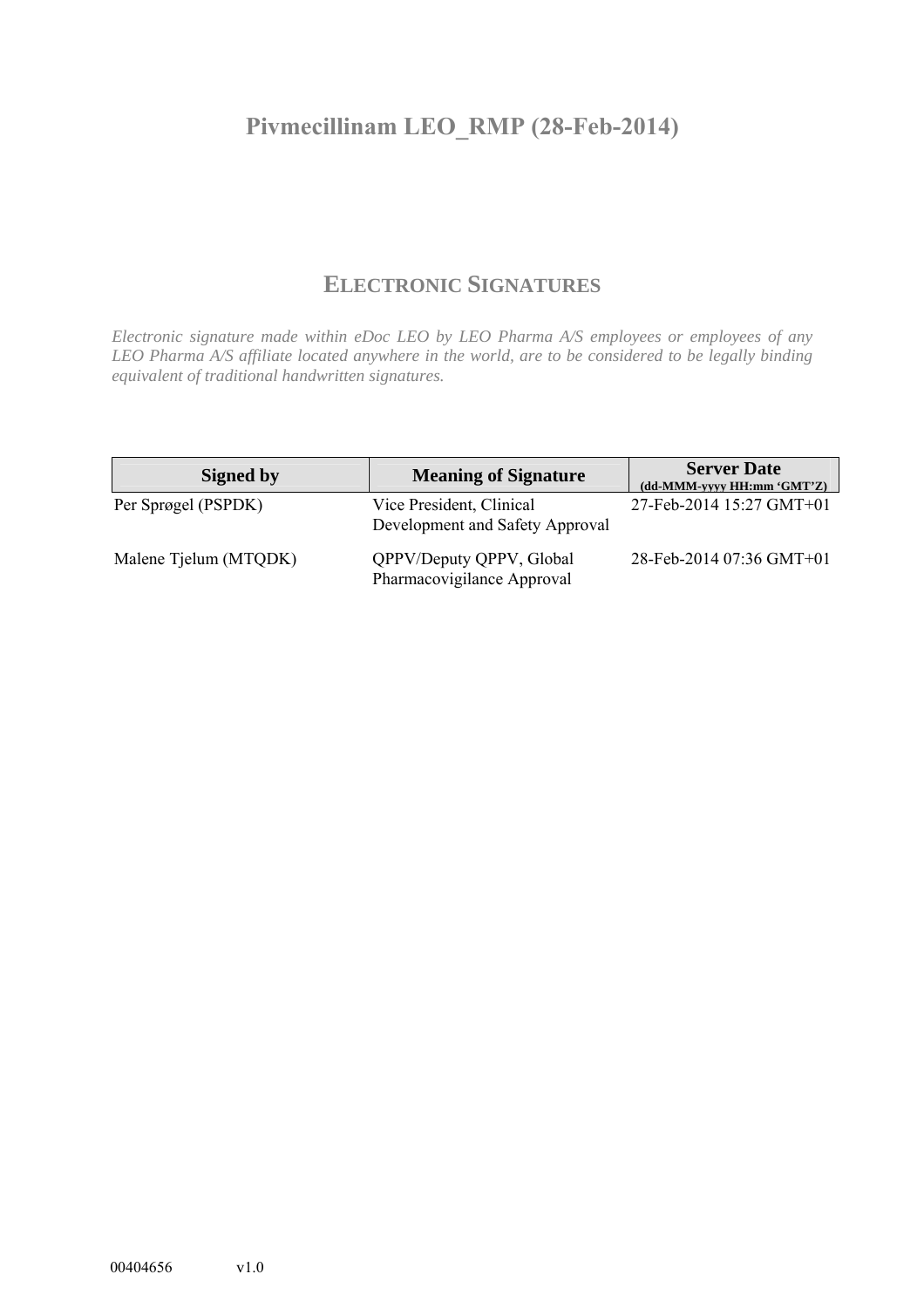# Pivmecillinam LEO_RMP (28-Feb-2014)

## ELECTRONIC SIGNATURES

*Electronic signature made within eDoc LEO by LEO Pharma A/S employees or employees of any LEO Pharma A/S affiliate located anywhere in the world, are to be considered to be legally binding equivalent of traditional handwritten signatures.*

| Signed by | Meaning of Signature | Server Date (dd-MMM-yyyy HH:mm 'GMT'Z) |
|---|---|---|
| Per Sprøgel (PSPDK) | Vice President, Clinical Development and Safety Approval | 27-Feb-2014 15:27 GMT+01 |
| Malene Tjelum (MTQDK) | QPPV/Deputy QPPV, Global Pharmacovigilance Approval | 28-Feb-2014 07:36 GMT+01 |

00404656 v1.0